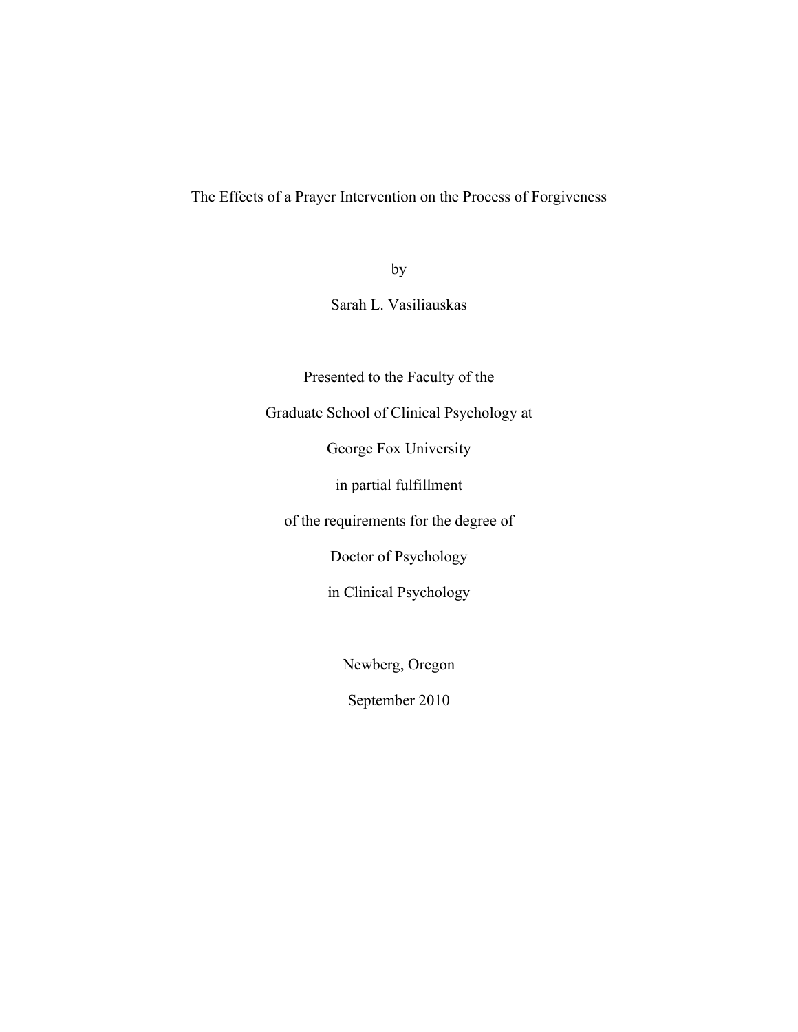# The Effects of a Prayer Intervention on the Process of Forgiveness

by

Sarah L. Vasiliauskas

Presented to the Faculty of the

Graduate School of Clinical Psychology at

George Fox University

in partial fulfillment

of the requirements for the degree of

Doctor of Psychology

in Clinical Psychology

Newberg, Oregon

September 2010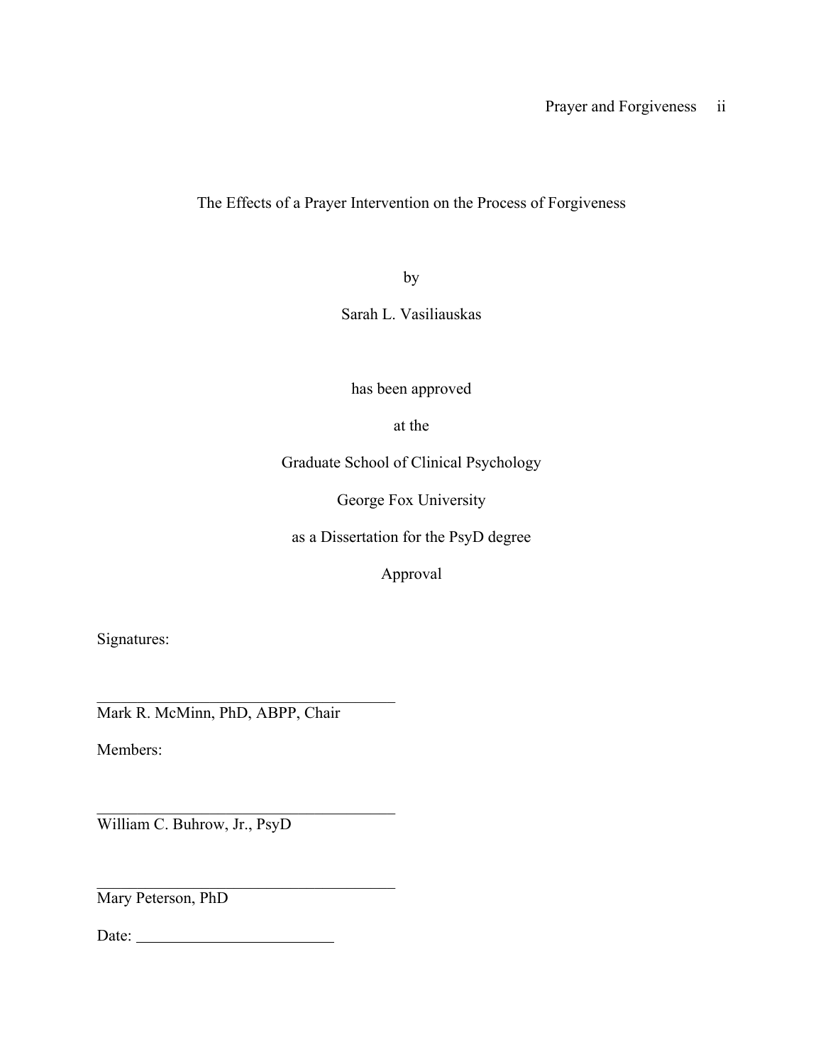The Effects of a Prayer Intervention on the Process of Forgiveness

by

Sarah L. Vasiliauskas

has been approved

at the

Graduate School of Clinical Psychology

George Fox University

as a Dissertation for the PsyD degree

Approval

Signatures:

______________________________________
Mark R. McMinn, PhD, ABPP, Chair

Members:

______________________________________
William C. Buhrow, Jr., PsyD

______________________________________
Mary Peterson, PhD

Date: _________________________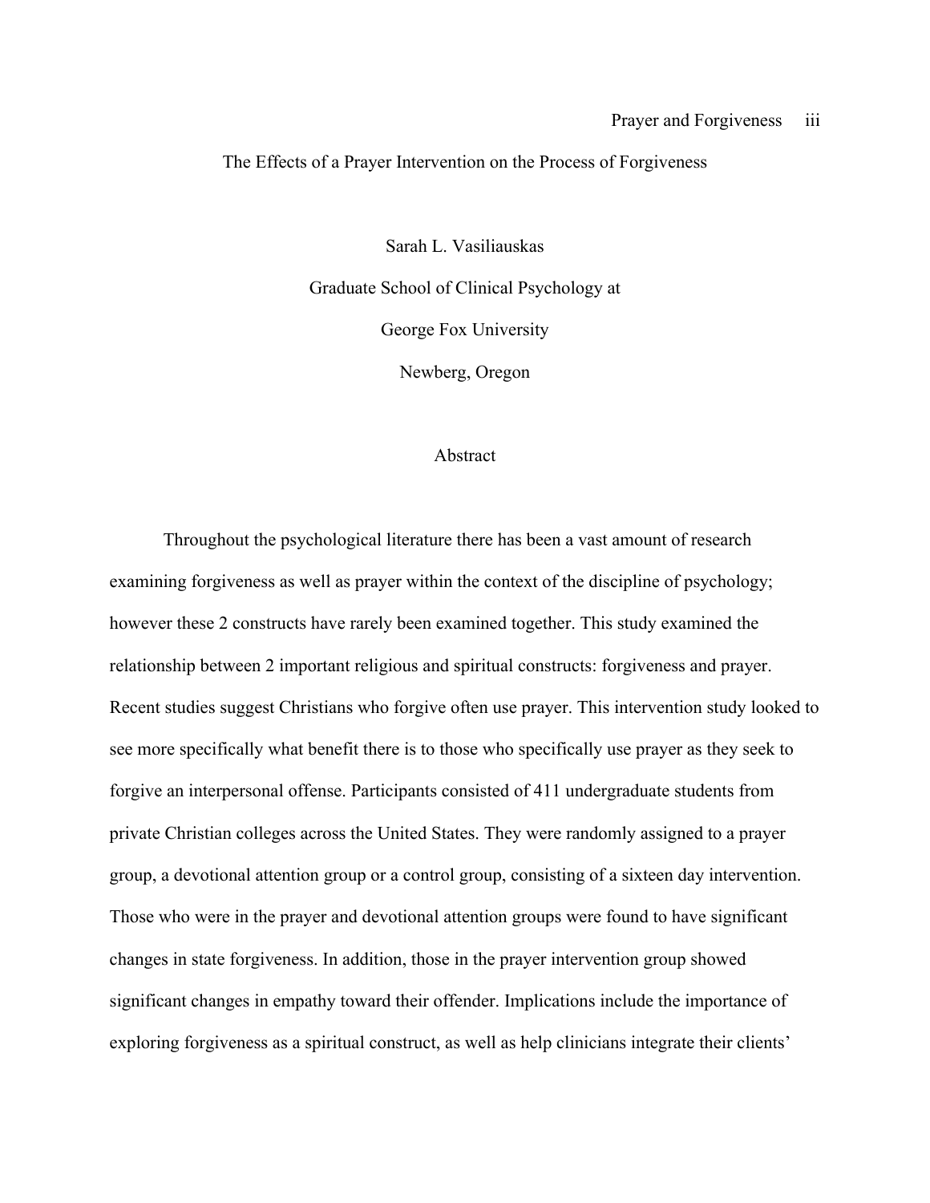# The Effects of a Prayer Intervention on the Process of Forgiveness

Sarah L. Vasiliauskas

Graduate School of Clinical Psychology at

George Fox University

Newberg, Oregon

## Abstract

Throughout the psychological literature there has been a vast amount of research examining forgiveness as well as prayer within the context of the discipline of psychology; however these 2 constructs have rarely been examined together. This study examined the relationship between 2 important religious and spiritual constructs: forgiveness and prayer. Recent studies suggest Christians who forgive often use prayer. This intervention study looked to see more specifically what benefit there is to those who specifically use prayer as they seek to forgive an interpersonal offense. Participants consisted of 411 undergraduate students from private Christian colleges across the United States. They were randomly assigned to a prayer group, a devotional attention group or a control group, consisting of a sixteen day intervention. Those who were in the prayer and devotional attention groups were found to have significant changes in state forgiveness. In addition, those in the prayer intervention group showed significant changes in empathy toward their offender. Implications include the importance of exploring forgiveness as a spiritual construct, as well as help clinicians integrate their clients'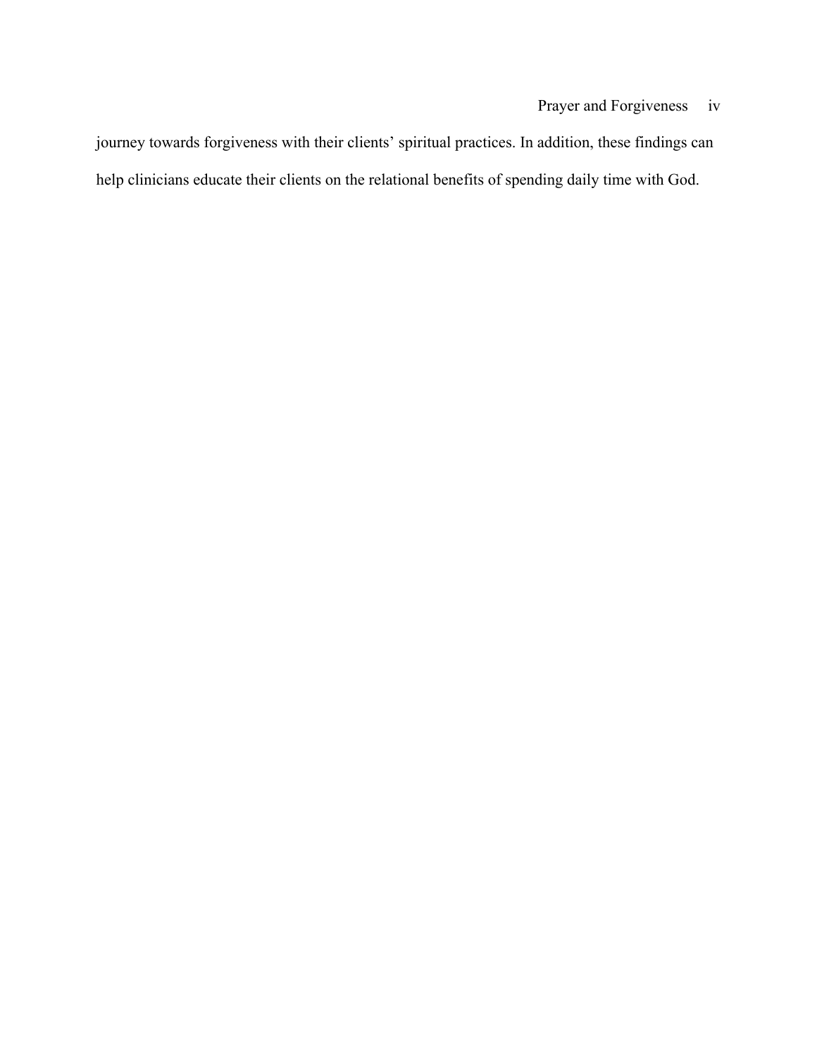journey towards forgiveness with their clients' spiritual practices. In addition, these findings can help clinicians educate their clients on the relational benefits of spending daily time with God.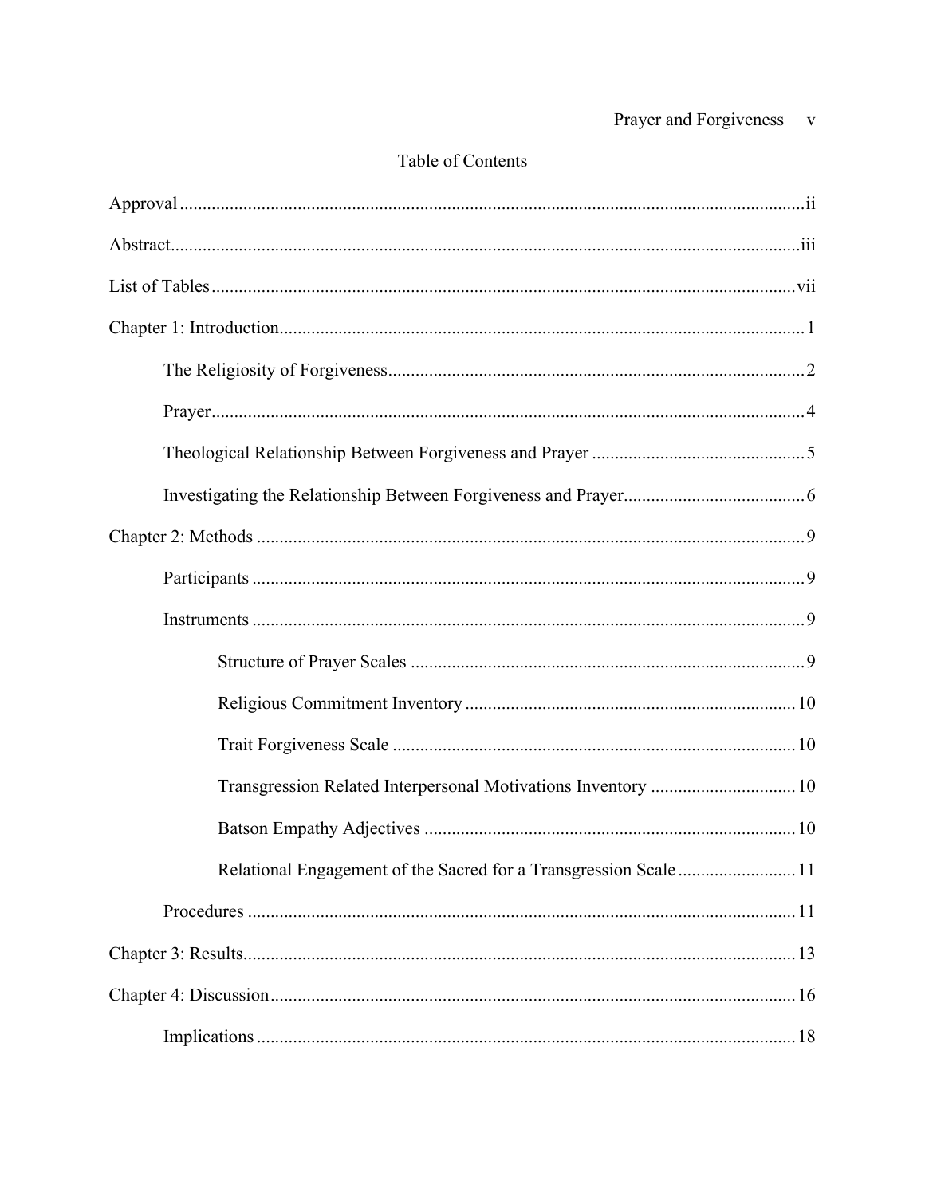# Table of Contents

Approval ..................................................................................................................................ii

Abstract...................................................................................................................................iii

List of Tables ..........................................................................................................................vii

Chapter 1: Introduction.............................................................................................................1

- The Religiosity of Forgiveness..............................................................................................2
- Prayer.....................................................................................................................................4
- Theological Relationship Between Forgiveness and Prayer .................................................5
- Investigating the Relationship Between Forgiveness and Prayer..........................................6

Chapter 2: Methods ...................................................................................................................9

- Participants ............................................................................................................................9
- Instruments ............................................................................................................................9
  - Structure of Prayer Scales ...............................................................................................9
  - Religious Commitment Inventory ..................................................................................10
  - Trait Forgiveness Scale ..................................................................................................10
  - Transgression Related Interpersonal Motivations Inventory .........................................10
  - Batson Empathy Adjectives ...........................................................................................10
  - Relational Engagement of the Sacred for a Transgression Scale ..................................11
- Procedures ...........................................................................................................................11

Chapter 3: Results...................................................................................................................13

Chapter 4: Discussion..............................................................................................................16

- Implications ..........................................................................................................................18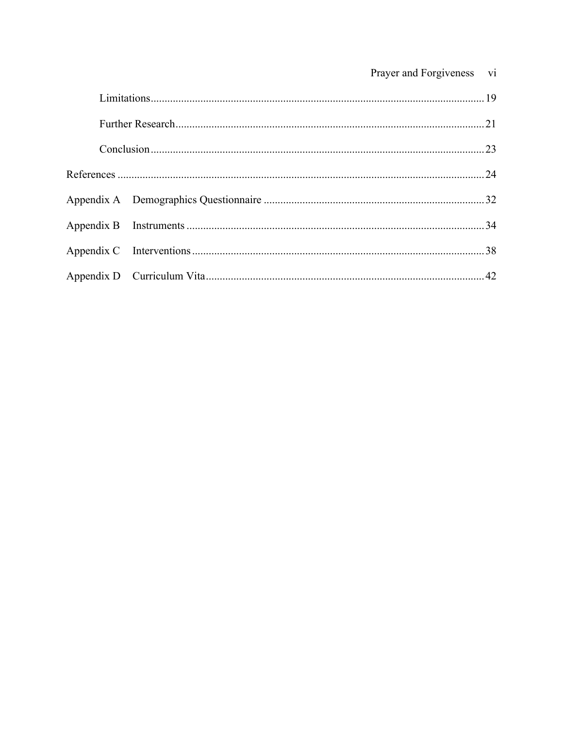Limitations....................................................................................................................19

Further Research...........................................................................................................21

Conclusion....................................................................................................................23

References ..............................................................................................................................24

Appendix A Demographics Questionnaire ..........................................................................32

Appendix B Instruments ......................................................................................................34

Appendix C Interventions ....................................................................................................38

Appendix D Curriculum Vita...............................................................................................42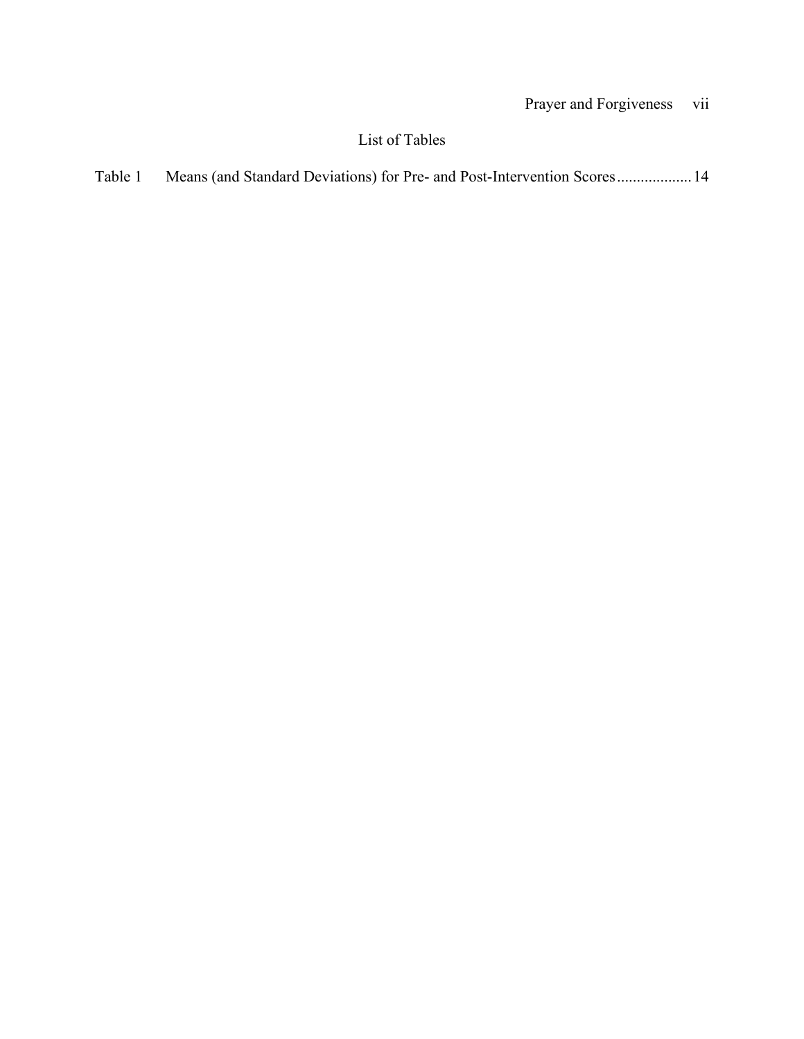# List of Tables

Table 1 Means (and Standard Deviations) for Pre- and Post-Intervention Scores .................. 14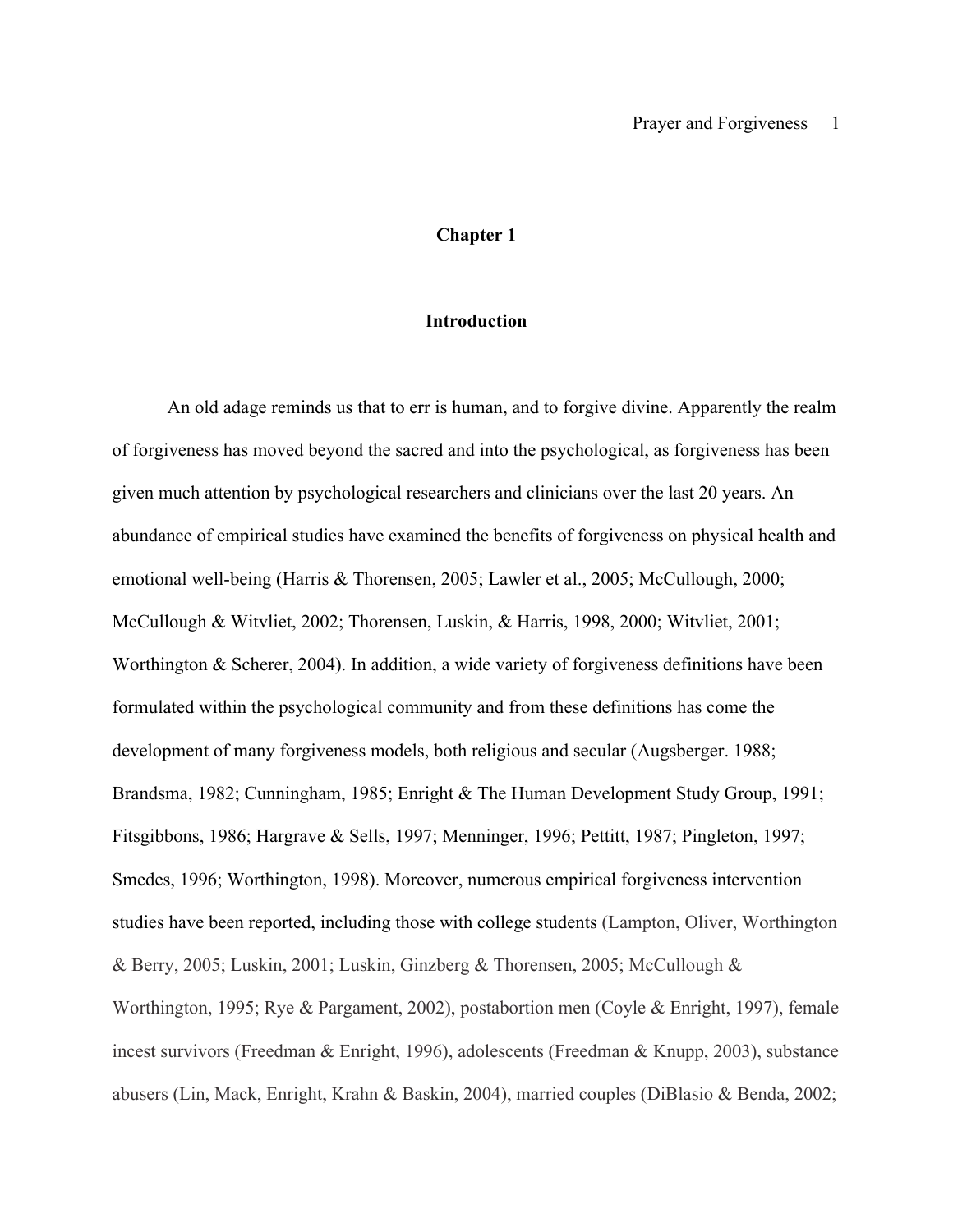# Chapter 1

## Introduction

An old adage reminds us that to err is human, and to forgive divine. Apparently the realm of forgiveness has moved beyond the sacred and into the psychological, as forgiveness has been given much attention by psychological researchers and clinicians over the last 20 years. An abundance of empirical studies have examined the benefits of forgiveness on physical health and emotional well-being (Harris & Thorensen, 2005; Lawler et al., 2005; McCullough, 2000; McCullough & Witvliet, 2002; Thorensen, Luskin, & Harris, 1998, 2000; Witvliet, 2001; Worthington & Scherer, 2004). In addition, a wide variety of forgiveness definitions have been formulated within the psychological community and from these definitions has come the development of many forgiveness models, both religious and secular (Augsberger. 1988; Brandsma, 1982; Cunningham, 1985; Enright & The Human Development Study Group, 1991; Fitsgibbons, 1986; Hargrave & Sells, 1997; Menninger, 1996; Pettitt, 1987; Pingleton, 1997; Smedes, 1996; Worthington, 1998). Moreover, numerous empirical forgiveness intervention studies have been reported, including those with college students (Lampton, Oliver, Worthington & Berry, 2005; Luskin, 2001; Luskin, Ginzberg & Thorensen, 2005; McCullough & Worthington, 1995; Rye & Pargament, 2002), postabortion men (Coyle & Enright, 1997), female incest survivors (Freedman & Enright, 1996), adolescents (Freedman & Knupp, 2003), substance abusers (Lin, Mack, Enright, Krahn & Baskin, 2004), married couples (DiBlasio & Benda, 2002;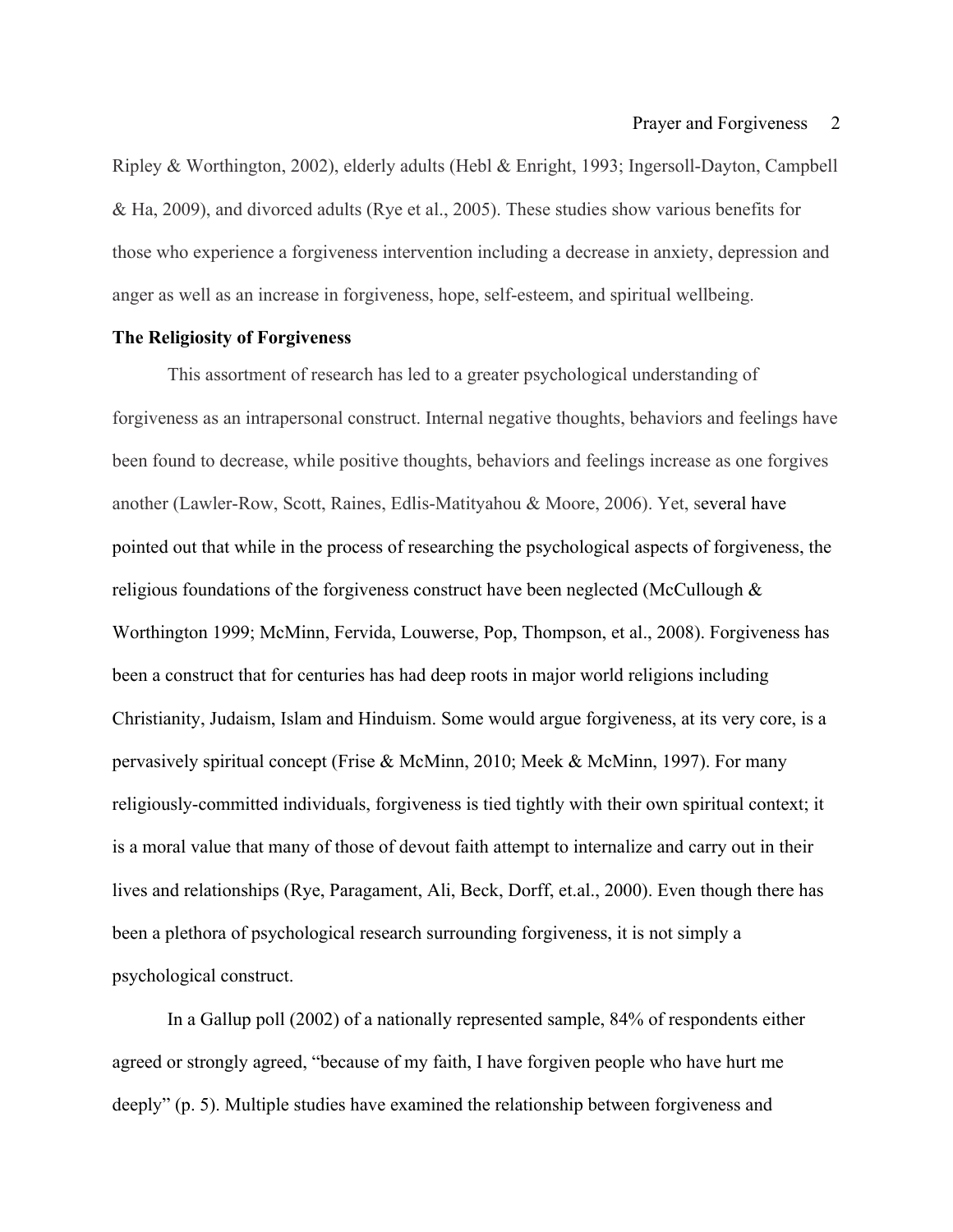Ripley & Worthington, 2002), elderly adults (Hebl & Enright, 1993; Ingersoll-Dayton, Campbell & Ha, 2009), and divorced adults (Rye et al., 2005). These studies show various benefits for those who experience a forgiveness intervention including a decrease in anxiety, depression and anger as well as an increase in forgiveness, hope, self-esteem, and spiritual wellbeing.

**The Religiosity of Forgiveness**

This assortment of research has led to a greater psychological understanding of forgiveness as an intrapersonal construct. Internal negative thoughts, behaviors and feelings have been found to decrease, while positive thoughts, behaviors and feelings increase as one forgives another (Lawler-Row, Scott, Raines, Edlis-Matityahou & Moore, 2006). Yet, several have pointed out that while in the process of researching the psychological aspects of forgiveness, the religious foundations of the forgiveness construct have been neglected (McCullough & Worthington 1999; McMinn, Fervida, Louwerse, Pop, Thompson, et al., 2008). Forgiveness has been a construct that for centuries has had deep roots in major world religions including Christianity, Judaism, Islam and Hinduism. Some would argue forgiveness, at its very core, is a pervasively spiritual concept (Frise & McMinn, 2010; Meek & McMinn, 1997). For many religiously-committed individuals, forgiveness is tied tightly with their own spiritual context; it is a moral value that many of those of devout faith attempt to internalize and carry out in their lives and relationships (Rye, Paragament, Ali, Beck, Dorff, et.al., 2000). Even though there has been a plethora of psychological research surrounding forgiveness, it is not simply a psychological construct.

In a Gallup poll (2002) of a nationally represented sample, 84% of respondents either agreed or strongly agreed, "because of my faith, I have forgiven people who have hurt me deeply" (p. 5). Multiple studies have examined the relationship between forgiveness and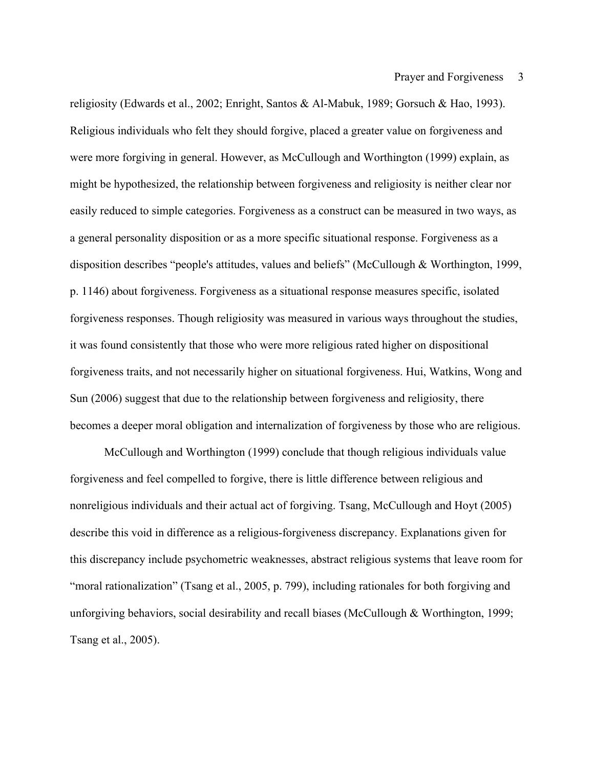religiosity (Edwards et al., 2002; Enright, Santos & Al-Mabuk, 1989; Gorsuch & Hao, 1993). Religious individuals who felt they should forgive, placed a greater value on forgiveness and were more forgiving in general. However, as McCullough and Worthington (1999) explain, as might be hypothesized, the relationship between forgiveness and religiosity is neither clear nor easily reduced to simple categories. Forgiveness as a construct can be measured in two ways, as a general personality disposition or as a more specific situational response. Forgiveness as a disposition describes "people's attitudes, values and beliefs" (McCullough & Worthington, 1999, p. 1146) about forgiveness. Forgiveness as a situational response measures specific, isolated forgiveness responses. Though religiosity was measured in various ways throughout the studies, it was found consistently that those who were more religious rated higher on dispositional forgiveness traits, and not necessarily higher on situational forgiveness. Hui, Watkins, Wong and Sun (2006) suggest that due to the relationship between forgiveness and religiosity, there becomes a deeper moral obligation and internalization of forgiveness by those who are religious.

McCullough and Worthington (1999) conclude that though religious individuals value forgiveness and feel compelled to forgive, there is little difference between religious and nonreligious individuals and their actual act of forgiving. Tsang, McCullough and Hoyt (2005) describe this void in difference as a religious-forgiveness discrepancy. Explanations given for this discrepancy include psychometric weaknesses, abstract religious systems that leave room for "moral rationalization" (Tsang et al., 2005, p. 799), including rationales for both forgiving and unforgiving behaviors, social desirability and recall biases (McCullough & Worthington, 1999; Tsang et al., 2005).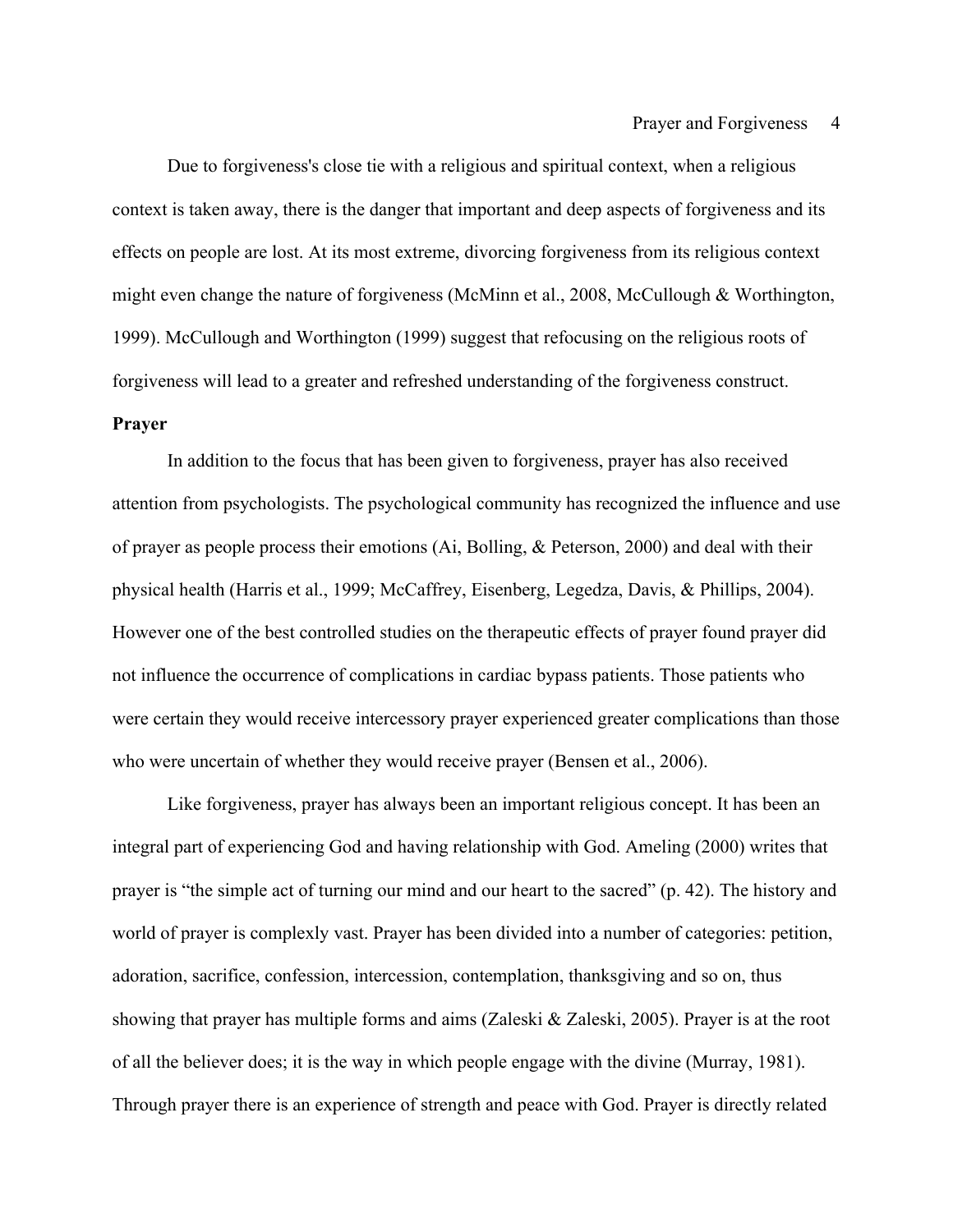Due to forgiveness's close tie with a religious and spiritual context, when a religious context is taken away, there is the danger that important and deep aspects of forgiveness and its effects on people are lost. At its most extreme, divorcing forgiveness from its religious context might even change the nature of forgiveness (McMinn et al., 2008, McCullough & Worthington, 1999). McCullough and Worthington (1999) suggest that refocusing on the religious roots of forgiveness will lead to a greater and refreshed understanding of the forgiveness construct.

**Prayer**

In addition to the focus that has been given to forgiveness, prayer has also received attention from psychologists. The psychological community has recognized the influence and use of prayer as people process their emotions (Ai, Bolling, & Peterson, 2000) and deal with their physical health (Harris et al., 1999; McCaffrey, Eisenberg, Legedza, Davis, & Phillips, 2004). However one of the best controlled studies on the therapeutic effects of prayer found prayer did not influence the occurrence of complications in cardiac bypass patients. Those patients who were certain they would receive intercessory prayer experienced greater complications than those who were uncertain of whether they would receive prayer (Bensen et al., 2006).

Like forgiveness, prayer has always been an important religious concept. It has been an integral part of experiencing God and having relationship with God. Ameling (2000) writes that prayer is "the simple act of turning our mind and our heart to the sacred" (p. 42). The history and world of prayer is complexly vast. Prayer has been divided into a number of categories: petition, adoration, sacrifice, confession, intercession, contemplation, thanksgiving and so on, thus showing that prayer has multiple forms and aims (Zaleski & Zaleski, 2005). Prayer is at the root of all the believer does; it is the way in which people engage with the divine (Murray, 1981). Through prayer there is an experience of strength and peace with God. Prayer is directly related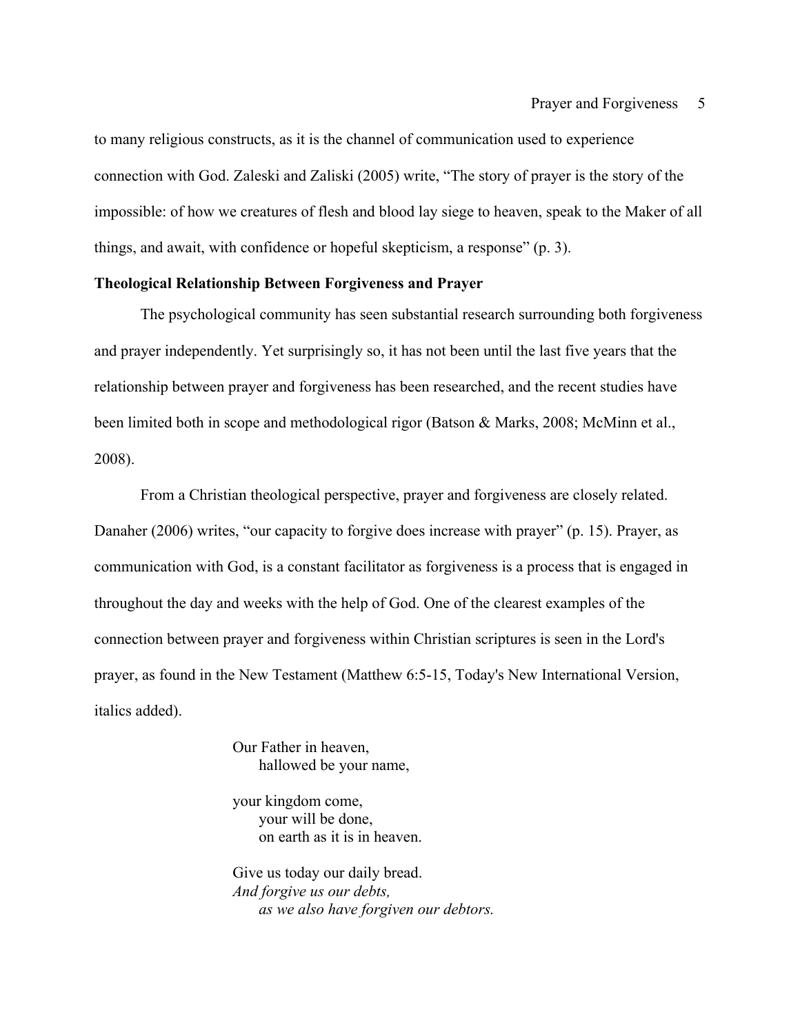to many religious constructs, as it is the channel of communication used to experience connection with God. Zaleski and Zaliski (2005) write, “The story of prayer is the story of the impossible: of how we creatures of flesh and blood lay siege to heaven, speak to the Maker of all things, and await, with confidence or hopeful skepticism, a response” (p. 3).

**Theological Relationship Between Forgiveness and Prayer**

The psychological community has seen substantial research surrounding both forgiveness and prayer independently. Yet surprisingly so, it has not been until the last five years that the relationship between prayer and forgiveness has been researched, and the recent studies have been limited both in scope and methodological rigor (Batson & Marks, 2008; McMinn et al., 2008).

From a Christian theological perspective, prayer and forgiveness are closely related. Danaher (2006) writes, “our capacity to forgive does increase with prayer” (p. 15). Prayer, as communication with God, is a constant facilitator as forgiveness is a process that is engaged in throughout the day and weeks with the help of God. One of the clearest examples of the connection between prayer and forgiveness within Christian scriptures is seen in the Lord's prayer, as found in the New Testament (Matthew 6:5-15, Today's New International Version, italics added).

> Our Father in heaven,
> hallowed be your name,
>
> your kingdom come,
> your will be done,
> on earth as it is in heaven.
>
> Give us today our daily bread.
> *And forgive us our debts,*
> *as we also have forgiven our debtors.*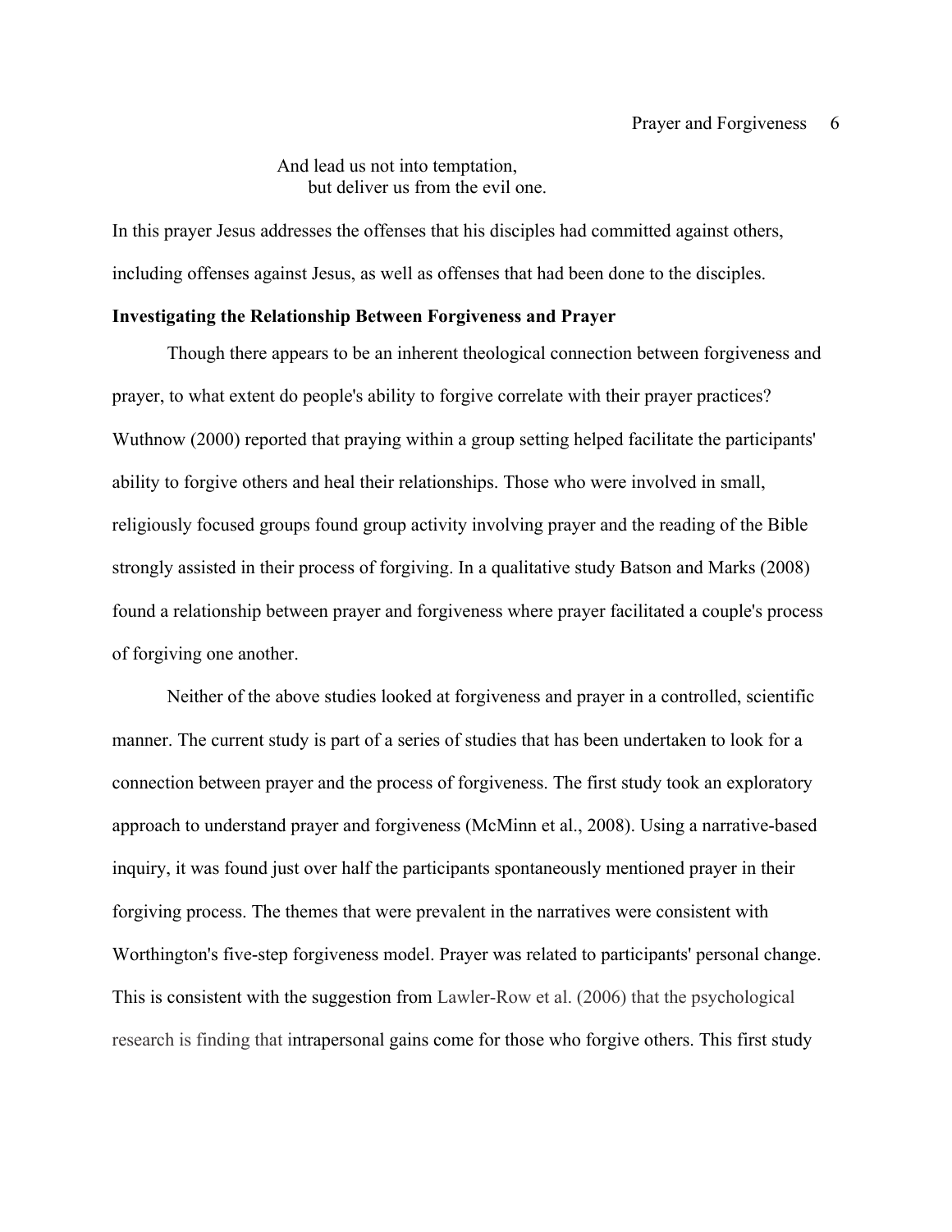> And lead us not into temptation,
>     but deliver us from the evil one.

In this prayer Jesus addresses the offenses that his disciples had committed against others, including offenses against Jesus, as well as offenses that had been done to the disciples.

**Investigating the Relationship Between Forgiveness and Prayer**

Though there appears to be an inherent theological connection between forgiveness and prayer, to what extent do people's ability to forgive correlate with their prayer practices? Wuthnow (2000) reported that praying within a group setting helped facilitate the participants' ability to forgive others and heal their relationships. Those who were involved in small, religiously focused groups found group activity involving prayer and the reading of the Bible strongly assisted in their process of forgiving. In a qualitative study Batson and Marks (2008) found a relationship between prayer and forgiveness where prayer facilitated a couple's process of forgiving one another.

Neither of the above studies looked at forgiveness and prayer in a controlled, scientific manner. The current study is part of a series of studies that has been undertaken to look for a connection between prayer and the process of forgiveness. The first study took an exploratory approach to understand prayer and forgiveness (McMinn et al., 2008). Using a narrative-based inquiry, it was found just over half the participants spontaneously mentioned prayer in their forgiving process. The themes that were prevalent in the narratives were consistent with Worthington's five-step forgiveness model. Prayer was related to participants' personal change. This is consistent with the suggestion from Lawler-Row et al. (2006) that the psychological research is finding that intrapersonal gains come for those who forgive others. This first study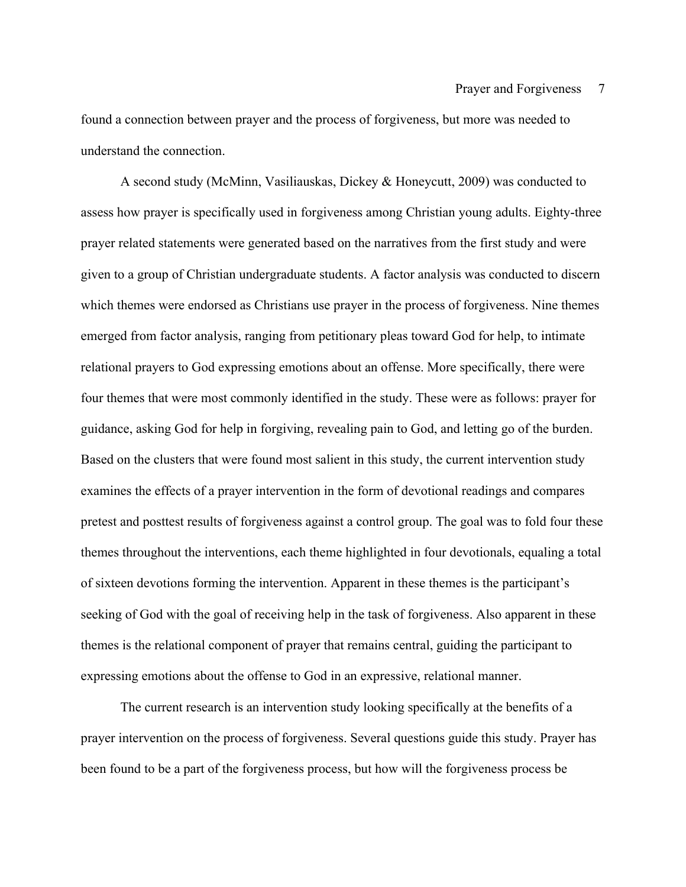found a connection between prayer and the process of forgiveness, but more was needed to understand the connection.

A second study (McMinn, Vasiliauskas, Dickey & Honeycutt, 2009) was conducted to assess how prayer is specifically used in forgiveness among Christian young adults. Eighty-three prayer related statements were generated based on the narratives from the first study and were given to a group of Christian undergraduate students. A factor analysis was conducted to discern which themes were endorsed as Christians use prayer in the process of forgiveness. Nine themes emerged from factor analysis, ranging from petitionary pleas toward God for help, to intimate relational prayers to God expressing emotions about an offense. More specifically, there were four themes that were most commonly identified in the study. These were as follows: prayer for guidance, asking God for help in forgiving, revealing pain to God, and letting go of the burden. Based on the clusters that were found most salient in this study, the current intervention study examines the effects of a prayer intervention in the form of devotional readings and compares pretest and posttest results of forgiveness against a control group. The goal was to fold four these themes throughout the interventions, each theme highlighted in four devotionals, equaling a total of sixteen devotions forming the intervention. Apparent in these themes is the participant's seeking of God with the goal of receiving help in the task of forgiveness. Also apparent in these themes is the relational component of prayer that remains central, guiding the participant to expressing emotions about the offense to God in an expressive, relational manner.

The current research is an intervention study looking specifically at the benefits of a prayer intervention on the process of forgiveness. Several questions guide this study. Prayer has been found to be a part of the forgiveness process, but how will the forgiveness process be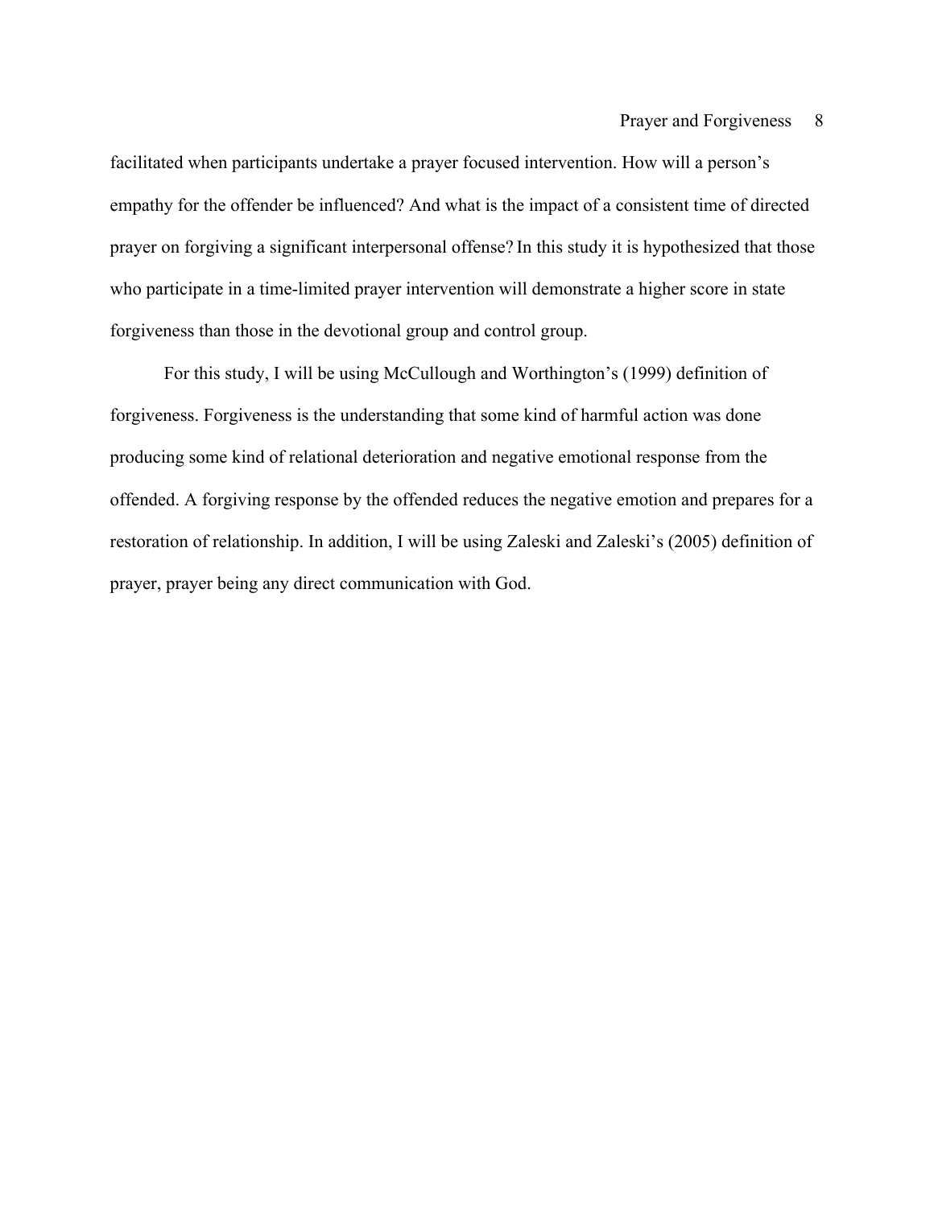facilitated when participants undertake a prayer focused intervention. How will a person's empathy for the offender be influenced? And what is the impact of a consistent time of directed prayer on forgiving a significant interpersonal offense? In this study it is hypothesized that those who participate in a time-limited prayer intervention will demonstrate a higher score in state forgiveness than those in the devotional group and control group.

For this study, I will be using McCullough and Worthington's (1999) definition of forgiveness. Forgiveness is the understanding that some kind of harmful action was done producing some kind of relational deterioration and negative emotional response from the offended. A forgiving response by the offended reduces the negative emotion and prepares for a restoration of relationship. In addition, I will be using Zaleski and Zaleski's (2005) definition of prayer, prayer being any direct communication with God.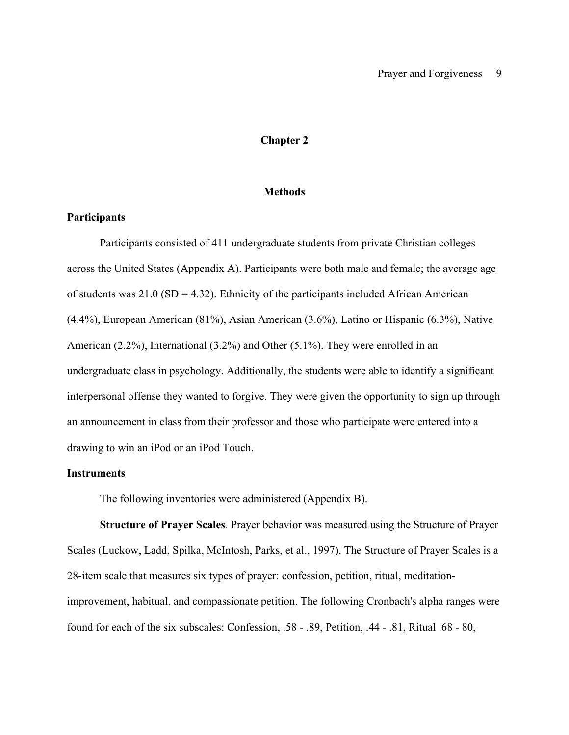# Chapter 2

## Methods

### Participants

Participants consisted of 411 undergraduate students from private Christian colleges across the United States (Appendix A). Participants were both male and female; the average age of students was 21.0 (SD = 4.32). Ethnicity of the participants included African American (4.4%), European American (81%), Asian American (3.6%), Latino or Hispanic (6.3%), Native American (2.2%), International (3.2%) and Other (5.1%). They were enrolled in an undergraduate class in psychology. Additionally, the students were able to identify a significant interpersonal offense they wanted to forgive. They were given the opportunity to sign up through an announcement in class from their professor and those who participate were entered into a drawing to win an iPod or an iPod Touch.

### Instruments

The following inventories were administered (Appendix B).

**Structure of Prayer Scales***.* Prayer behavior was measured using the Structure of Prayer Scales (Luckow, Ladd, Spilka, McIntosh, Parks, et al., 1997). The Structure of Prayer Scales is a 28-item scale that measures six types of prayer: confession, petition, ritual, meditation-improvement, habitual, and compassionate petition. The following Cronbach's alpha ranges were found for each of the six subscales: Confession, .58 - .89, Petition, .44 - .81, Ritual .68 - 80,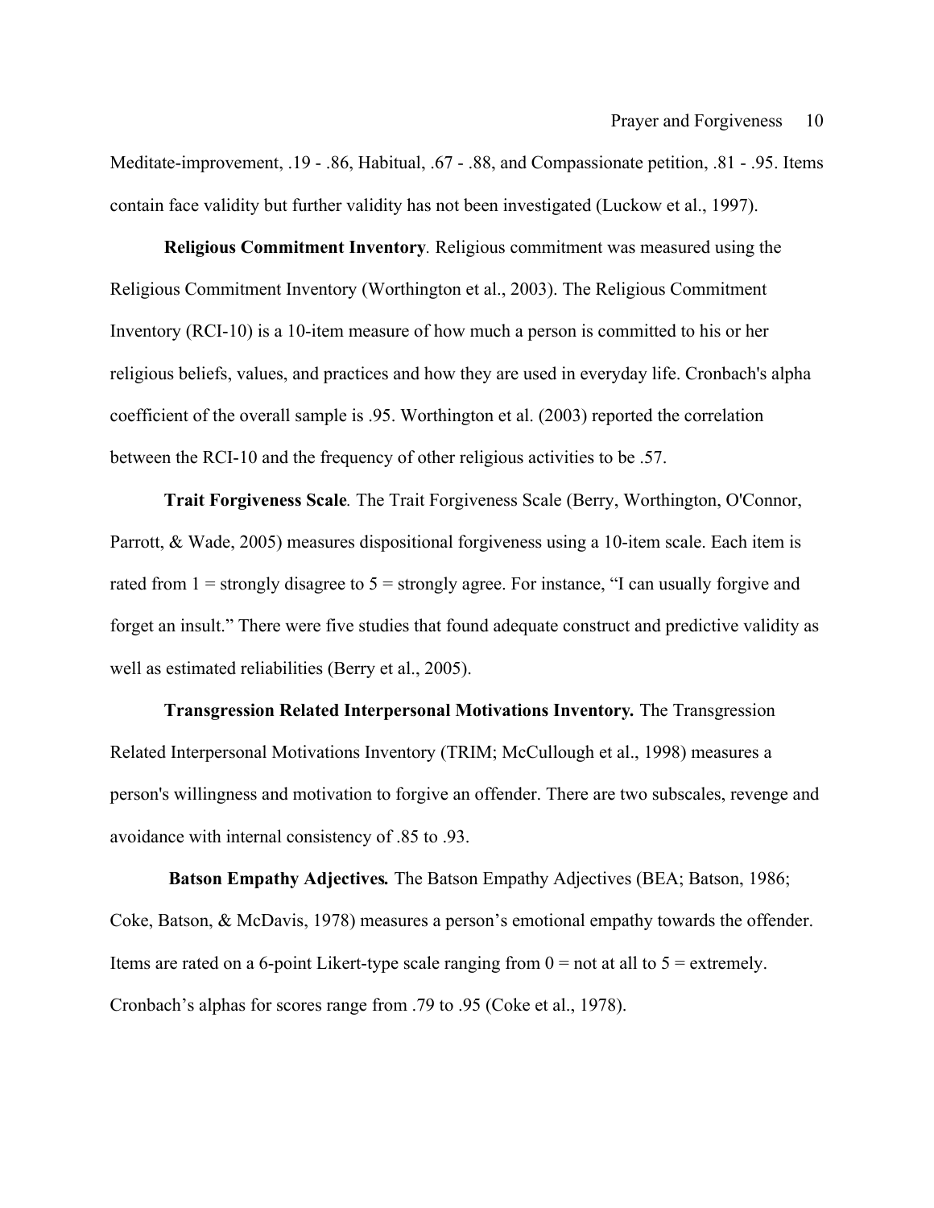Meditate-improvement, .19 - .86, Habitual, .67 - .88, and Compassionate petition, .81 - .95. Items contain face validity but further validity has not been investigated (Luckow et al., 1997).

**Religious Commitment Inventory**. Religious commitment was measured using the Religious Commitment Inventory (Worthington et al., 2003). The Religious Commitment Inventory (RCI-10) is a 10-item measure of how much a person is committed to his or her religious beliefs, values, and practices and how they are used in everyday life. Cronbach's alpha coefficient of the overall sample is .95. Worthington et al. (2003) reported the correlation between the RCI-10 and the frequency of other religious activities to be .57.

**Trait Forgiveness Scale**. The Trait Forgiveness Scale (Berry, Worthington, O'Connor, Parrott, & Wade, 2005) measures dispositional forgiveness using a 10-item scale. Each item is rated from 1 = strongly disagree to 5 = strongly agree. For instance, “I can usually forgive and forget an insult.” There were five studies that found adequate construct and predictive validity as well as estimated reliabilities (Berry et al., 2005).

**Transgression Related Interpersonal Motivations Inventory.** The Transgression Related Interpersonal Motivations Inventory (TRIM; McCullough et al., 1998) measures a person's willingness and motivation to forgive an offender. There are two subscales, revenge and avoidance with internal consistency of .85 to .93.

**Batson Empathy Adjectives.** The Batson Empathy Adjectives (BEA; Batson, 1986; Coke, Batson, & McDavis, 1978) measures a person’s emotional empathy towards the offender. Items are rated on a 6-point Likert-type scale ranging from 0 = not at all to 5 = extremely. Cronbach’s alphas for scores range from .79 to .95 (Coke et al., 1978).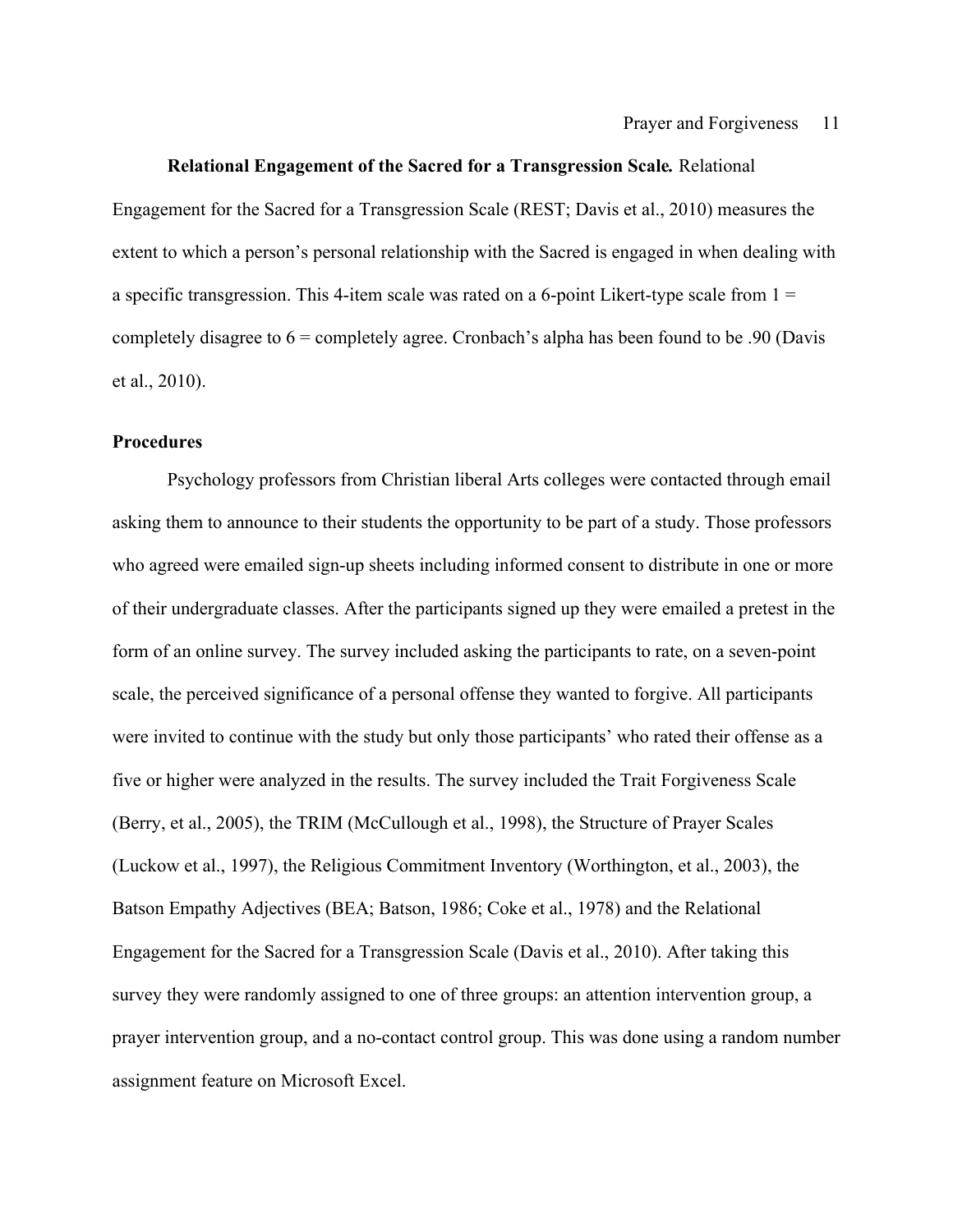**Relational Engagement of the Sacred for a Transgression Scale.** Relational Engagement for the Sacred for a Transgression Scale (REST; Davis et al., 2010) measures the extent to which a person's personal relationship with the Sacred is engaged in when dealing with a specific transgression. This 4-item scale was rated on a 6-point Likert-type scale from 1 = completely disagree to 6 = completely agree. Cronbach's alpha has been found to be .90 (Davis et al., 2010).

**Procedures**

Psychology professors from Christian liberal Arts colleges were contacted through email asking them to announce to their students the opportunity to be part of a study. Those professors who agreed were emailed sign-up sheets including informed consent to distribute in one or more of their undergraduate classes. After the participants signed up they were emailed a pretest in the form of an online survey. The survey included asking the participants to rate, on a seven-point scale, the perceived significance of a personal offense they wanted to forgive. All participants were invited to continue with the study but only those participants' who rated their offense as a five or higher were analyzed in the results. The survey included the Trait Forgiveness Scale (Berry, et al., 2005), the TRIM (McCullough et al., 1998), the Structure of Prayer Scales (Luckow et al., 1997), the Religious Commitment Inventory (Worthington, et al., 2003), the Batson Empathy Adjectives (BEA; Batson, 1986; Coke et al., 1978) and the Relational Engagement for the Sacred for a Transgression Scale (Davis et al., 2010). After taking this survey they were randomly assigned to one of three groups: an attention intervention group, a prayer intervention group, and a no-contact control group. This was done using a random number assignment feature on Microsoft Excel.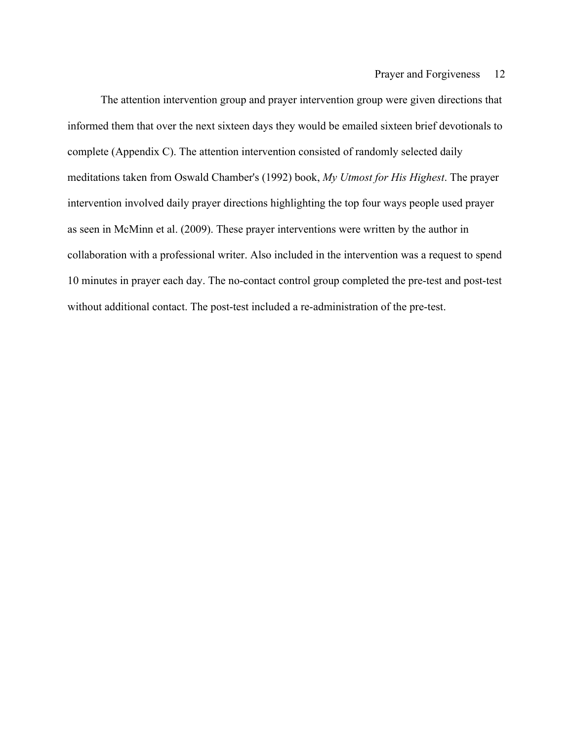The attention intervention group and prayer intervention group were given directions that informed them that over the next sixteen days they would be emailed sixteen brief devotionals to complete (Appendix C). The attention intervention consisted of randomly selected daily meditations taken from Oswald Chamber's (1992) book, *My Utmost for His Highest*. The prayer intervention involved daily prayer directions highlighting the top four ways people used prayer as seen in McMinn et al. (2009). These prayer interventions were written by the author in collaboration with a professional writer. Also included in the intervention was a request to spend 10 minutes in prayer each day. The no-contact control group completed the pre-test and post-test without additional contact. The post-test included a re-administration of the pre-test.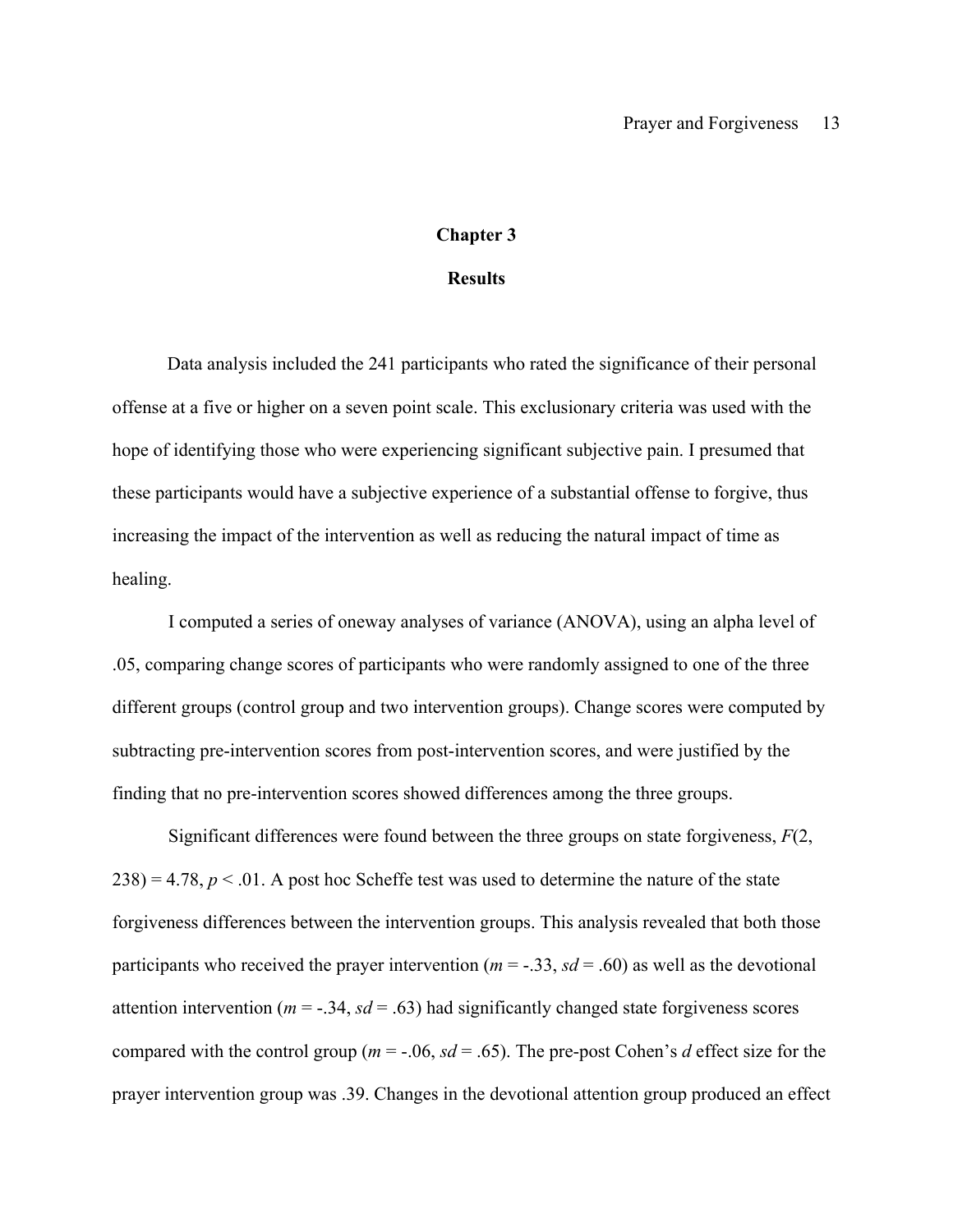# Chapter 3

## Results

Data analysis included the 241 participants who rated the significance of their personal offense at a five or higher on a seven point scale. This exclusionary criteria was used with the hope of identifying those who were experiencing significant subjective pain. I presumed that these participants would have a subjective experience of a substantial offense to forgive, thus increasing the impact of the intervention as well as reducing the natural impact of time as healing.

I computed a series of oneway analyses of variance (ANOVA), using an alpha level of .05, comparing change scores of participants who were randomly assigned to one of the three different groups (control group and two intervention groups). Change scores were computed by subtracting pre-intervention scores from post-intervention scores, and were justified by the finding that no pre-intervention scores showed differences among the three groups.

Significant differences were found between the three groups on state forgiveness, $F(2, 238) = 4.78$, $p < .01$. A post hoc Scheffe test was used to determine the nature of the state forgiveness differences between the intervention groups. This analysis revealed that both those participants who received the prayer intervention ($m = -.33$, $sd = .60$) as well as the devotional attention intervention ($m = -.34$, $sd = .63$) had significantly changed state forgiveness scores compared with the control group ($m = -.06$, $sd = .65$). The pre-post Cohen's $d$ effect size for the prayer intervention group was .39. Changes in the devotional attention group produced an effect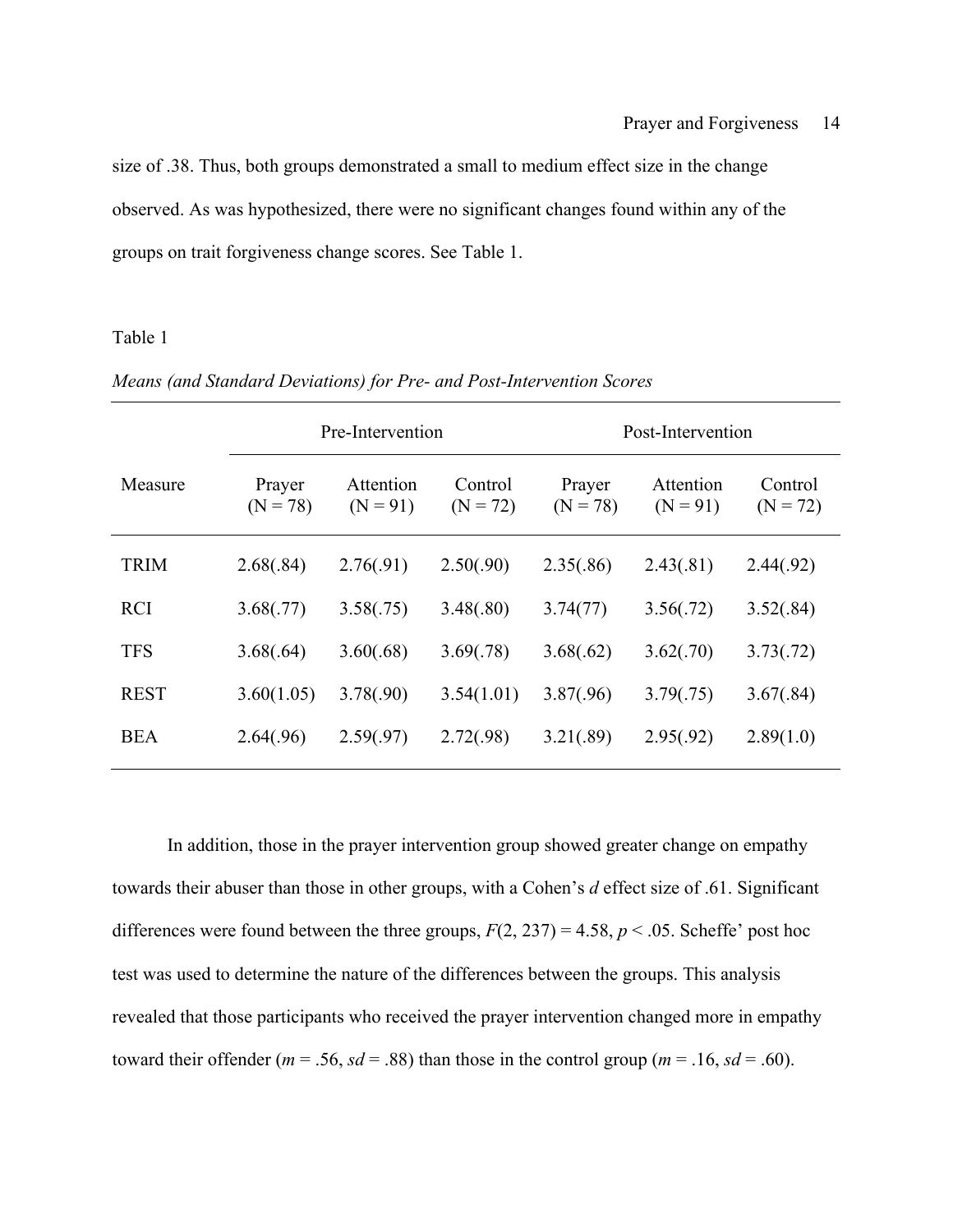size of .38. Thus, both groups demonstrated a small to medium effect size in the change observed. As was hypothesized, there were no significant changes found within any of the groups on trait forgiveness change scores. See Table 1.

Table 1

*Means (and Standard Deviations) for Pre- and Post-Intervention Scores*

| | Pre-Intervention | | | Post-Intervention | | |
|---|---|---|---|---|---|---|
| Measure | Prayer (N = 78) | Attention (N = 91) | Control (N = 72) | Prayer (N = 78) | Attention (N = 91) | Control (N = 72) |
| TRIM | 2.68(.84) | 2.76(.91) | 2.50(.90) | 2.35(.86) | 2.43(.81) | 2.44(.92) |
| RCI | 3.68(.77) | 3.58(.75) | 3.48(.80) | 3.74(77) | 3.56(.72) | 3.52(.84) |
| TFS | 3.68(.64) | 3.60(.68) | 3.69(.78) | 3.68(.62) | 3.62(.70) | 3.73(.72) |
| REST | 3.60(1.05) | 3.78(.90) | 3.54(1.01) | 3.87(.96) | 3.79(.75) | 3.67(.84) |
| BEA | 2.64(.96) | 2.59(.97) | 2.72(.98) | 3.21(.89) | 2.95(.92) | 2.89(1.0) |

In addition, those in the prayer intervention group showed greater change on empathy towards their abuser than those in other groups, with a Cohen's *d* effect size of .61. Significant differences were found between the three groups, $F(2, 237) = 4.58$, $p < .05$. Scheffe' post hoc test was used to determine the nature of the differences between the groups. This analysis revealed that those participants who received the prayer intervention changed more in empathy toward their offender ($m = .56$, $sd = .88$) than those in the control group ($m = .16$, $sd = .60$).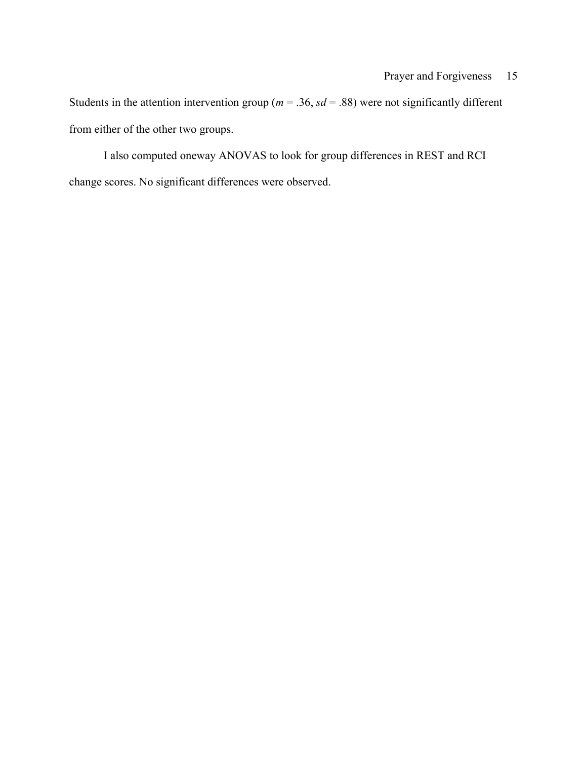Students in the attention intervention group (*m* = .36, *sd* = .88) were not significantly different from either of the other two groups.

I also computed oneway ANOVAS to look for group differences in REST and RCI change scores. No significant differences were observed.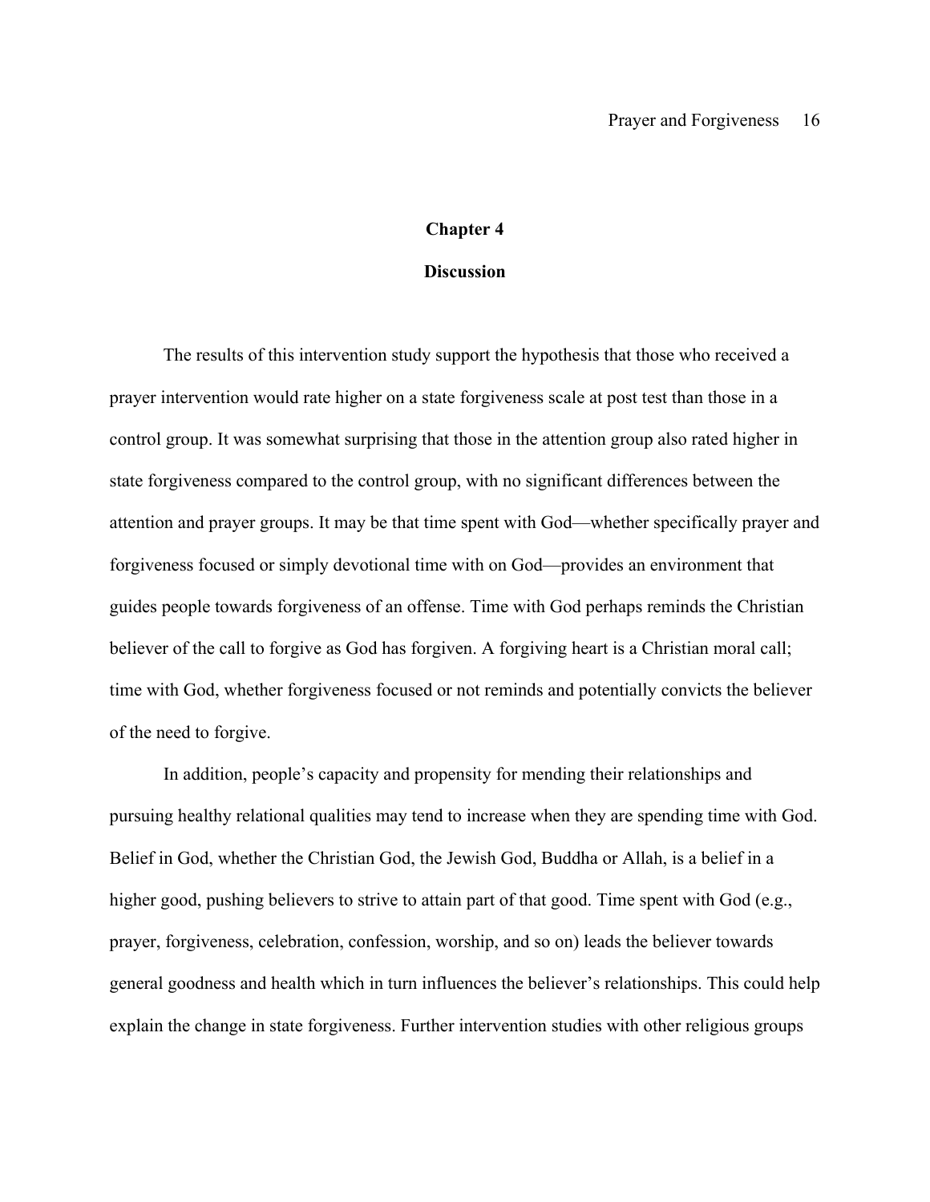# Chapter 4

## Discussion

The results of this intervention study support the hypothesis that those who received a prayer intervention would rate higher on a state forgiveness scale at post test than those in a control group. It was somewhat surprising that those in the attention group also rated higher in state forgiveness compared to the control group, with no significant differences between the attention and prayer groups. It may be that time spent with God—whether specifically prayer and forgiveness focused or simply devotional time with on God—provides an environment that guides people towards forgiveness of an offense. Time with God perhaps reminds the Christian believer of the call to forgive as God has forgiven. A forgiving heart is a Christian moral call; time with God, whether forgiveness focused or not reminds and potentially convicts the believer of the need to forgive.

In addition, people's capacity and propensity for mending their relationships and pursuing healthy relational qualities may tend to increase when they are spending time with God. Belief in God, whether the Christian God, the Jewish God, Buddha or Allah, is a belief in a higher good, pushing believers to strive to attain part of that good. Time spent with God (e.g., prayer, forgiveness, celebration, confession, worship, and so on) leads the believer towards general goodness and health which in turn influences the believer's relationships. This could help explain the change in state forgiveness. Further intervention studies with other religious groups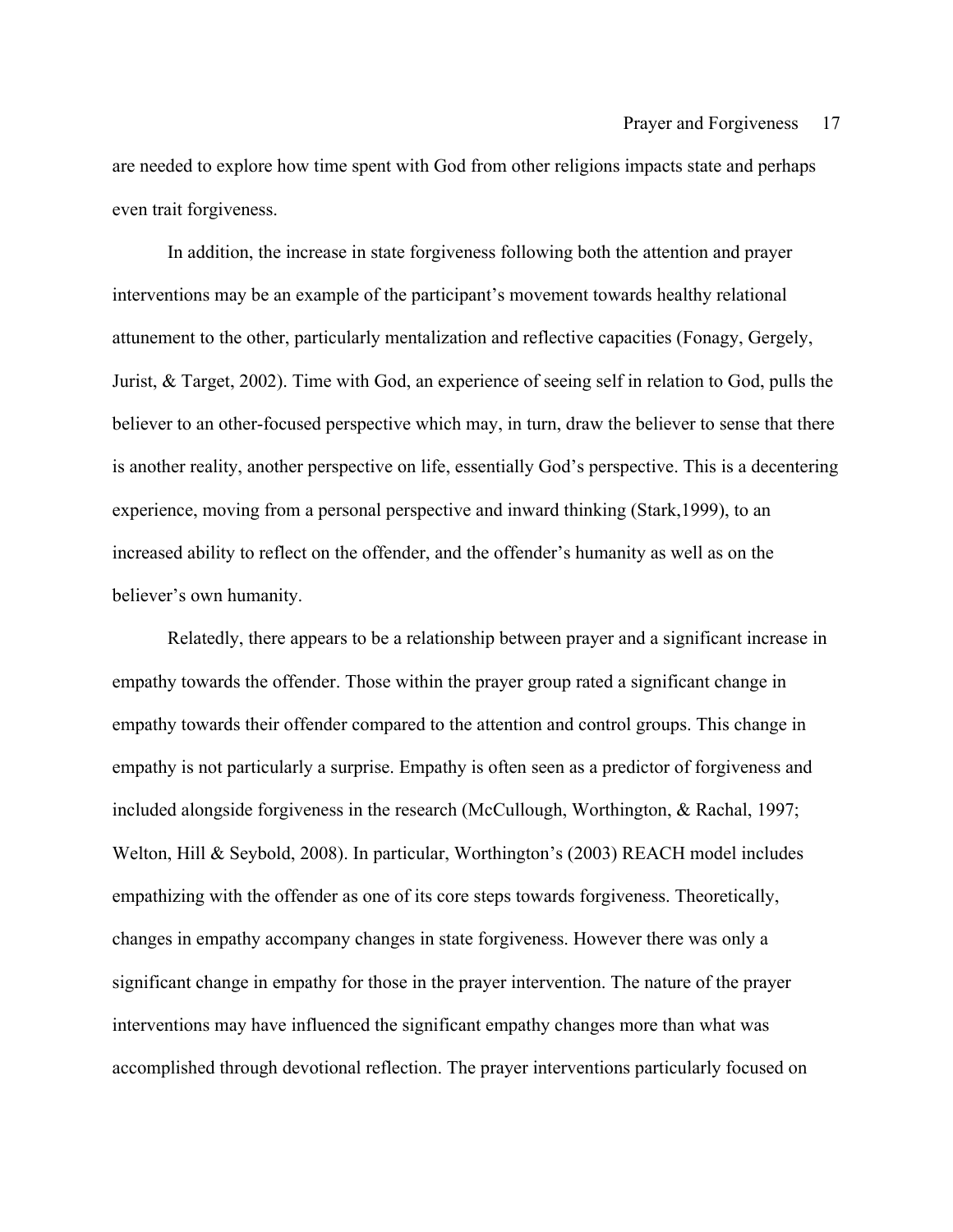are needed to explore how time spent with God from other religions impacts state and perhaps even trait forgiveness.

In addition, the increase in state forgiveness following both the attention and prayer interventions may be an example of the participant's movement towards healthy relational attunement to the other, particularly mentalization and reflective capacities (Fonagy, Gergely, Jurist, & Target, 2002). Time with God, an experience of seeing self in relation to God, pulls the believer to an other-focused perspective which may, in turn, draw the believer to sense that there is another reality, another perspective on life, essentially God's perspective. This is a decentering experience, moving from a personal perspective and inward thinking (Stark,1999), to an increased ability to reflect on the offender, and the offender's humanity as well as on the believer's own humanity.

Relatedly, there appears to be a relationship between prayer and a significant increase in empathy towards the offender. Those within the prayer group rated a significant change in empathy towards their offender compared to the attention and control groups. This change in empathy is not particularly a surprise. Empathy is often seen as a predictor of forgiveness and included alongside forgiveness in the research (McCullough, Worthington, & Rachal, 1997; Welton, Hill & Seybold, 2008). In particular, Worthington's (2003) REACH model includes empathizing with the offender as one of its core steps towards forgiveness. Theoretically, changes in empathy accompany changes in state forgiveness. However there was only a significant change in empathy for those in the prayer intervention. The nature of the prayer interventions may have influenced the significant empathy changes more than what was accomplished through devotional reflection. The prayer interventions particularly focused on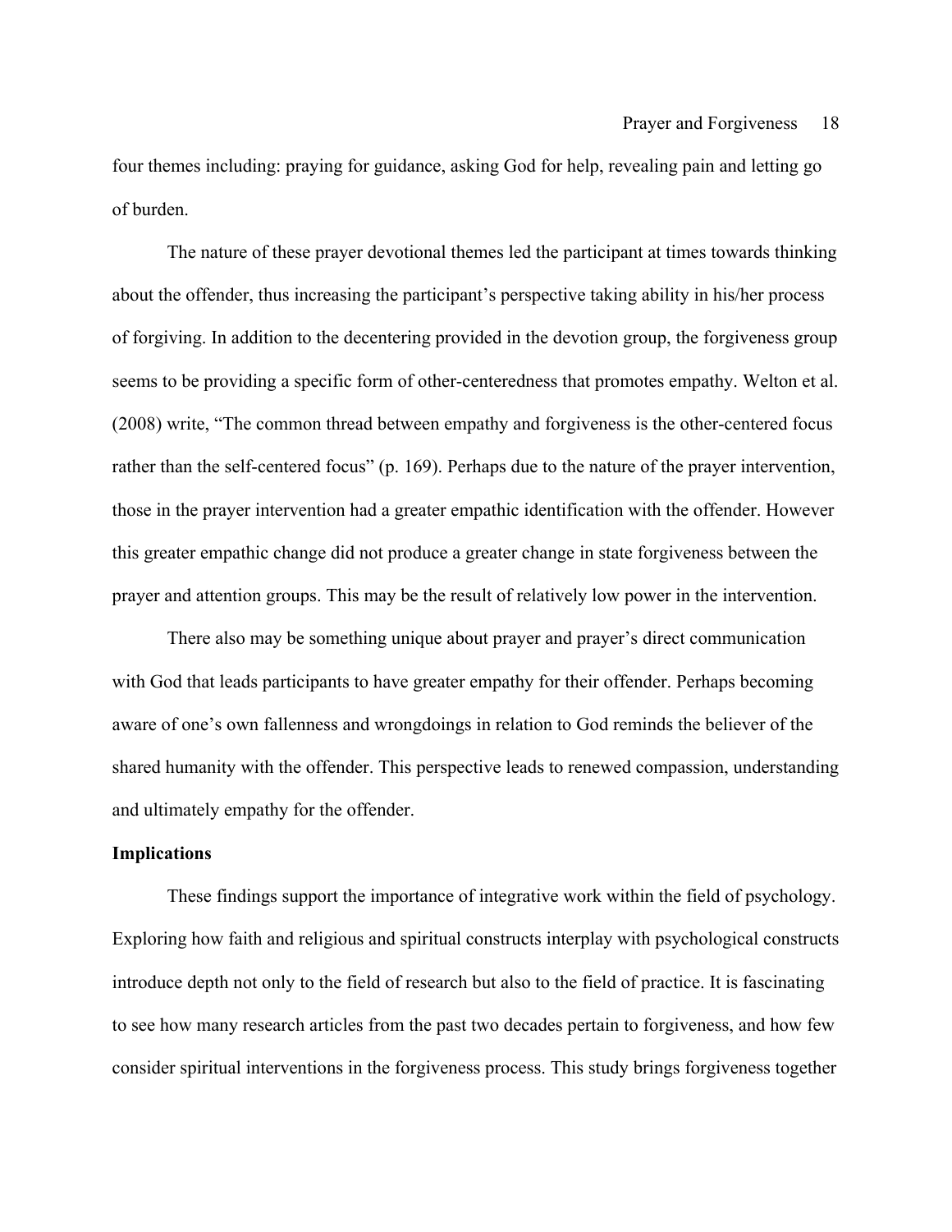four themes including: praying for guidance, asking God for help, revealing pain and letting go of burden.

The nature of these prayer devotional themes led the participant at times towards thinking about the offender, thus increasing the participant's perspective taking ability in his/her process of forgiving. In addition to the decentering provided in the devotion group, the forgiveness group seems to be providing a specific form of other-centeredness that promotes empathy. Welton et al. (2008) write, "The common thread between empathy and forgiveness is the other-centered focus rather than the self-centered focus" (p. 169). Perhaps due to the nature of the prayer intervention, those in the prayer intervention had a greater empathic identification with the offender. However this greater empathic change did not produce a greater change in state forgiveness between the prayer and attention groups. This may be the result of relatively low power in the intervention.

There also may be something unique about prayer and prayer's direct communication with God that leads participants to have greater empathy for their offender. Perhaps becoming aware of one's own fallenness and wrongdoings in relation to God reminds the believer of the shared humanity with the offender. This perspective leads to renewed compassion, understanding and ultimately empathy for the offender.

**Implications**

These findings support the importance of integrative work within the field of psychology. Exploring how faith and religious and spiritual constructs interplay with psychological constructs introduce depth not only to the field of research but also to the field of practice. It is fascinating to see how many research articles from the past two decades pertain to forgiveness, and how few consider spiritual interventions in the forgiveness process. This study brings forgiveness together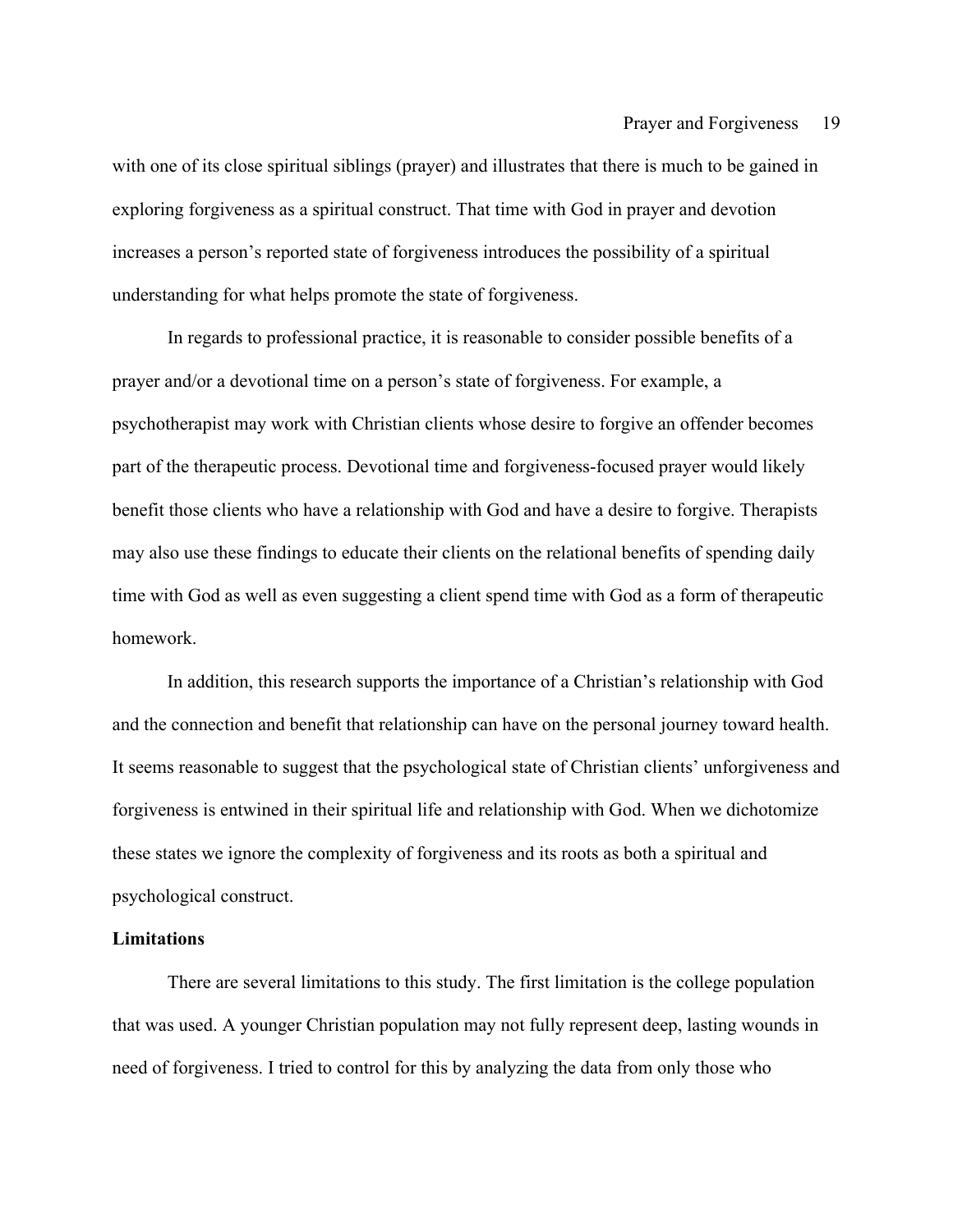with one of its close spiritual siblings (prayer) and illustrates that there is much to be gained in exploring forgiveness as a spiritual construct. That time with God in prayer and devotion increases a person's reported state of forgiveness introduces the possibility of a spiritual understanding for what helps promote the state of forgiveness.

In regards to professional practice, it is reasonable to consider possible benefits of a prayer and/or a devotional time on a person's state of forgiveness. For example, a psychotherapist may work with Christian clients whose desire to forgive an offender becomes part of the therapeutic process. Devotional time and forgiveness-focused prayer would likely benefit those clients who have a relationship with God and have a desire to forgive. Therapists may also use these findings to educate their clients on the relational benefits of spending daily time with God as well as even suggesting a client spend time with God as a form of therapeutic homework.

In addition, this research supports the importance of a Christian's relationship with God and the connection and benefit that relationship can have on the personal journey toward health. It seems reasonable to suggest that the psychological state of Christian clients' unforgiveness and forgiveness is entwined in their spiritual life and relationship with God. When we dichotomize these states we ignore the complexity of forgiveness and its roots as both a spiritual and psychological construct.

**Limitations**

There are several limitations to this study. The first limitation is the college population that was used. A younger Christian population may not fully represent deep, lasting wounds in need of forgiveness. I tried to control for this by analyzing the data from only those who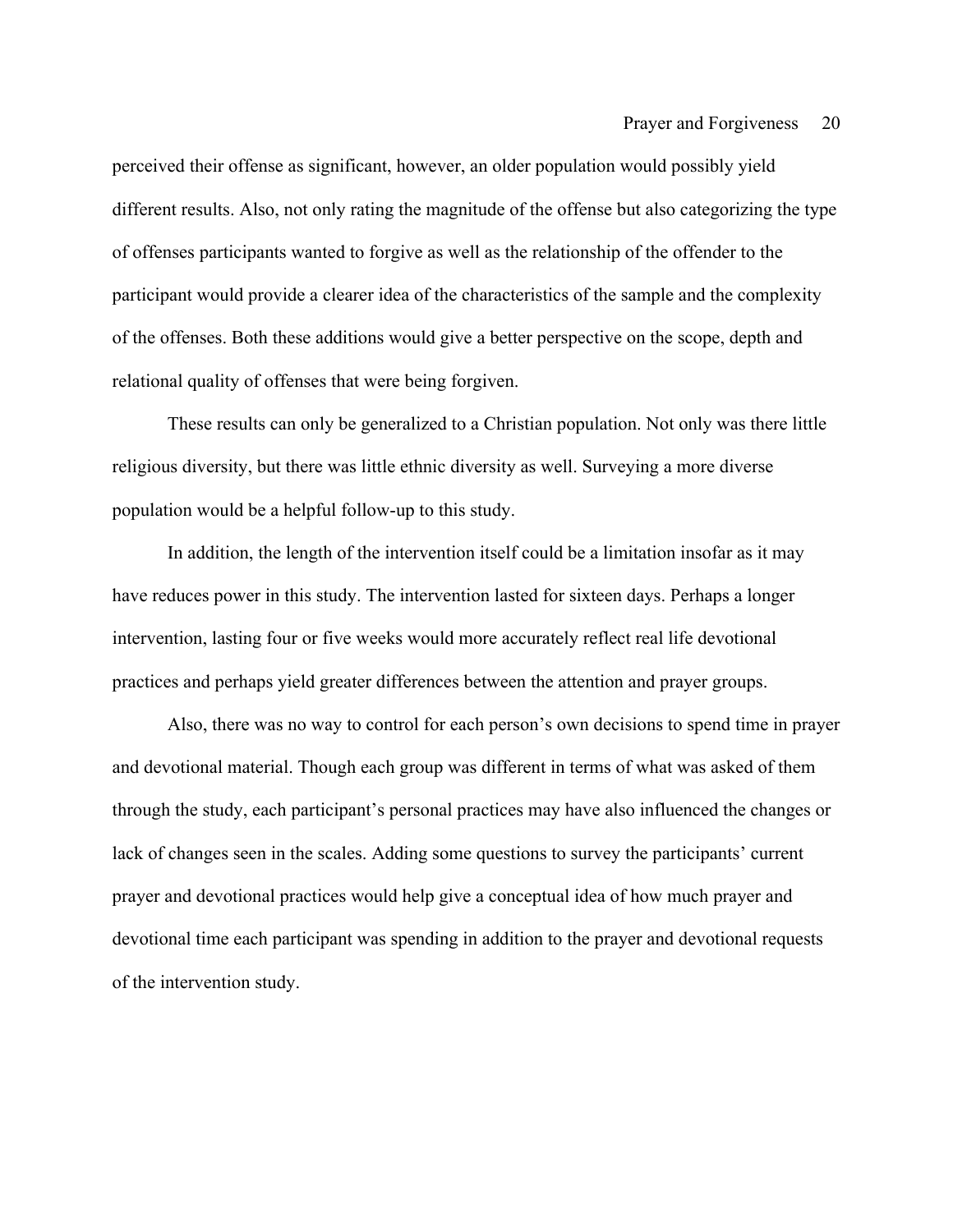perceived their offense as significant, however, an older population would possibly yield different results. Also, not only rating the magnitude of the offense but also categorizing the type of offenses participants wanted to forgive as well as the relationship of the offender to the participant would provide a clearer idea of the characteristics of the sample and the complexity of the offenses. Both these additions would give a better perspective on the scope, depth and relational quality of offenses that were being forgiven.

These results can only be generalized to a Christian population. Not only was there little religious diversity, but there was little ethnic diversity as well. Surveying a more diverse population would be a helpful follow-up to this study.

In addition, the length of the intervention itself could be a limitation insofar as it may have reduces power in this study. The intervention lasted for sixteen days. Perhaps a longer intervention, lasting four or five weeks would more accurately reflect real life devotional practices and perhaps yield greater differences between the attention and prayer groups.

Also, there was no way to control for each person's own decisions to spend time in prayer and devotional material. Though each group was different in terms of what was asked of them through the study, each participant's personal practices may have also influenced the changes or lack of changes seen in the scales. Adding some questions to survey the participants' current prayer and devotional practices would help give a conceptual idea of how much prayer and devotional time each participant was spending in addition to the prayer and devotional requests of the intervention study.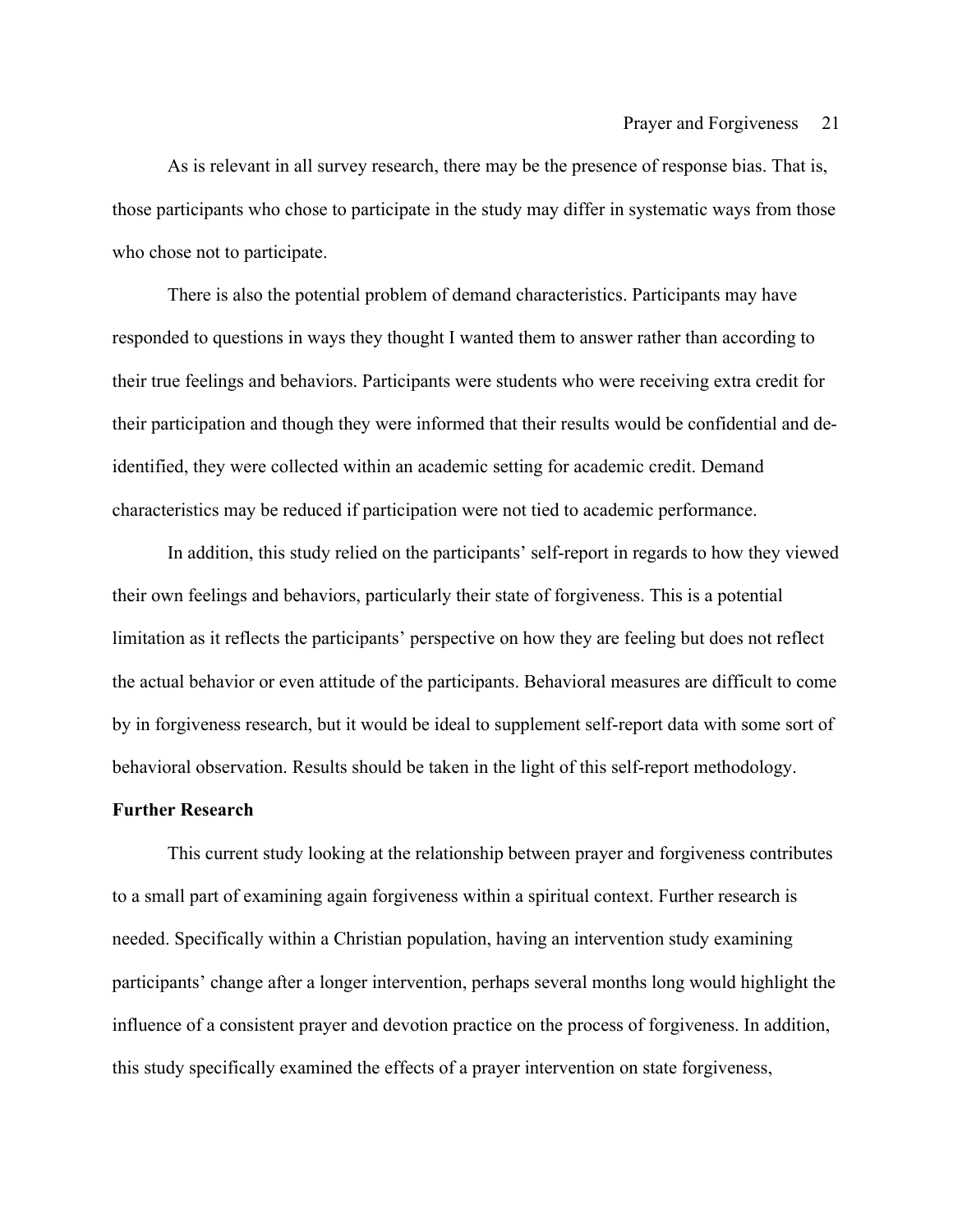As is relevant in all survey research, there may be the presence of response bias. That is, those participants who chose to participate in the study may differ in systematic ways from those who chose not to participate.

There is also the potential problem of demand characteristics. Participants may have responded to questions in ways they thought I wanted them to answer rather than according to their true feelings and behaviors. Participants were students who were receiving extra credit for their participation and though they were informed that their results would be confidential and de-identified, they were collected within an academic setting for academic credit. Demand characteristics may be reduced if participation were not tied to academic performance.

In addition, this study relied on the participants' self-report in regards to how they viewed their own feelings and behaviors, particularly their state of forgiveness. This is a potential limitation as it reflects the participants' perspective on how they are feeling but does not reflect the actual behavior or even attitude of the participants. Behavioral measures are difficult to come by in forgiveness research, but it would be ideal to supplement self-report data with some sort of behavioral observation. Results should be taken in the light of this self-report methodology.

**Further Research**

This current study looking at the relationship between prayer and forgiveness contributes to a small part of examining again forgiveness within a spiritual context. Further research is needed. Specifically within a Christian population, having an intervention study examining participants' change after a longer intervention, perhaps several months long would highlight the influence of a consistent prayer and devotion practice on the process of forgiveness. In addition, this study specifically examined the effects of a prayer intervention on state forgiveness,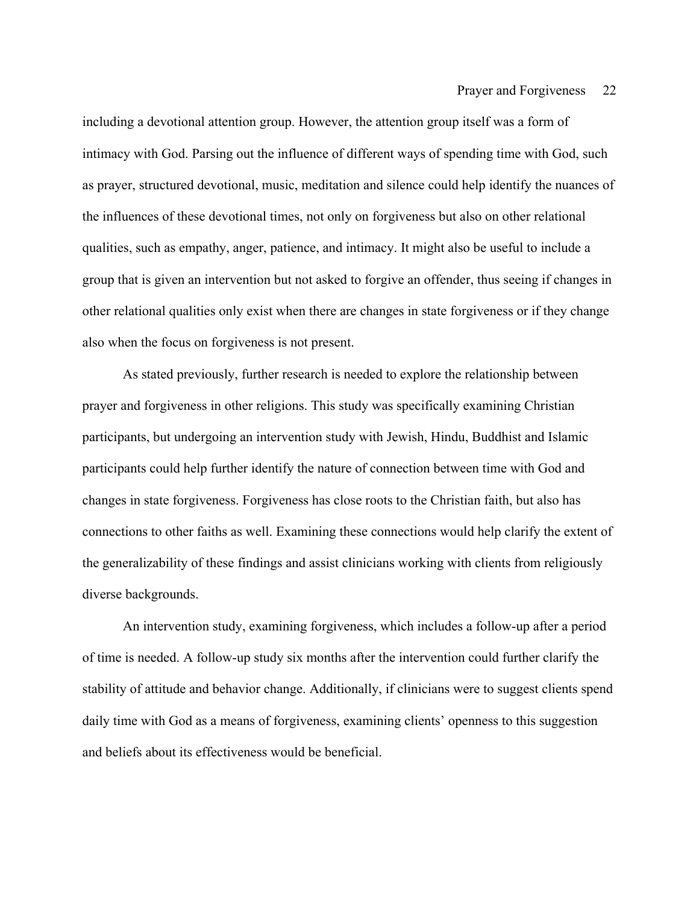including a devotional attention group. However, the attention group itself was a form of intimacy with God. Parsing out the influence of different ways of spending time with God, such as prayer, structured devotional, music, meditation and silence could help identify the nuances of the influences of these devotional times, not only on forgiveness but also on other relational qualities, such as empathy, anger, patience, and intimacy. It might also be useful to include a group that is given an intervention but not asked to forgive an offender, thus seeing if changes in other relational qualities only exist when there are changes in state forgiveness or if they change also when the focus on forgiveness is not present.

As stated previously, further research is needed to explore the relationship between prayer and forgiveness in other religions. This study was specifically examining Christian participants, but undergoing an intervention study with Jewish, Hindu, Buddhist and Islamic participants could help further identify the nature of connection between time with God and changes in state forgiveness. Forgiveness has close roots to the Christian faith, but also has connections to other faiths as well. Examining these connections would help clarify the extent of the generalizability of these findings and assist clinicians working with clients from religiously diverse backgrounds.

An intervention study, examining forgiveness, which includes a follow-up after a period of time is needed. A follow-up study six months after the intervention could further clarify the stability of attitude and behavior change. Additionally, if clinicians were to suggest clients spend daily time with God as a means of forgiveness, examining clients' openness to this suggestion and beliefs about its effectiveness would be beneficial.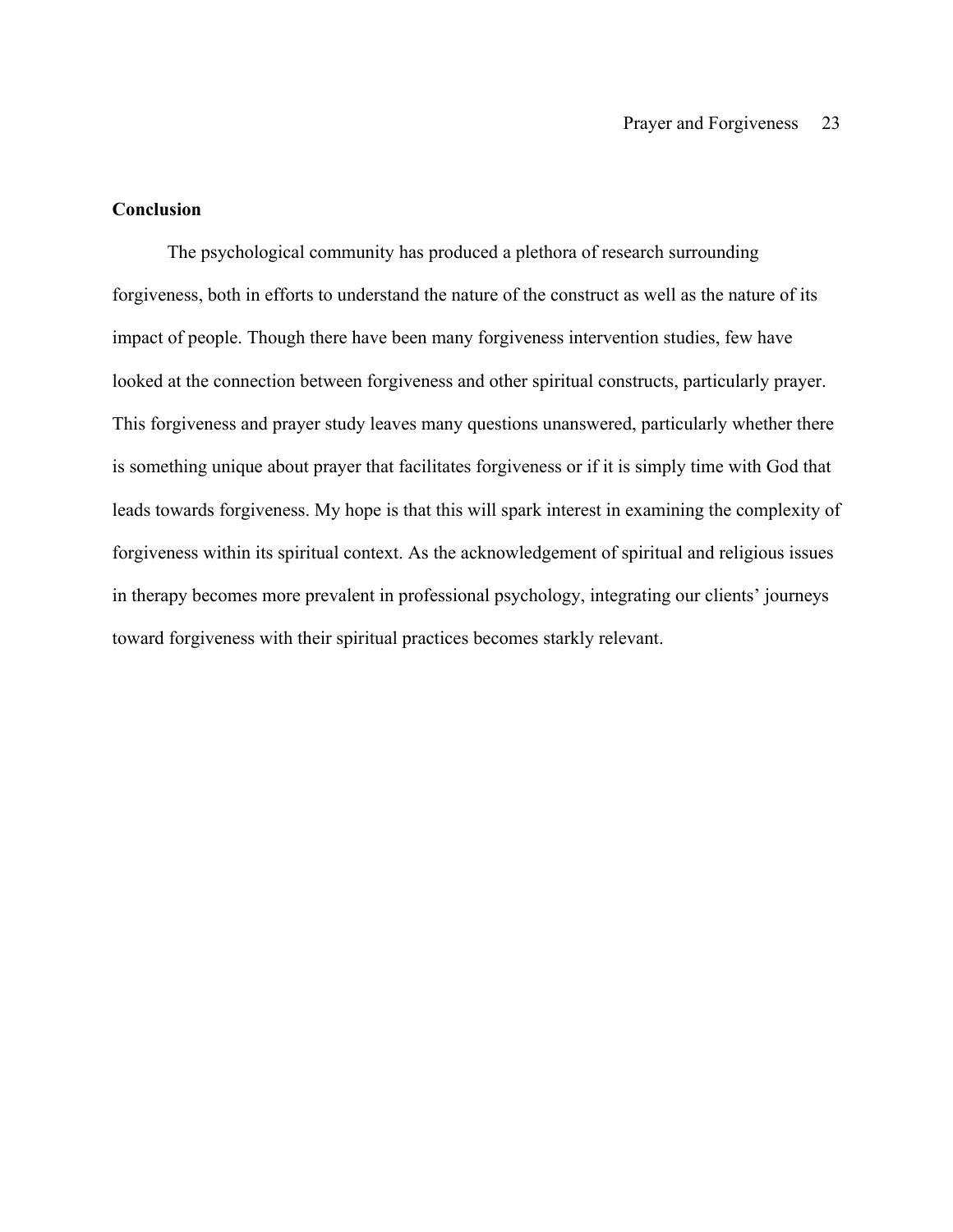**Conclusion**

The psychological community has produced a plethora of research surrounding forgiveness, both in efforts to understand the nature of the construct as well as the nature of its impact of people. Though there have been many forgiveness intervention studies, few have looked at the connection between forgiveness and other spiritual constructs, particularly prayer. This forgiveness and prayer study leaves many questions unanswered, particularly whether there is something unique about prayer that facilitates forgiveness or if it is simply time with God that leads towards forgiveness. My hope is that this will spark interest in examining the complexity of forgiveness within its spiritual context. As the acknowledgement of spiritual and religious issues in therapy becomes more prevalent in professional psychology, integrating our clients' journeys toward forgiveness with their spiritual practices becomes starkly relevant.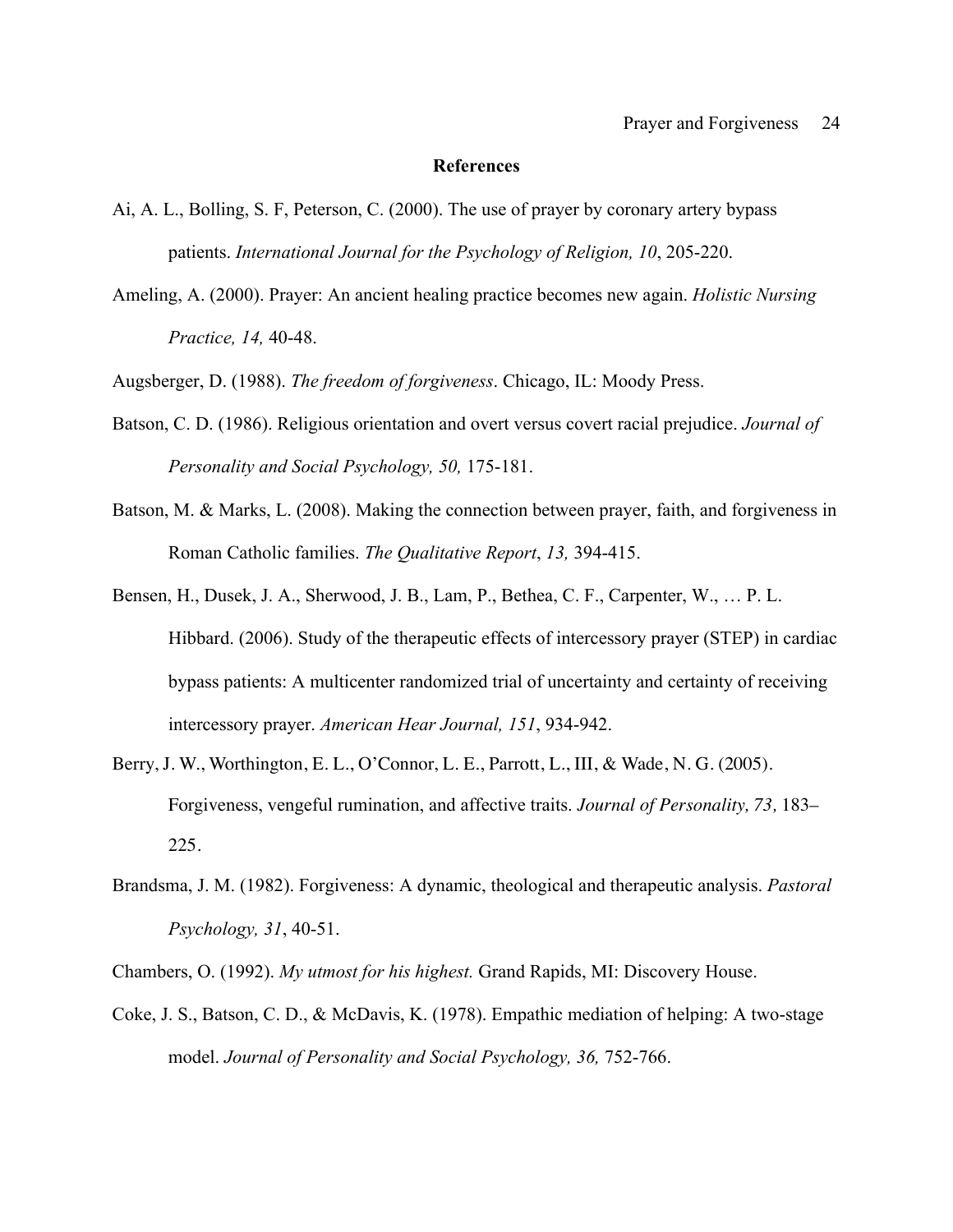# References

Ai, A. L., Bolling, S. F, Peterson, C. (2000). The use of prayer by coronary artery bypass patients. *International Journal for the Psychology of Religion, 10*, 205-220.

Ameling, A. (2000). Prayer: An ancient healing practice becomes new again. *Holistic Nursing Practice, 14,* 40-48.

Augsberger, D. (1988). *The freedom of forgiveness*. Chicago, IL: Moody Press.

Batson, C. D. (1986). Religious orientation and overt versus covert racial prejudice. *Journal of Personality and Social Psychology, 50,* 175-181.

Batson, M. & Marks, L. (2008). Making the connection between prayer, faith, and forgiveness in Roman Catholic families. *The Qualitative Report*, *13,* 394-415.

Bensen, H., Dusek, J. A., Sherwood, J. B., Lam, P., Bethea, C. F., Carpenter, W., … P. L. Hibbard. (2006). Study of the therapeutic effects of intercessory prayer (STEP) in cardiac bypass patients: A multicenter randomized trial of uncertainty and certainty of receiving intercessory prayer. *American Hear Journal, 151*, 934-942.

Berry, J. W., Worthington, E. L., O'Connor, L. E., Parrott, L., III, & Wade, N. G. (2005). Forgiveness, vengeful rumination, and affective traits. *Journal of Personality, 73,* 183–225.

Brandsma, J. M. (1982). Forgiveness: A dynamic, theological and therapeutic analysis. *Pastoral Psychology, 31*, 40-51.

Chambers, O. (1992). *My utmost for his highest.* Grand Rapids, MI: Discovery House.

Coke, J. S., Batson, C. D., & McDavis, K. (1978). Empathic mediation of helping: A two-stage model. *Journal of Personality and Social Psychology, 36,* 752-766.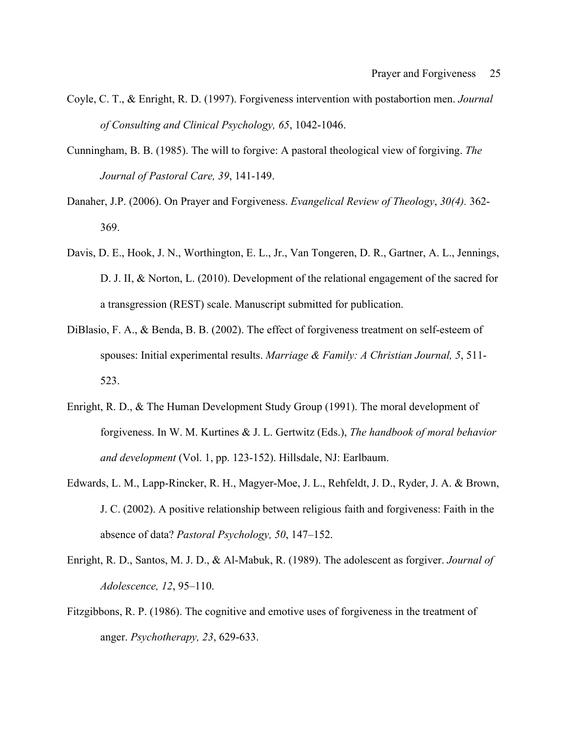Coyle, C. T., & Enright, R. D. (1997). Forgiveness intervention with postabortion men. *Journal of Consulting and Clinical Psychology, 65*, 1042-1046.

Cunningham, B. B. (1985). The will to forgive: A pastoral theological view of forgiving. *The Journal of Pastoral Care, 39*, 141-149.

Danaher, J.P. (2006). On Prayer and Forgiveness. *Evangelical Review of Theology*, *30(4).* 362-369.

Davis, D. E., Hook, J. N., Worthington, E. L., Jr., Van Tongeren, D. R., Gartner, A. L., Jennings, D. J. II, & Norton, L. (2010). Development of the relational engagement of the sacred for a transgression (REST) scale. Manuscript submitted for publication.

DiBlasio, F. A., & Benda, B. B. (2002). The effect of forgiveness treatment on self-esteem of spouses: Initial experimental results. *Marriage & Family: A Christian Journal, 5*, 511-523.

Enright, R. D., & The Human Development Study Group (1991). The moral development of forgiveness. In W. M. Kurtines & J. L. Gertwitz (Eds.), *The handbook of moral behavior and development* (Vol. 1, pp. 123-152). Hillsdale, NJ: Earlbaum.

Edwards, L. M., Lapp-Rincker, R. H., Magyer-Moe, J. L., Rehfeldt, J. D., Ryder, J. A. & Brown, J. C. (2002). A positive relationship between religious faith and forgiveness: Faith in the absence of data? *Pastoral Psychology, 50*, 147–152.

Enright, R. D., Santos, M. J. D., & Al-Mabuk, R. (1989). The adolescent as forgiver. *Journal of Adolescence, 12*, 95–110.

Fitzgibbons, R. P. (1986). The cognitive and emotive uses of forgiveness in the treatment of anger. *Psychotherapy, 23*, 629-633.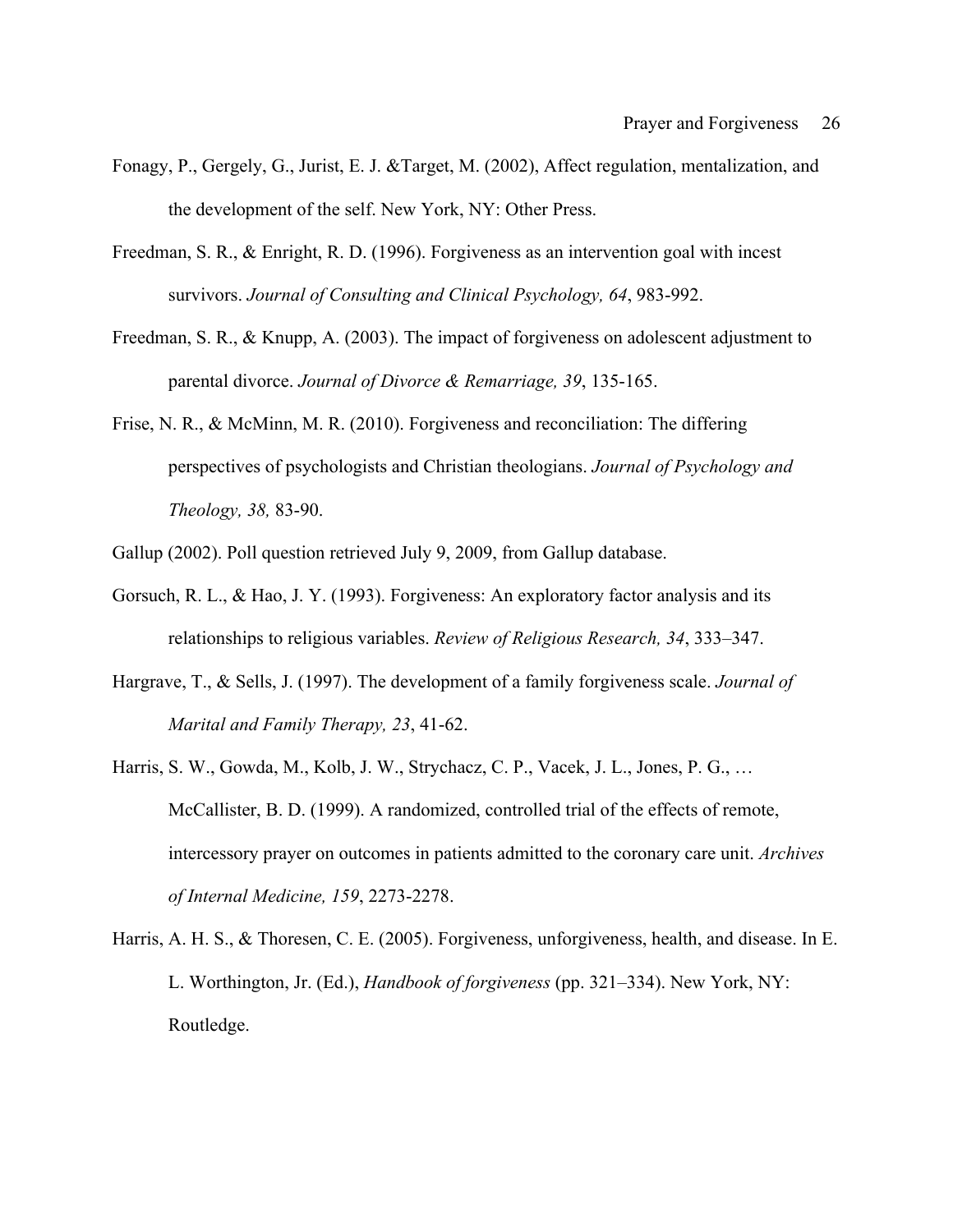Fonagy, P., Gergely, G., Jurist, E. J. &Target, M. (2002), Affect regulation, mentalization, and the development of the self. New York, NY: Other Press.

Freedman, S. R., & Enright, R. D. (1996). Forgiveness as an intervention goal with incest survivors. *Journal of Consulting and Clinical Psychology, 64*, 983-992.

Freedman, S. R., & Knupp, A. (2003). The impact of forgiveness on adolescent adjustment to parental divorce. *Journal of Divorce & Remarriage, 39*, 135-165.

Frise, N. R., & McMinn, M. R. (2010). Forgiveness and reconciliation: The differing perspectives of psychologists and Christian theologians. *Journal of Psychology and Theology, 38,* 83-90.

Gallup (2002). Poll question retrieved July 9, 2009, from Gallup database.

Gorsuch, R. L., & Hao, J. Y. (1993). Forgiveness: An exploratory factor analysis and its relationships to religious variables. *Review of Religious Research, 34*, 333–347.

Hargrave, T., & Sells, J. (1997). The development of a family forgiveness scale. *Journal of Marital and Family Therapy, 23*, 41-62.

Harris, S. W., Gowda, M., Kolb, J. W., Strychacz, C. P., Vacek, J. L., Jones, P. G., … McCallister, B. D. (1999). A randomized, controlled trial of the effects of remote, intercessory prayer on outcomes in patients admitted to the coronary care unit. *Archives of Internal Medicine, 159*, 2273-2278.

Harris, A. H. S., & Thoresen, C. E. (2005). Forgiveness, unforgiveness, health, and disease. In E. L. Worthington, Jr. (Ed.), *Handbook of forgiveness* (pp. 321–334). New York, NY: Routledge.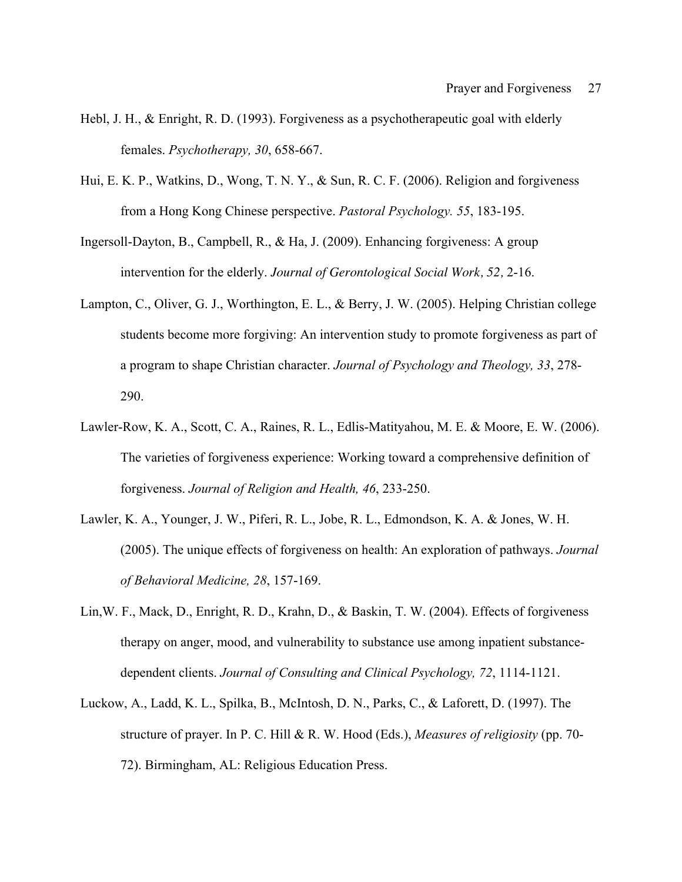Hebl, J. H., & Enright, R. D. (1993). Forgiveness as a psychotherapeutic goal with elderly females. *Psychotherapy, 30*, 658-667.

Hui, E. K. P., Watkins, D., Wong, T. N. Y., & Sun, R. C. F. (2006). Religion and forgiveness from a Hong Kong Chinese perspective. *Pastoral Psychology. 55*, 183-195.

Ingersoll-Dayton, B., Campbell, R., & Ha, J. (2009). Enhancing forgiveness: A group intervention for the elderly. *Journal of Gerontological Social Work, 52,* 2-16.

Lampton, C., Oliver, G. J., Worthington, E. L., & Berry, J. W. (2005). Helping Christian college students become more forgiving: An intervention study to promote forgiveness as part of a program to shape Christian character. *Journal of Psychology and Theology, 33*, 278-290.

Lawler-Row, K. A., Scott, C. A., Raines, R. L., Edlis-Matityahou, M. E. & Moore, E. W. (2006). The varieties of forgiveness experience: Working toward a comprehensive definition of forgiveness. *Journal of Religion and Health, 46*, 233-250.

Lawler, K. A., Younger, J. W., Piferi, R. L., Jobe, R. L., Edmondson, K. A. & Jones, W. H. (2005). The unique effects of forgiveness on health: An exploration of pathways. *Journal of Behavioral Medicine, 28*, 157-169.

Lin,W. F., Mack, D., Enright, R. D., Krahn, D., & Baskin, T. W. (2004). Effects of forgiveness therapy on anger, mood, and vulnerability to substance use among inpatient substance-dependent clients. *Journal of Consulting and Clinical Psychology, 72*, 1114-1121.

Luckow, A., Ladd, K. L., Spilka, B., McIntosh, D. N., Parks, C., & Laforett, D. (1997). The structure of prayer. In P. C. Hill & R. W. Hood (Eds.), *Measures of religiosity* (pp. 70-72). Birmingham, AL: Religious Education Press.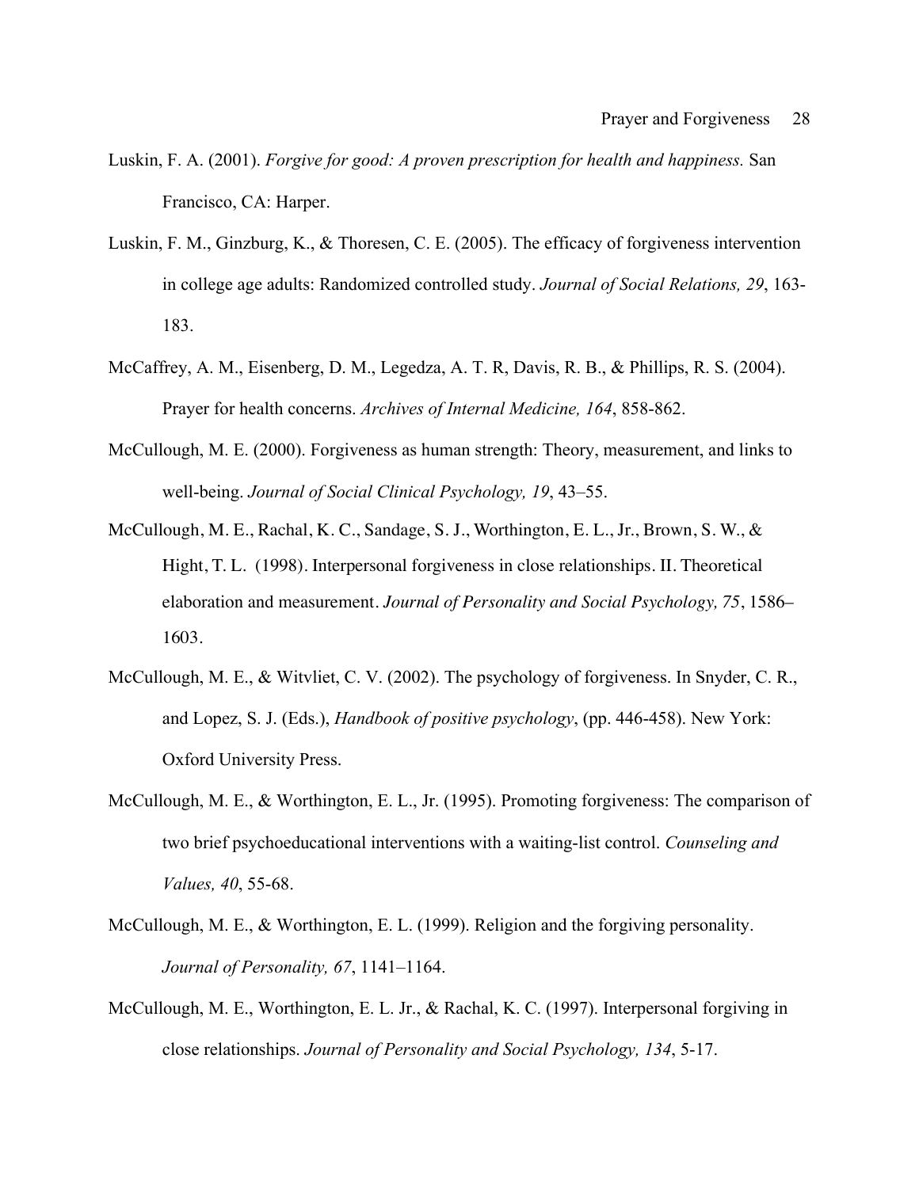Luskin, F. A. (2001). *Forgive for good: A proven prescription for health and happiness.* San Francisco, CA: Harper.

Luskin, F. M., Ginzburg, K., & Thoresen, C. E. (2005). The efficacy of forgiveness intervention in college age adults: Randomized controlled study. *Journal of Social Relations, 29*, 163-183.

McCaffrey, A. M., Eisenberg, D. M., Legedza, A. T. R, Davis, R. B., & Phillips, R. S. (2004). Prayer for health concerns. *Archives of Internal Medicine, 164*, 858-862.

McCullough, M. E. (2000). Forgiveness as human strength: Theory, measurement, and links to well-being. *Journal of Social Clinical Psychology, 19*, 43–55.

McCullough, M. E., Rachal, K. C., Sandage, S. J., Worthington, E. L., Jr., Brown, S. W., & Hight, T. L. (1998). Interpersonal forgiveness in close relationships. II. Theoretical elaboration and measurement. *Journal of Personality and Social Psychology, 75*, 1586–1603.

McCullough, M. E., & Witvliet, C. V. (2002). The psychology of forgiveness. In Snyder, C. R., and Lopez, S. J. (Eds.), *Handbook of positive psychology*, (pp. 446-458). New York: Oxford University Press.

McCullough, M. E., & Worthington, E. L., Jr. (1995). Promoting forgiveness: The comparison of two brief psychoeducational interventions with a waiting-list control. *Counseling and Values, 40*, 55-68.

McCullough, M. E., & Worthington, E. L. (1999). Religion and the forgiving personality. *Journal of Personality, 67*, 1141–1164.

McCullough, M. E., Worthington, E. L. Jr., & Rachal, K. C. (1997). Interpersonal forgiving in close relationships. *Journal of Personality and Social Psychology, 134*, 5-17.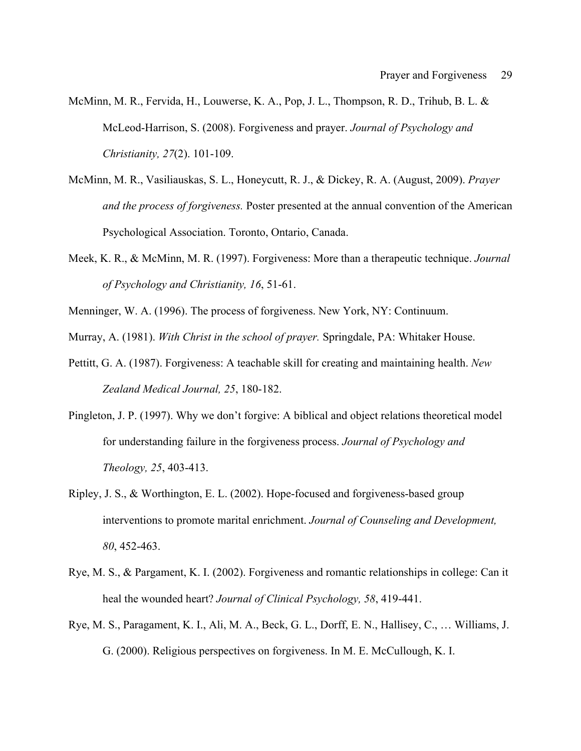McMinn, M. R., Fervida, H., Louwerse, K. A., Pop, J. L., Thompson, R. D., Trihub, B. L. & McLeod-Harrison, S. (2008). Forgiveness and prayer. *Journal of Psychology and Christianity, 27*(2). 101-109.

McMinn, M. R., Vasiliauskas, S. L., Honeycutt, R. J., & Dickey, R. A. (August, 2009). *Prayer and the process of forgiveness.* Poster presented at the annual convention of the American Psychological Association. Toronto, Ontario, Canada.

Meek, K. R., & McMinn, M. R. (1997). Forgiveness: More than a therapeutic technique. *Journal of Psychology and Christianity, 16*, 51-61.

Menninger, W. A. (1996). The process of forgiveness. New York, NY: Continuum.

Murray, A. (1981). *With Christ in the school of prayer.* Springdale, PA: Whitaker House.

Pettitt, G. A. (1987). Forgiveness: A teachable skill for creating and maintaining health. *New Zealand Medical Journal, 25*, 180-182.

Pingleton, J. P. (1997). Why we don't forgive: A biblical and object relations theoretical model for understanding failure in the forgiveness process. *Journal of Psychology and Theology, 25*, 403-413.

Ripley, J. S., & Worthington, E. L. (2002). Hope-focused and forgiveness-based group interventions to promote marital enrichment. *Journal of Counseling and Development, 80*, 452-463.

Rye, M. S., & Pargament, K. I. (2002). Forgiveness and romantic relationships in college: Can it heal the wounded heart? *Journal of Clinical Psychology, 58*, 419-441.

Rye, M. S., Paragament, K. I., Ali, M. A., Beck, G. L., Dorff, E. N., Hallisey, C., … Williams, J. G. (2000). Religious perspectives on forgiveness. In M. E. McCullough, K. I.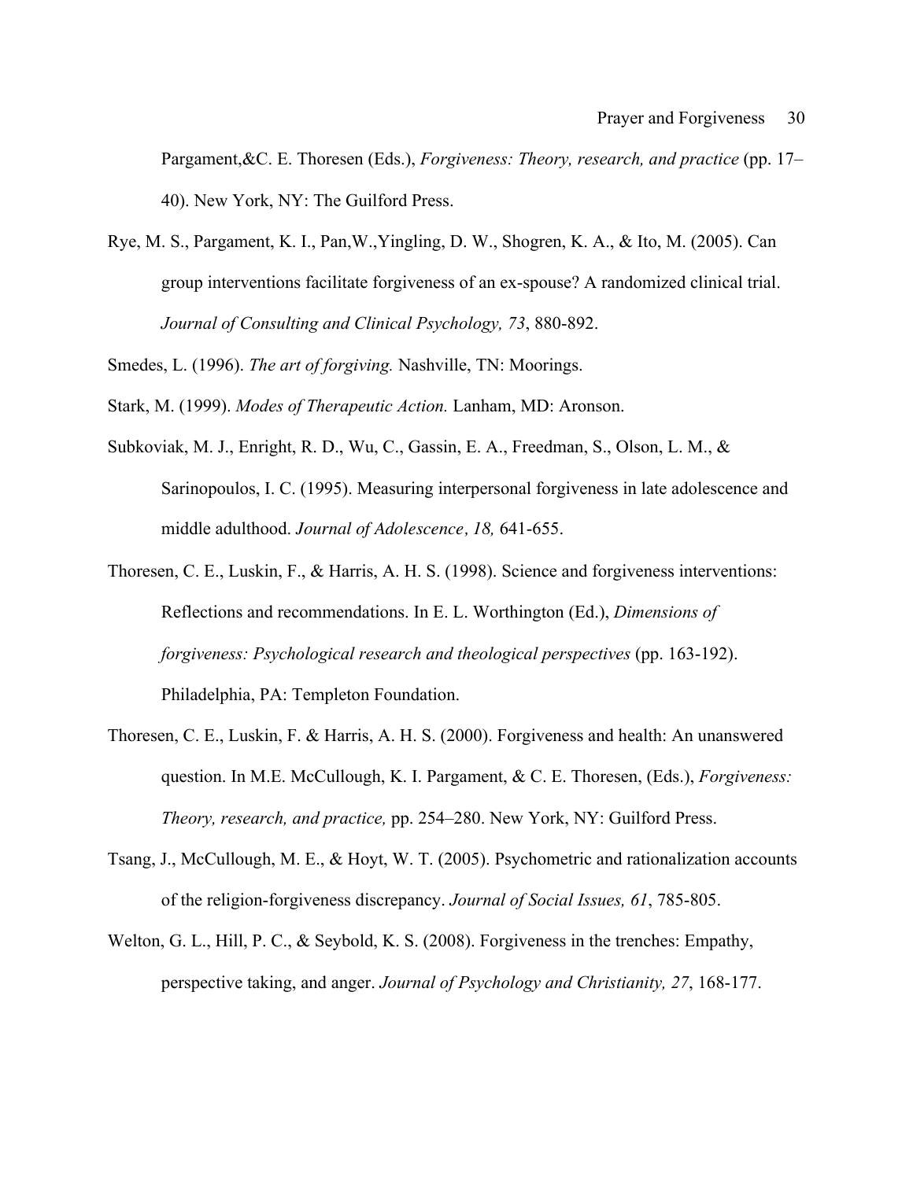Pargament,&C. E. Thoresen (Eds.), *Forgiveness: Theory, research, and practice* (pp. 17–40). New York, NY: The Guilford Press.

Rye, M. S., Pargament, K. I., Pan,W.,Yingling, D. W., Shogren, K. A., & Ito, M. (2005). Can group interventions facilitate forgiveness of an ex-spouse? A randomized clinical trial. *Journal of Consulting and Clinical Psychology, 73*, 880-892.

Smedes, L. (1996). *The art of forgiving.* Nashville, TN: Moorings.

Stark, M. (1999). *Modes of Therapeutic Action.* Lanham, MD: Aronson.

Subkoviak, M. J., Enright, R. D., Wu, C., Gassin, E. A., Freedman, S., Olson, L. M., & Sarinopoulos, I. C. (1995). Measuring interpersonal forgiveness in late adolescence and middle adulthood. *Journal of Adolescence, 18,* 641-655.

Thoresen, C. E., Luskin, F., & Harris, A. H. S. (1998). Science and forgiveness interventions: Reflections and recommendations. In E. L. Worthington (Ed.), *Dimensions of forgiveness: Psychological research and theological perspectives* (pp. 163-192). Philadelphia, PA: Templeton Foundation.

Thoresen, C. E., Luskin, F. & Harris, A. H. S. (2000). Forgiveness and health: An unanswered question. In M.E. McCullough, K. I. Pargament, & C. E. Thoresen, (Eds.), *Forgiveness: Theory, research, and practice,* pp. 254–280. New York, NY: Guilford Press.

Tsang, J., McCullough, M. E., & Hoyt, W. T. (2005). Psychometric and rationalization accounts of the religion-forgiveness discrepancy. *Journal of Social Issues, 61*, 785-805.

Welton, G. L., Hill, P. C., & Seybold, K. S. (2008). Forgiveness in the trenches: Empathy, perspective taking, and anger. *Journal of Psychology and Christianity, 27*, 168-177.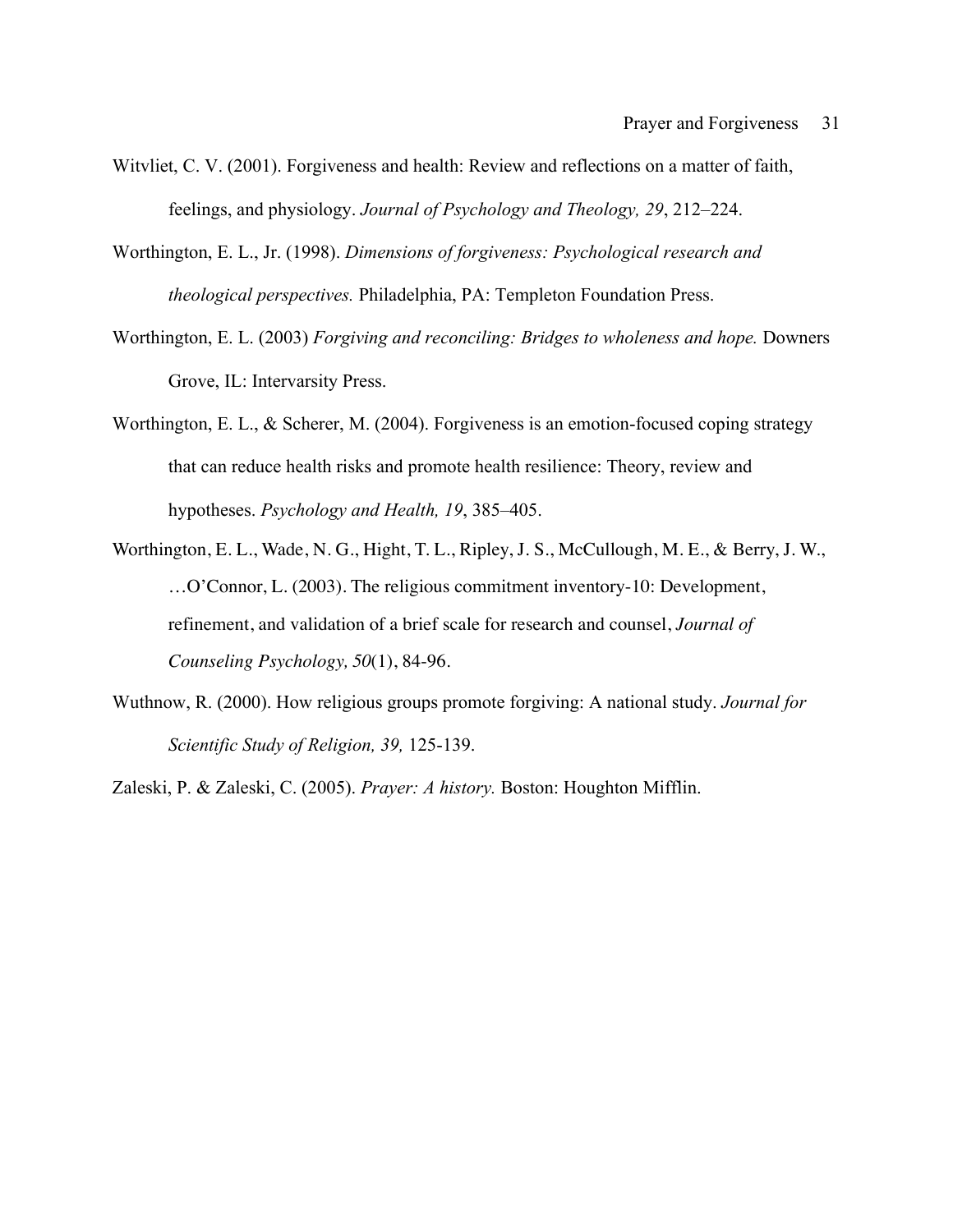Witvliet, C. V. (2001). Forgiveness and health: Review and reflections on a matter of faith, feelings, and physiology. *Journal of Psychology and Theology, 29*, 212–224.

Worthington, E. L., Jr. (1998). *Dimensions of forgiveness: Psychological research and theological perspectives.* Philadelphia, PA: Templeton Foundation Press.

Worthington, E. L. (2003) *Forgiving and reconciling: Bridges to wholeness and hope.* Downers Grove, IL: Intervarsity Press.

Worthington, E. L., & Scherer, M. (2004). Forgiveness is an emotion-focused coping strategy that can reduce health risks and promote health resilience: Theory, review and hypotheses. *Psychology and Health, 19*, 385–405.

Worthington, E. L., Wade, N. G., Hight, T. L., Ripley, J. S., McCullough, M. E., & Berry, J. W., …O'Connor, L. (2003). The religious commitment inventory-10: Development, refinement, and validation of a brief scale for research and counsel, *Journal of Counseling Psychology, 50*(1), 84-96.

Wuthnow, R. (2000). How religious groups promote forgiving: A national study. *Journal for Scientific Study of Religion, 39,* 125-139.

Zaleski, P. & Zaleski, C. (2005). *Prayer: A history.* Boston: Houghton Mifflin.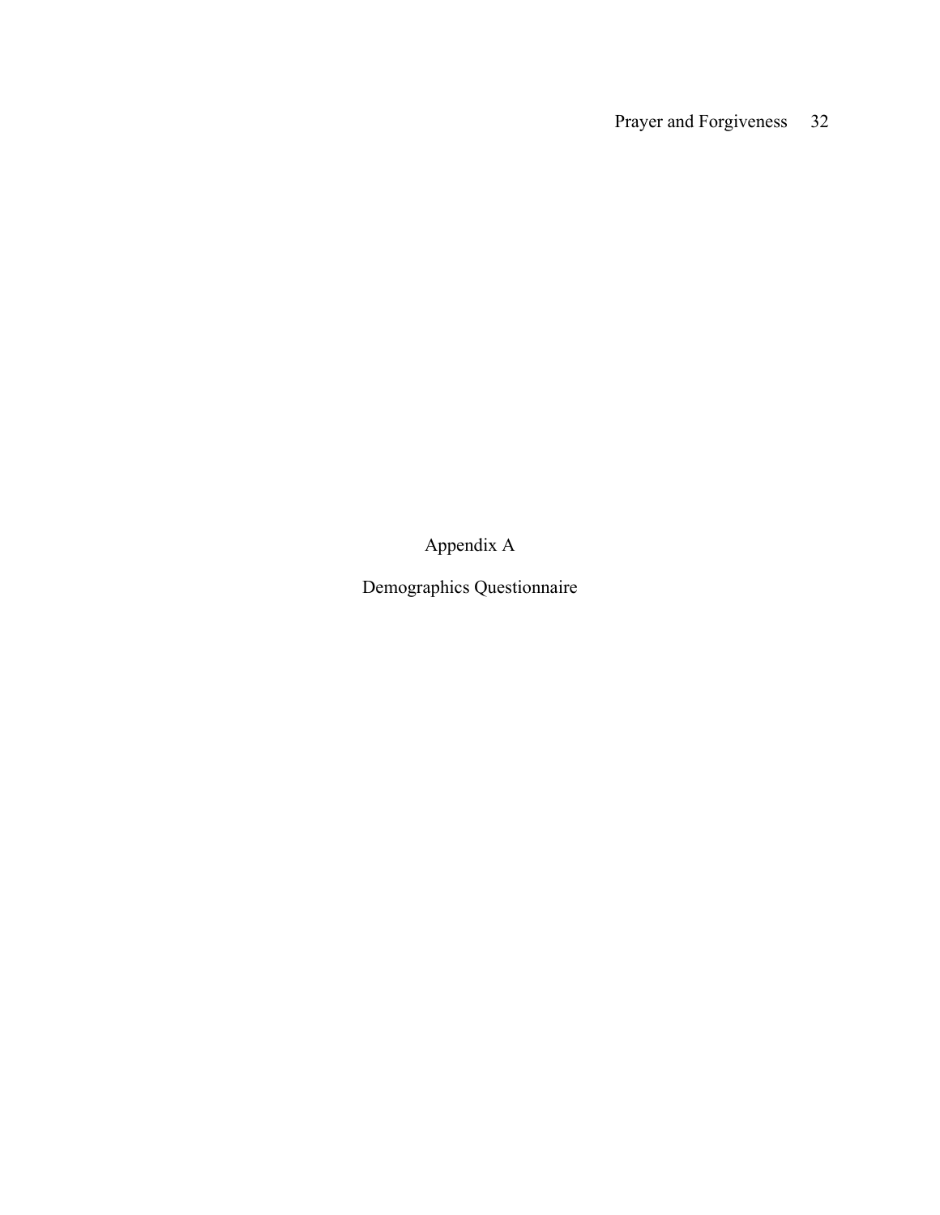# Appendix A

## Demographics Questionnaire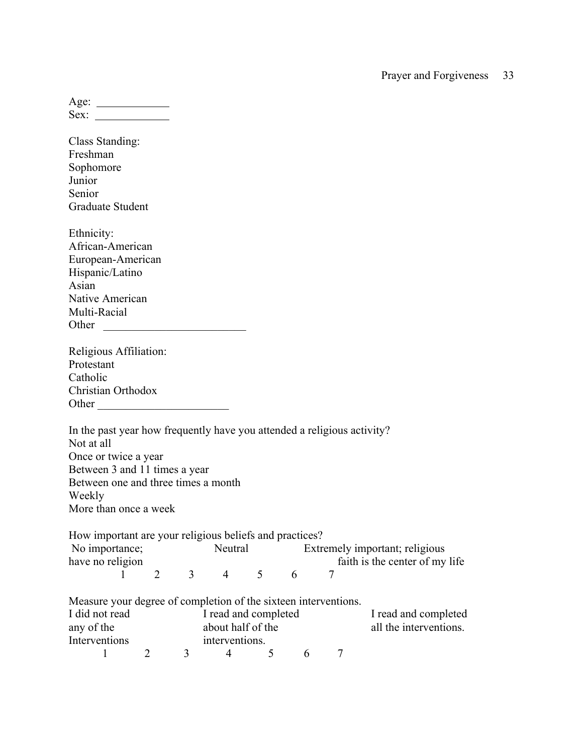Age: \_\_\_\_\_\_\_\_\_\_\_\_\_

Sex: \_\_\_\_\_\_\_\_\_\_\_\_\_

Class Standing:
Freshman
Sophomore
Junior
Senior
Graduate Student

Ethnicity:
African-American
European-American
Hispanic/Latino
Asian
Native American
Multi-Racial
Other \_\_\_\_\_\_\_\_\_\_\_\_\_\_\_\_\_\_\_\_\_\_\_\_\_

Religious Affiliation:
Protestant
Catholic
Christian Orthodox
Other \_\_\_\_\_\_\_\_\_\_\_\_\_\_\_\_\_\_\_\_\_\_\_

In the past year how frequently have you attended a religious activity?
Not at all
Once or twice a year
Between 3 and 11 times a year
Between one and three times a month
Weekly
More than once a week

How important are your religious beliefs and practices?

| No importance; have no religion | | | Neutral | | | Extremely important; religious faith is the center of my life |
|---|---|---|---|---|---|---|
| 1 | 2 | 3 | 4 | 5 | 6 | 7 |

Measure your degree of completion of the sixteen interventions.

| I did not read any of the Interventions | | | I read and completed about half of the interventions. | | | I read and completed all the interventions. |
|---|---|---|---|---|---|---|
| 1 | 2 | 3 | 4 | 5 | 6 | 7 |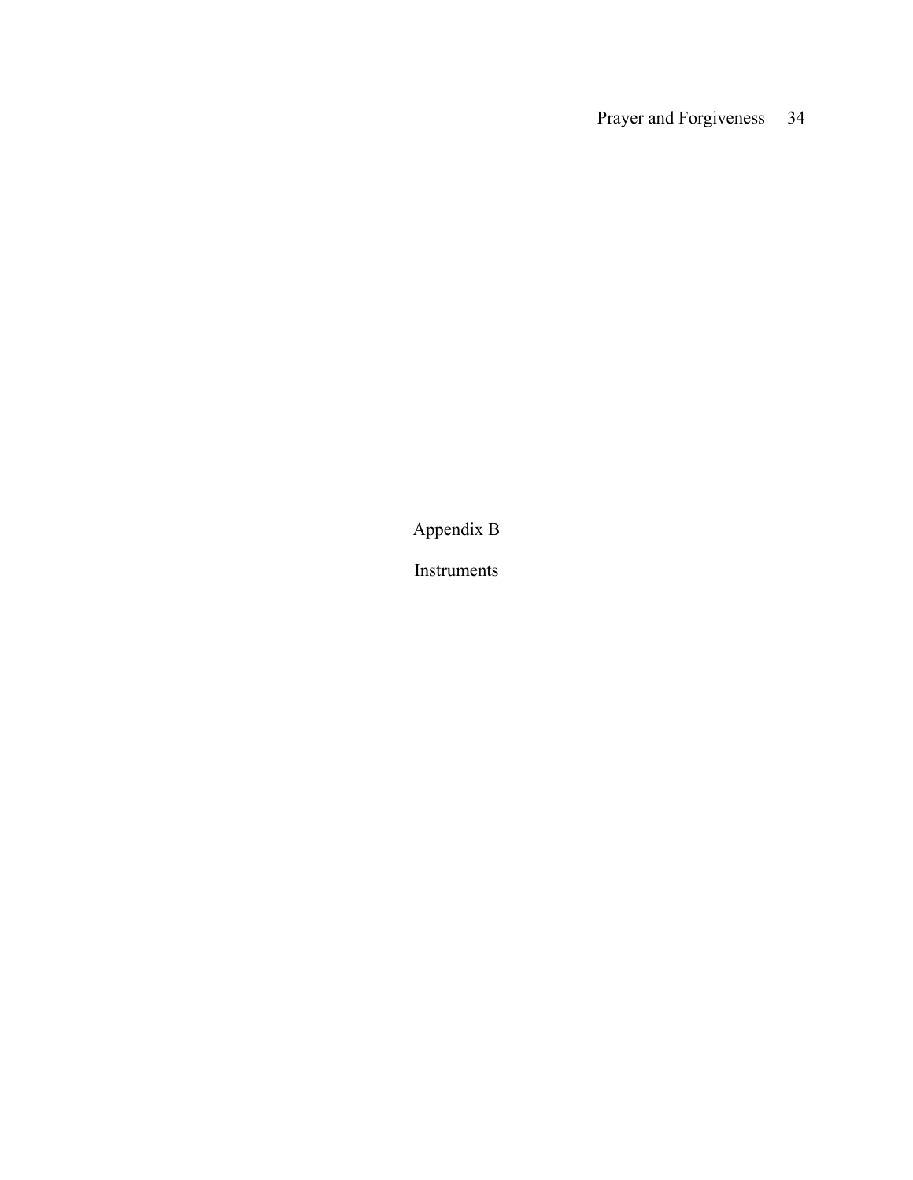# Appendix B

## Instruments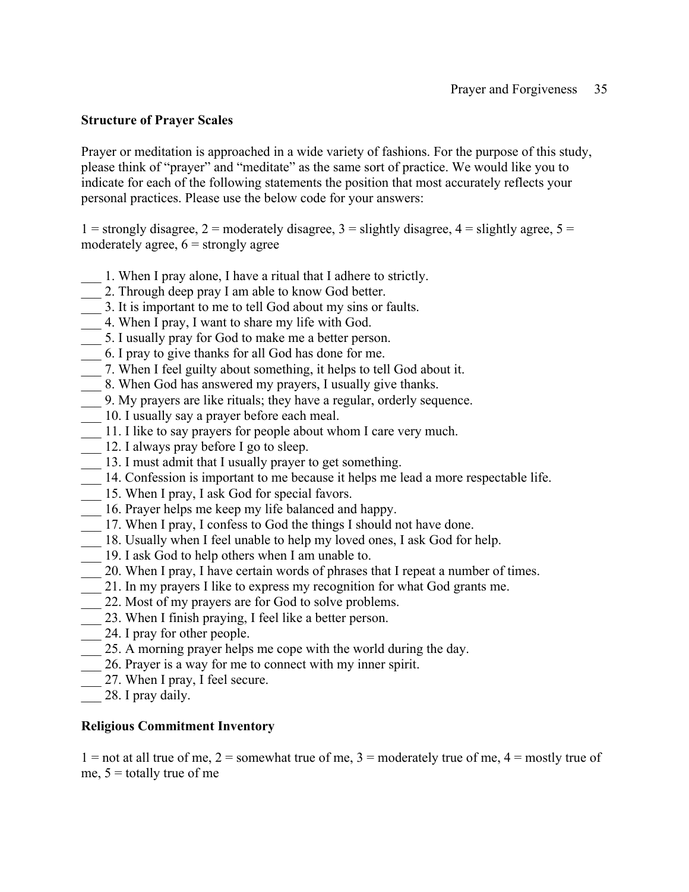**Structure of Prayer Scales**

Prayer or meditation is approached in a wide variety of fashions. For the purpose of this study, please think of "prayer" and "meditate" as the same sort of practice. We would like you to indicate for each of the following statements the position that most accurately reflects your personal practices. Please use the below code for your answers:

1 = strongly disagree, 2 = moderately disagree, 3 = slightly disagree, 4 = slightly agree, 5 = moderately agree, 6 = strongly agree

___ 1. When I pray alone, I have a ritual that I adhere to strictly.
___ 2. Through deep pray I am able to know God better.
___ 3. It is important to me to tell God about my sins or faults.
___ 4. When I pray, I want to share my life with God.
___ 5. I usually pray for God to make me a better person.
___ 6. I pray to give thanks for all God has done for me.
___ 7. When I feel guilty about something, it helps to tell God about it.
___ 8. When God has answered my prayers, I usually give thanks.
___ 9. My prayers are like rituals; they have a regular, orderly sequence.
___ 10. I usually say a prayer before each meal.
___ 11. I like to say prayers for people about whom I care very much.
___ 12. I always pray before I go to sleep.
___ 13. I must admit that I usually prayer to get something.
___ 14. Confession is important to me because it helps me lead a more respectable life.
___ 15. When I pray, I ask God for special favors.
___ 16. Prayer helps me keep my life balanced and happy.
___ 17. When I pray, I confess to God the things I should not have done.
___ 18. Usually when I feel unable to help my loved ones, I ask God for help.
___ 19. I ask God to help others when I am unable to.
___ 20. When I pray, I have certain words of phrases that I repeat a number of times.
___ 21. In my prayers I like to express my recognition for what God grants me.
___ 22. Most of my prayers are for God to solve problems.
___ 23. When I finish praying, I feel like a better person.
___ 24. I pray for other people.
___ 25. A morning prayer helps me cope with the world during the day.
___ 26. Prayer is a way for me to connect with my inner spirit.
___ 27. When I pray, I feel secure.
___ 28. I pray daily.

**Religious Commitment Inventory**

1 = not at all true of me, 2 = somewhat true of me, 3 = moderately true of me, 4 = mostly true of me, 5 = totally true of me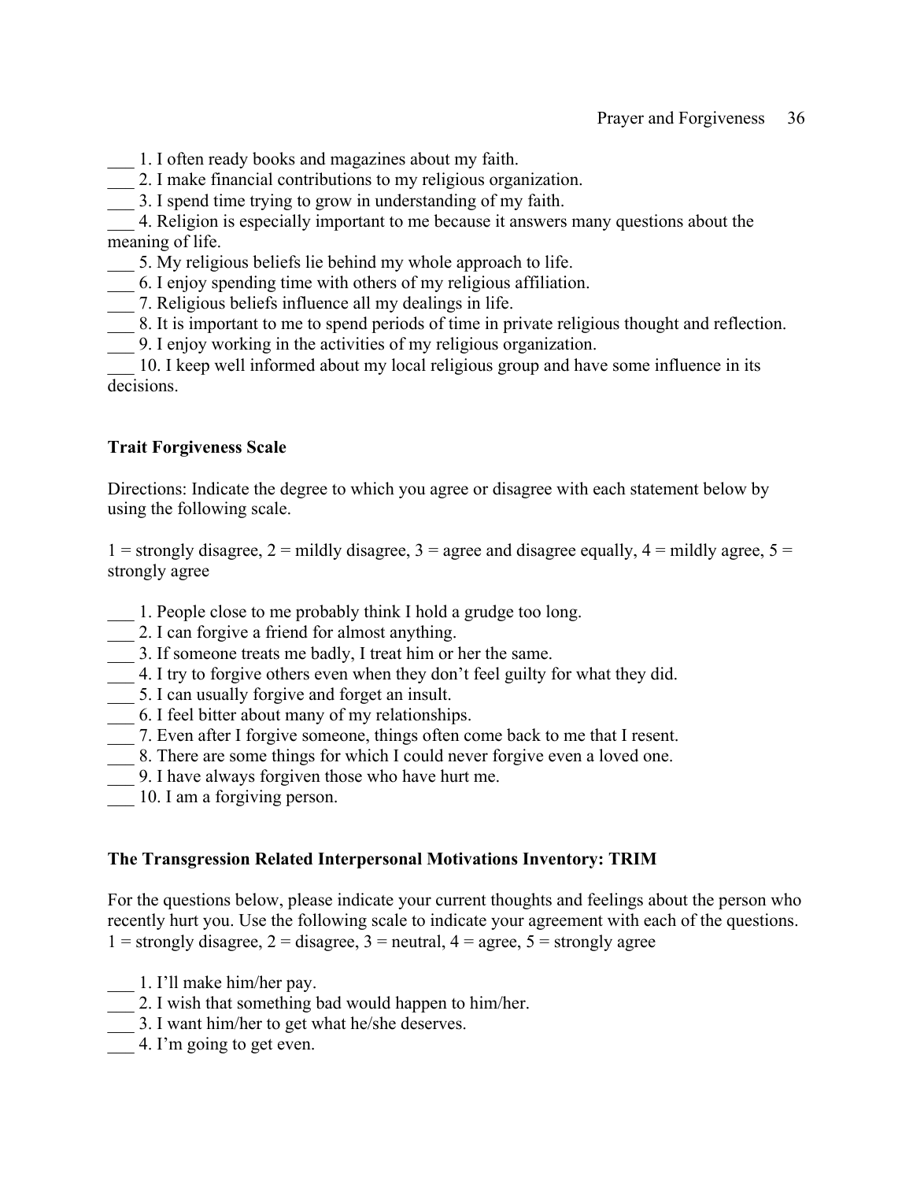___ 1. I often ready books and magazines about my faith.
___ 2. I make financial contributions to my religious organization.
___ 3. I spend time trying to grow in understanding of my faith.
___ 4. Religion is especially important to me because it answers many questions about the meaning of life.
___ 5. My religious beliefs lie behind my whole approach to life.
___ 6. I enjoy spending time with others of my religious affiliation.
___ 7. Religious beliefs influence all my dealings in life.
___ 8. It is important to me to spend periods of time in private religious thought and reflection.
___ 9. I enjoy working in the activities of my religious organization.
___ 10. I keep well informed about my local religious group and have some influence in its decisions.

**Trait Forgiveness Scale**

Directions: Indicate the degree to which you agree or disagree with each statement below by using the following scale.

1 = strongly disagree, 2 = mildly disagree, 3 = agree and disagree equally, 4 = mildly agree, 5 = strongly agree

___ 1. People close to me probably think I hold a grudge too long.
___ 2. I can forgive a friend for almost anything.
___ 3. If someone treats me badly, I treat him or her the same.
___ 4. I try to forgive others even when they don't feel guilty for what they did.
___ 5. I can usually forgive and forget an insult.
___ 6. I feel bitter about many of my relationships.
___ 7. Even after I forgive someone, things often come back to me that I resent.
___ 8. There are some things for which I could never forgive even a loved one.
___ 9. I have always forgiven those who have hurt me.
___ 10. I am a forgiving person.

**The Transgression Related Interpersonal Motivations Inventory: TRIM**

For the questions below, please indicate your current thoughts and feelings about the person who recently hurt you. Use the following scale to indicate your agreement with each of the questions.
1 = strongly disagree, 2 = disagree, 3 = neutral, 4 = agree, 5 = strongly agree

___ 1. I'll make him/her pay.
___ 2. I wish that something bad would happen to him/her.
___ 3. I want him/her to get what he/she deserves.
___ 4. I'm going to get even.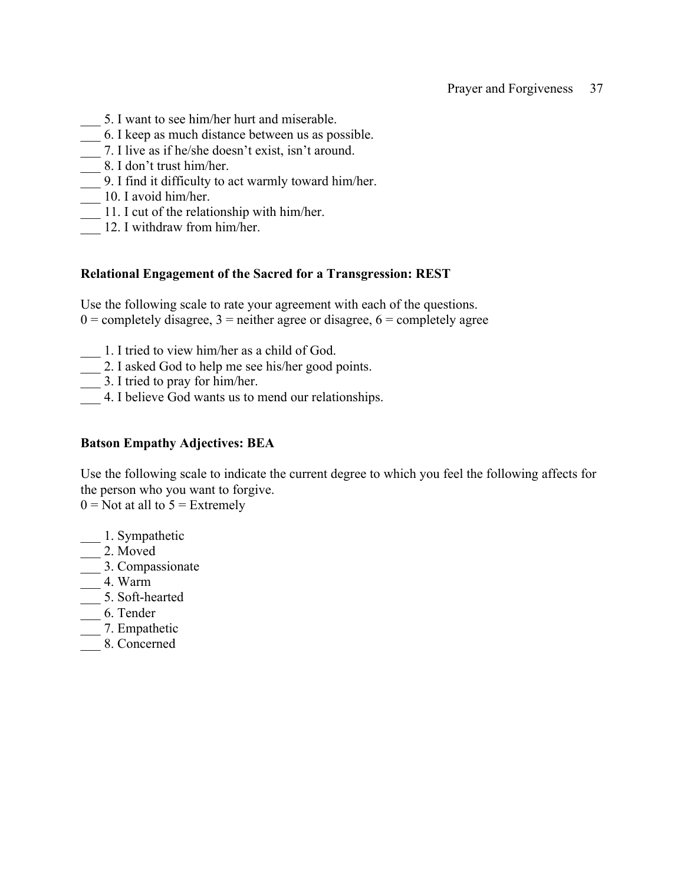___ 5. I want to see him/her hurt and miserable.
___ 6. I keep as much distance between us as possible.
___ 7. I live as if he/she doesn't exist, isn't around.
___ 8. I don't trust him/her.
___ 9. I find it difficulty to act warmly toward him/her.
___ 10. I avoid him/her.
___ 11. I cut of the relationship with him/her.
___ 12. I withdraw from him/her.

**Relational Engagement of the Sacred for a Transgression: REST**

Use the following scale to rate your agreement with each of the questions.
0 = completely disagree, 3 = neither agree or disagree, 6 = completely agree

___ 1. I tried to view him/her as a child of God.
___ 2. I asked God to help me see his/her good points.
___ 3. I tried to pray for him/her.
___ 4. I believe God wants us to mend our relationships.

**Batson Empathy Adjectives: BEA**

Use the following scale to indicate the current degree to which you feel the following affects for the person who you want to forgive.
0 = Not at all to 5 = Extremely

___ 1. Sympathetic
___ 2. Moved
___ 3. Compassionate
___ 4. Warm
___ 5. Soft-hearted
___ 6. Tender
___ 7. Empathetic
___ 8. Concerned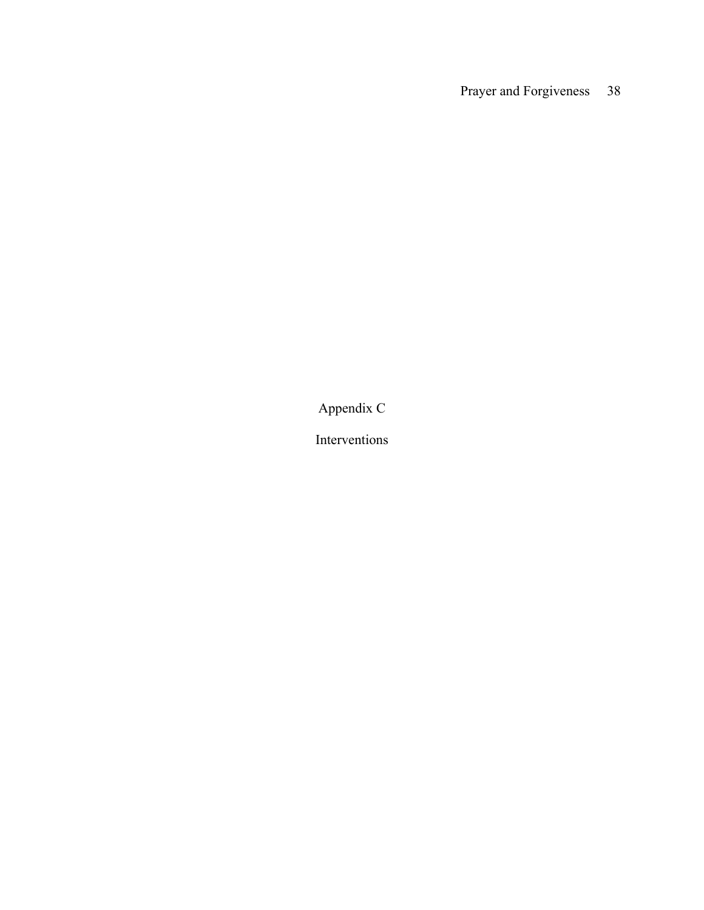# Appendix C

## Interventions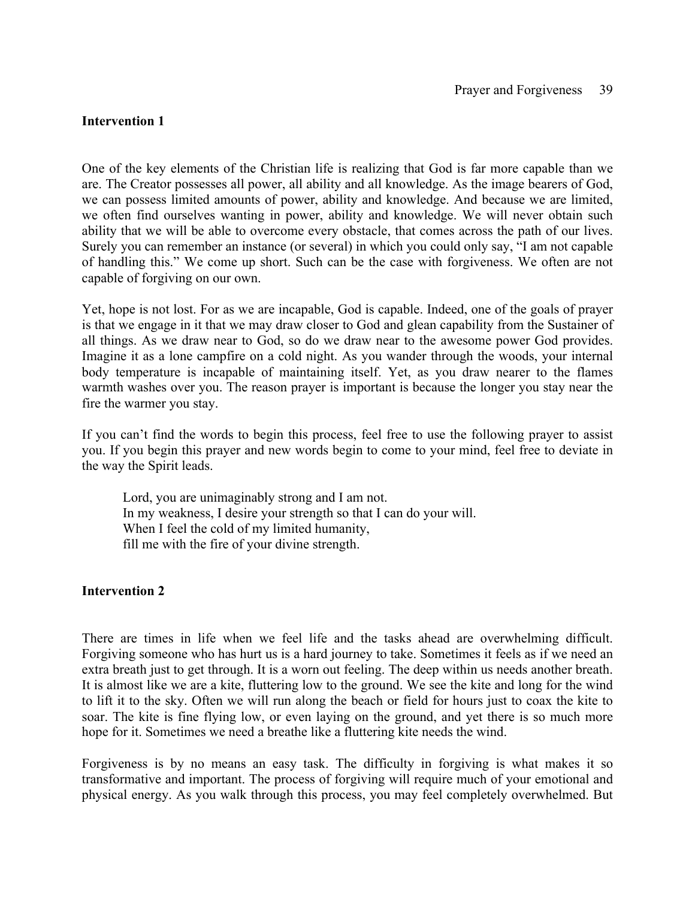**Intervention 1**

One of the key elements of the Christian life is realizing that God is far more capable than we are. The Creator possesses all power, all ability and all knowledge. As the image bearers of God, we can possess limited amounts of power, ability and knowledge. And because we are limited, we often find ourselves wanting in power, ability and knowledge. We will never obtain such ability that we will be able to overcome every obstacle, that comes across the path of our lives. Surely you can remember an instance (or several) in which you could only say, "I am not capable of handling this." We come up short. Such can be the case with forgiveness. We often are not capable of forgiving on our own.

Yet, hope is not lost. For as we are incapable, God is capable. Indeed, one of the goals of prayer is that we engage in it that we may draw closer to God and glean capability from the Sustainer of all things. As we draw near to God, so do we draw near to the awesome power God provides. Imagine it as a lone campfire on a cold night. As you wander through the woods, your internal body temperature is incapable of maintaining itself. Yet, as you draw nearer to the flames warmth washes over you. The reason prayer is important is because the longer you stay near the fire the warmer you stay.

If you can't find the words to begin this process, feel free to use the following prayer to assist you. If you begin this prayer and new words begin to come to your mind, feel free to deviate in the way the Spirit leads.

> Lord, you are unimaginably strong and I am not.
> In my weakness, I desire your strength so that I can do your will.
> When I feel the cold of my limited humanity,
> fill me with the fire of your divine strength.

**Intervention 2**

There are times in life when we feel life and the tasks ahead are overwhelming difficult. Forgiving someone who has hurt us is a hard journey to take. Sometimes it feels as if we need an extra breath just to get through. It is a worn out feeling. The deep within us needs another breath. It is almost like we are a kite, fluttering low to the ground. We see the kite and long for the wind to lift it to the sky. Often we will run along the beach or field for hours just to coax the kite to soar. The kite is fine flying low, or even laying on the ground, and yet there is so much more hope for it. Sometimes we need a breathe like a fluttering kite needs the wind.

Forgiveness is by no means an easy task. The difficulty in forgiving is what makes it so transformative and important. The process of forgiving will require much of your emotional and physical energy. As you walk through this process, you may feel completely overwhelmed. But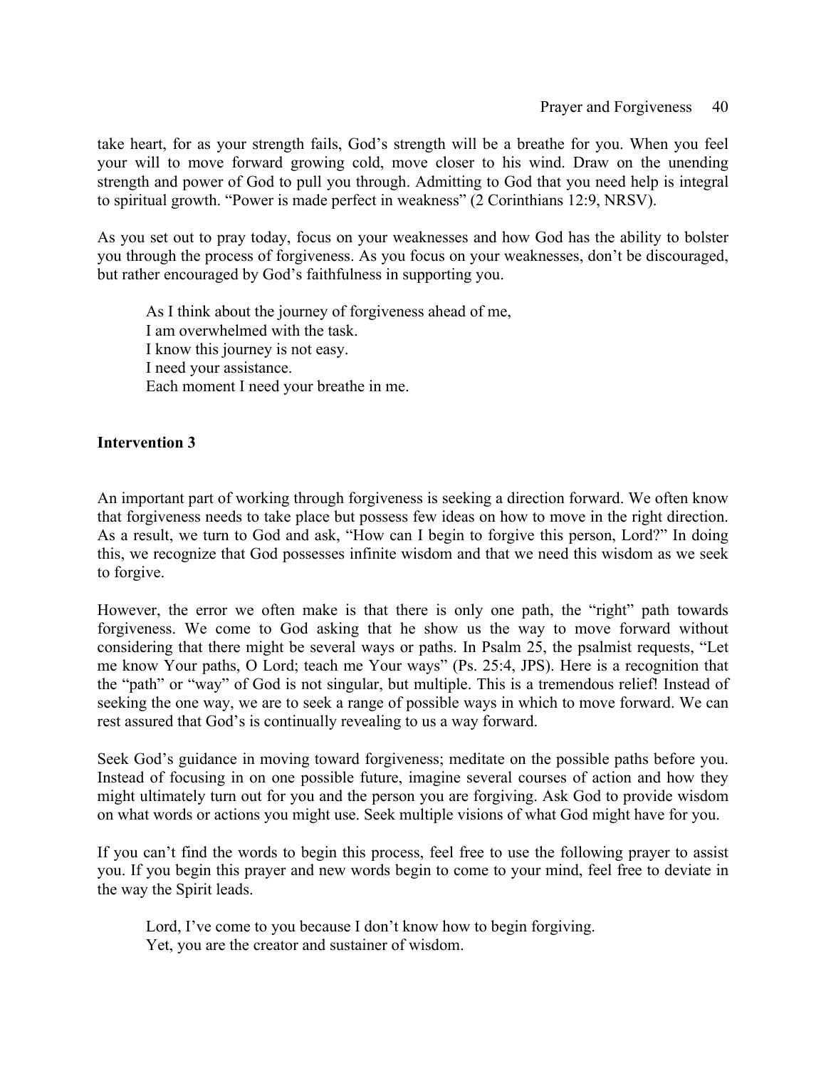take heart, for as your strength fails, God's strength will be a breathe for you. When you feel your will to move forward growing cold, move closer to his wind. Draw on the unending strength and power of God to pull you through. Admitting to God that you need help is integral to spiritual growth. "Power is made perfect in weakness" (2 Corinthians 12:9, NRSV).

As you set out to pray today, focus on your weaknesses and how God has the ability to bolster you through the process of forgiveness. As you focus on your weaknesses, don't be discouraged, but rather encouraged by God's faithfulness in supporting you.

> As I think about the journey of forgiveness ahead of me,
> I am overwhelmed with the task.
> I know this journey is not easy.
> I need your assistance.
> Each moment I need your breathe in me.

**Intervention 3**

An important part of working through forgiveness is seeking a direction forward. We often know that forgiveness needs to take place but possess few ideas on how to move in the right direction. As a result, we turn to God and ask, "How can I begin to forgive this person, Lord?" In doing this, we recognize that God possesses infinite wisdom and that we need this wisdom as we seek to forgive.

However, the error we often make is that there is only one path, the "right" path towards forgiveness. We come to God asking that he show us the way to move forward without considering that there might be several ways or paths. In Psalm 25, the psalmist requests, "Let me know Your paths, O Lord; teach me Your ways" (Ps. 25:4, JPS). Here is a recognition that the "path" or "way" of God is not singular, but multiple. This is a tremendous relief! Instead of seeking the one way, we are to seek a range of possible ways in which to move forward. We can rest assured that God's is continually revealing to us a way forward.

Seek God's guidance in moving toward forgiveness; meditate on the possible paths before you. Instead of focusing in on one possible future, imagine several courses of action and how they might ultimately turn out for you and the person you are forgiving. Ask God to provide wisdom on what words or actions you might use. Seek multiple visions of what God might have for you.

If you can't find the words to begin this process, feel free to use the following prayer to assist you. If you begin this prayer and new words begin to come to your mind, feel free to deviate in the way the Spirit leads.

> Lord, I've come to you because I don't know how to begin forgiving.
> Yet, you are the creator and sustainer of wisdom.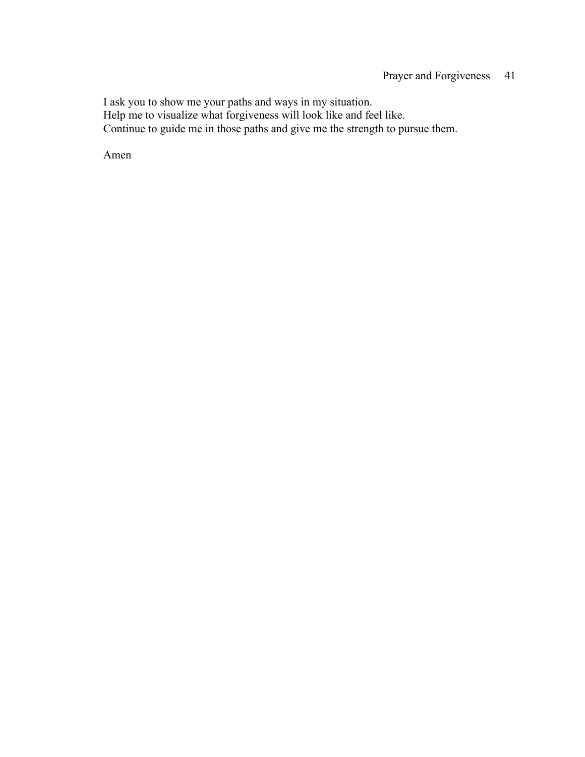I ask you to show me your paths and ways in my situation.
Help me to visualize what forgiveness will look like and feel like.
Continue to guide me in those paths and give me the strength to pursue them.

Amen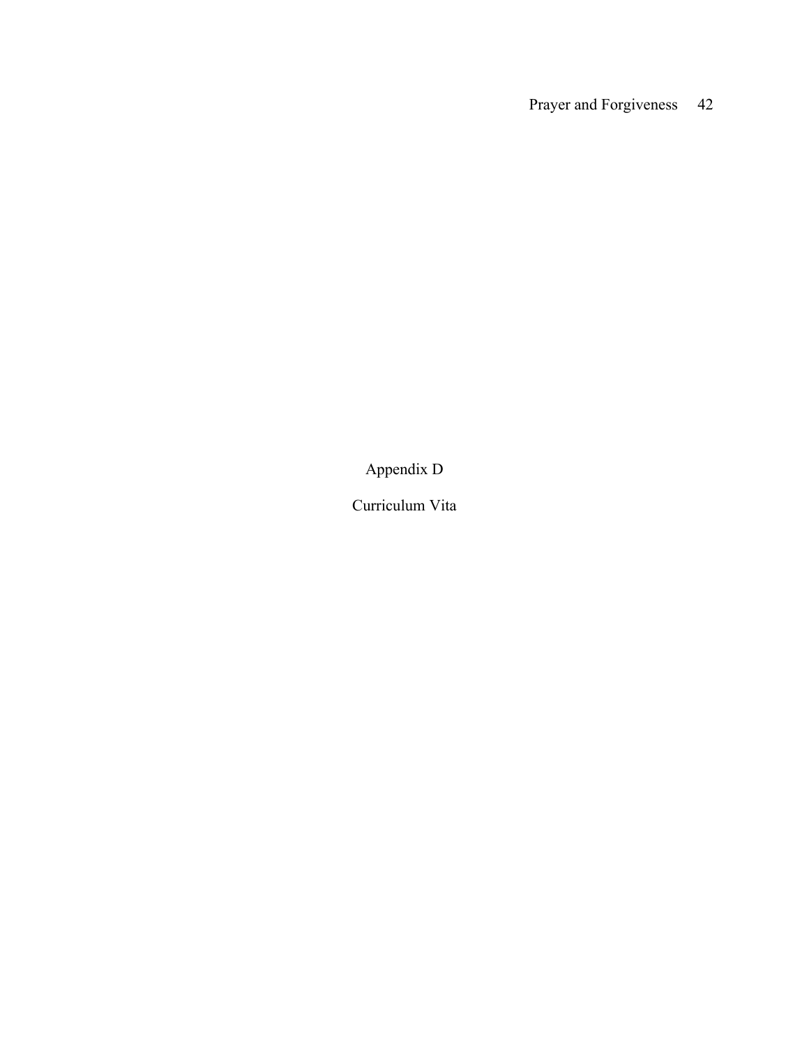# Appendix D

## Curriculum Vita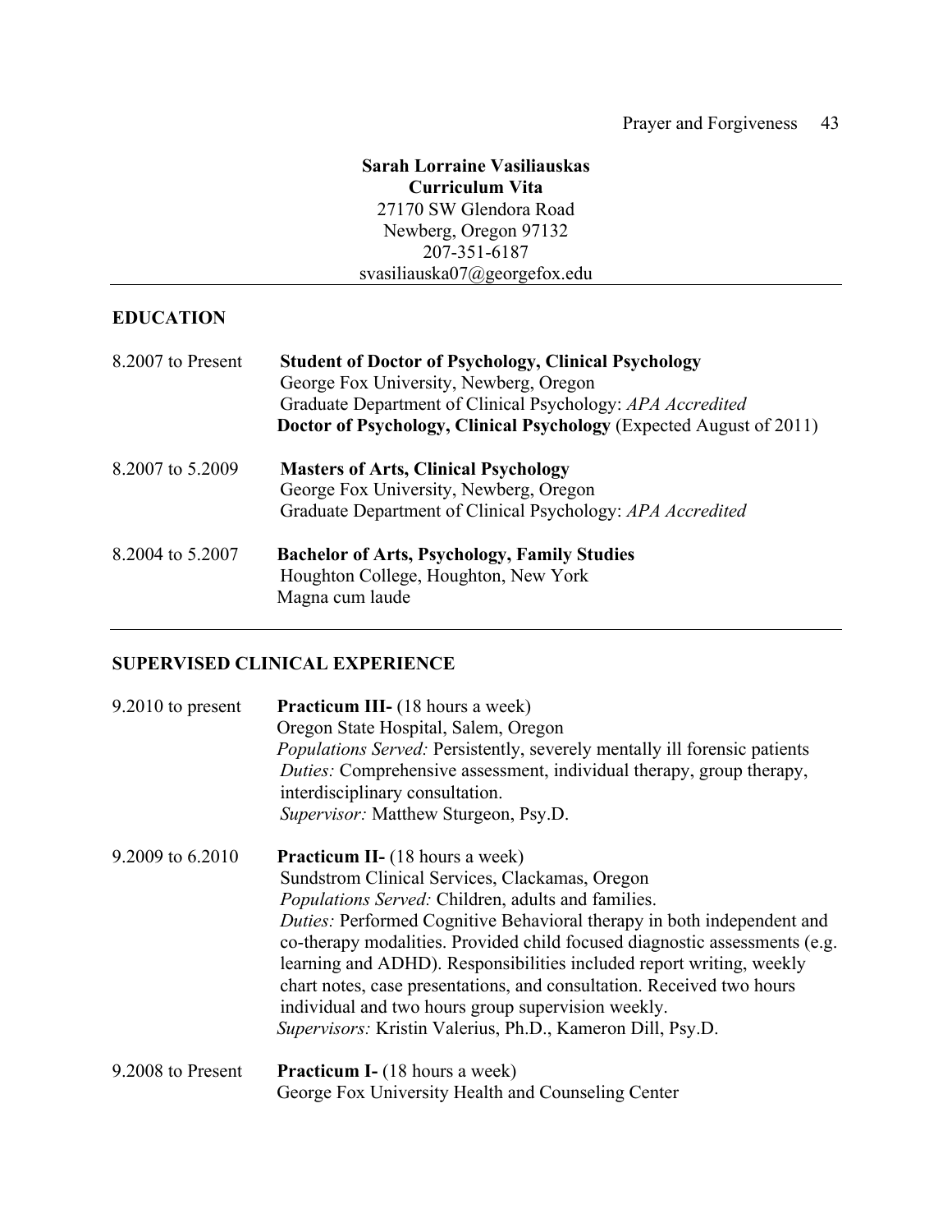**Sarah Lorraine Vasiliauskas**
**Curriculum Vita**
27170 SW Glendora Road
Newberg, Oregon 97132
207-351-6187
svasiliauska07@georgefox.edu

---

## EDUCATION

8.2007 to Present — **Student of Doctor of Psychology, Clinical Psychology**
George Fox University, Newberg, Oregon
Graduate Department of Clinical Psychology: *APA Accredited*
**Doctor of Psychology, Clinical Psychology** (Expected August of 2011)

8.2007 to 5.2009 — **Masters of Arts, Clinical Psychology**
George Fox University, Newberg, Oregon
Graduate Department of Clinical Psychology: *APA Accredited*

8.2004 to 5.2007 — **Bachelor of Arts, Psychology, Family Studies**
Houghton College, Houghton, New York
Magna cum laude

---

## SUPERVISED CLINICAL EXPERIENCE

9.2010 to present — **Practicum III-** (18 hours a week)
Oregon State Hospital, Salem, Oregon
*Populations Served:* Persistently, severely mentally ill forensic patients
*Duties:* Comprehensive assessment, individual therapy, group therapy, interdisciplinary consultation.
*Supervisor:* Matthew Sturgeon, Psy.D.

9.2009 to 6.2010 — **Practicum II-** (18 hours a week)
Sundstrom Clinical Services, Clackamas, Oregon
*Populations Served:* Children, adults and families.
*Duties:* Performed Cognitive Behavioral therapy in both independent and co-therapy modalities. Provided child focused diagnostic assessments (e.g. learning and ADHD). Responsibilities included report writing, weekly chart notes, case presentations, and consultation. Received two hours individual and two hours group supervision weekly.
*Supervisors:* Kristin Valerius, Ph.D., Kameron Dill, Psy.D.

9.2008 to Present — **Practicum I-** (18 hours a week)
George Fox University Health and Counseling Center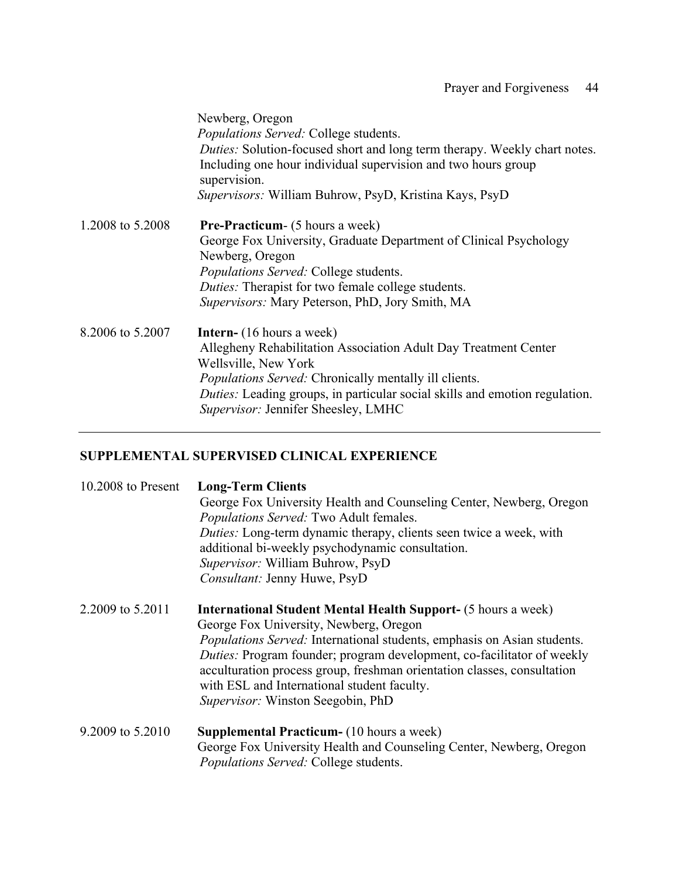Newberg, Oregon
*Populations Served:* College students.
*Duties:* Solution-focused short and long term therapy. Weekly chart notes. Including one hour individual supervision and two hours group supervision.
*Supervisors:* William Buhrow, PsyD, Kristina Kays, PsyD

1.2008 to 5.2008 **Pre-Practicum**- (5 hours a week)
George Fox University, Graduate Department of Clinical Psychology
Newberg, Oregon
*Populations Served:* College students.
*Duties:* Therapist for two female college students.
*Supervisors:* Mary Peterson, PhD, Jory Smith, MA

8.2006 to 5.2007 **Intern-** (16 hours a week)
Allegheny Rehabilitation Association Adult Day Treatment Center
Wellsville, New York
*Populations Served:* Chronically mentally ill clients.
*Duties:* Leading groups, in particular social skills and emotion regulation.
*Supervisor:* Jennifer Sheesley, LMHC

---

## SUPPLEMENTAL SUPERVISED CLINICAL EXPERIENCE

10.2008 to Present **Long-Term Clients**
George Fox University Health and Counseling Center, Newberg, Oregon
*Populations Served:* Two Adult females.
*Duties:* Long-term dynamic therapy, clients seen twice a week, with additional bi-weekly psychodynamic consultation.
*Supervisor:* William Buhrow, PsyD
*Consultant:* Jenny Huwe, PsyD

2.2009 to 5.2011 **International Student Mental Health Support-** (5 hours a week)
George Fox University, Newberg, Oregon
*Populations Served:* International students, emphasis on Asian students.
*Duties:* Program founder; program development, co-facilitator of weekly acculturation process group, freshman orientation classes, consultation with ESL and International student faculty.
*Supervisor:* Winston Seegobin, PhD

9.2009 to 5.2010 **Supplemental Practicum-** (10 hours a week)
George Fox University Health and Counseling Center, Newberg, Oregon
*Populations Served:* College students.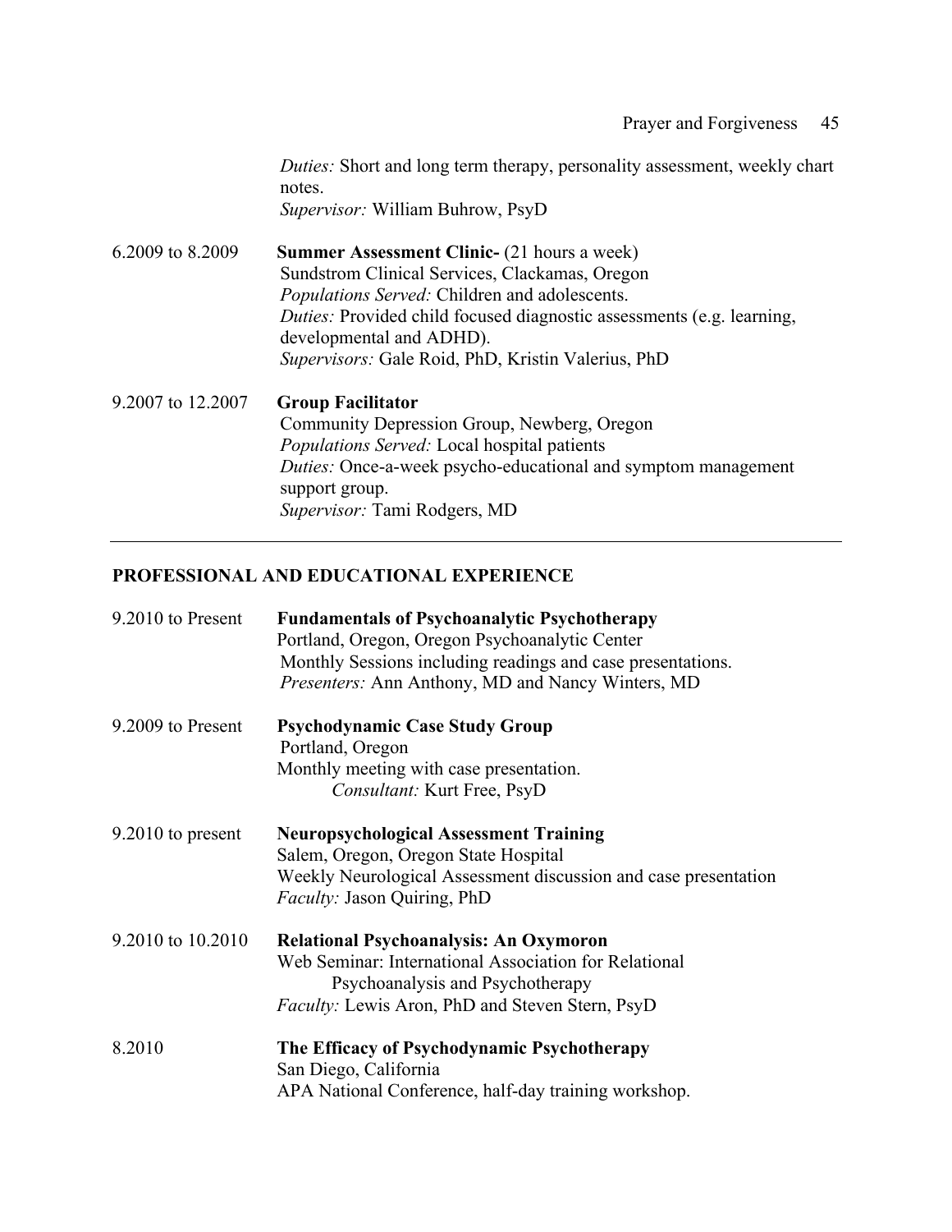*Duties:* Short and long term therapy, personality assessment, weekly chart notes.
*Supervisor:* William Buhrow, PsyD

6.2009 to 8.2009 **Summer Assessment Clinic-** (21 hours a week)
Sundstrom Clinical Services, Clackamas, Oregon
*Populations Served:* Children and adolescents.
*Duties:* Provided child focused diagnostic assessments (e.g. learning, developmental and ADHD).
*Supervisors:* Gale Roid, PhD, Kristin Valerius, PhD

9.2007 to 12.2007 **Group Facilitator**
Community Depression Group, Newberg, Oregon
*Populations Served:* Local hospital patients
*Duties:* Once-a-week psycho-educational and symptom management support group.
*Supervisor:* Tami Rodgers, MD

---

## PROFESSIONAL AND EDUCATIONAL EXPERIENCE

9.2010 to Present **Fundamentals of Psychoanalytic Psychotherapy**
Portland, Oregon, Oregon Psychoanalytic Center
Monthly Sessions including readings and case presentations.
*Presenters:* Ann Anthony, MD and Nancy Winters, MD

9.2009 to Present **Psychodynamic Case Study Group**
Portland, Oregon
Monthly meeting with case presentation.
*Consultant:* Kurt Free, PsyD

9.2010 to present **Neuropsychological Assessment Training**
Salem, Oregon, Oregon State Hospital
Weekly Neurological Assessment discussion and case presentation
*Faculty:* Jason Quiring, PhD

9.2010 to 10.2010 **Relational Psychoanalysis: An Oxymoron**
Web Seminar: International Association for Relational Psychoanalysis and Psychotherapy
*Faculty:* Lewis Aron, PhD and Steven Stern, PsyD

8.2010 **The Efficacy of Psychodynamic Psychotherapy**
San Diego, California
APA National Conference, half-day training workshop.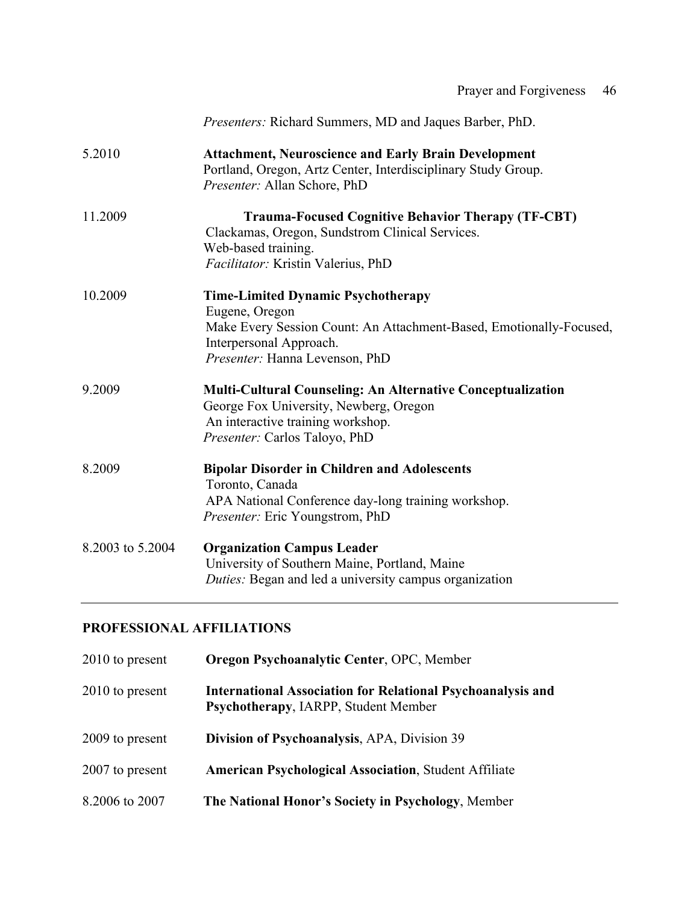*Presenters:* Richard Summers, MD and Jaques Barber, PhD.

5.2010 **Attachment, Neuroscience and Early Brain Development**
Portland, Oregon, Artz Center, Interdisciplinary Study Group.
*Presenter:* Allan Schore, PhD

11.2009 **Trauma-Focused Cognitive Behavior Therapy (TF-CBT)**
Clackamas, Oregon, Sundstrom Clinical Services.
Web-based training.
*Facilitator:* Kristin Valerius, PhD

10.2009 **Time-Limited Dynamic Psychotherapy**
Eugene, Oregon
Make Every Session Count: An Attachment-Based, Emotionally-Focused, Interpersonal Approach.
*Presenter:* Hanna Levenson, PhD

9.2009 **Multi-Cultural Counseling: An Alternative Conceptualization**
George Fox University, Newberg, Oregon
An interactive training workshop.
*Presenter:* Carlos Taloyo, PhD

8.2009 **Bipolar Disorder in Children and Adolescents**
Toronto, Canada
APA National Conference day-long training workshop.
*Presenter:* Eric Youngstrom, PhD

8.2003 to 5.2004 **Organization Campus Leader**
University of Southern Maine, Portland, Maine
*Duties:* Began and led a university campus organization

---

## PROFESSIONAL AFFILIATIONS

2010 to present **Oregon Psychoanalytic Center**, OPC, Member

2010 to present **International Association for Relational Psychoanalysis and Psychotherapy**, IARPP, Student Member

2009 to present **Division of Psychoanalysis**, APA, Division 39

2007 to present **American Psychological Association**, Student Affiliate

8.2006 to 2007 **The National Honor's Society in Psychology**, Member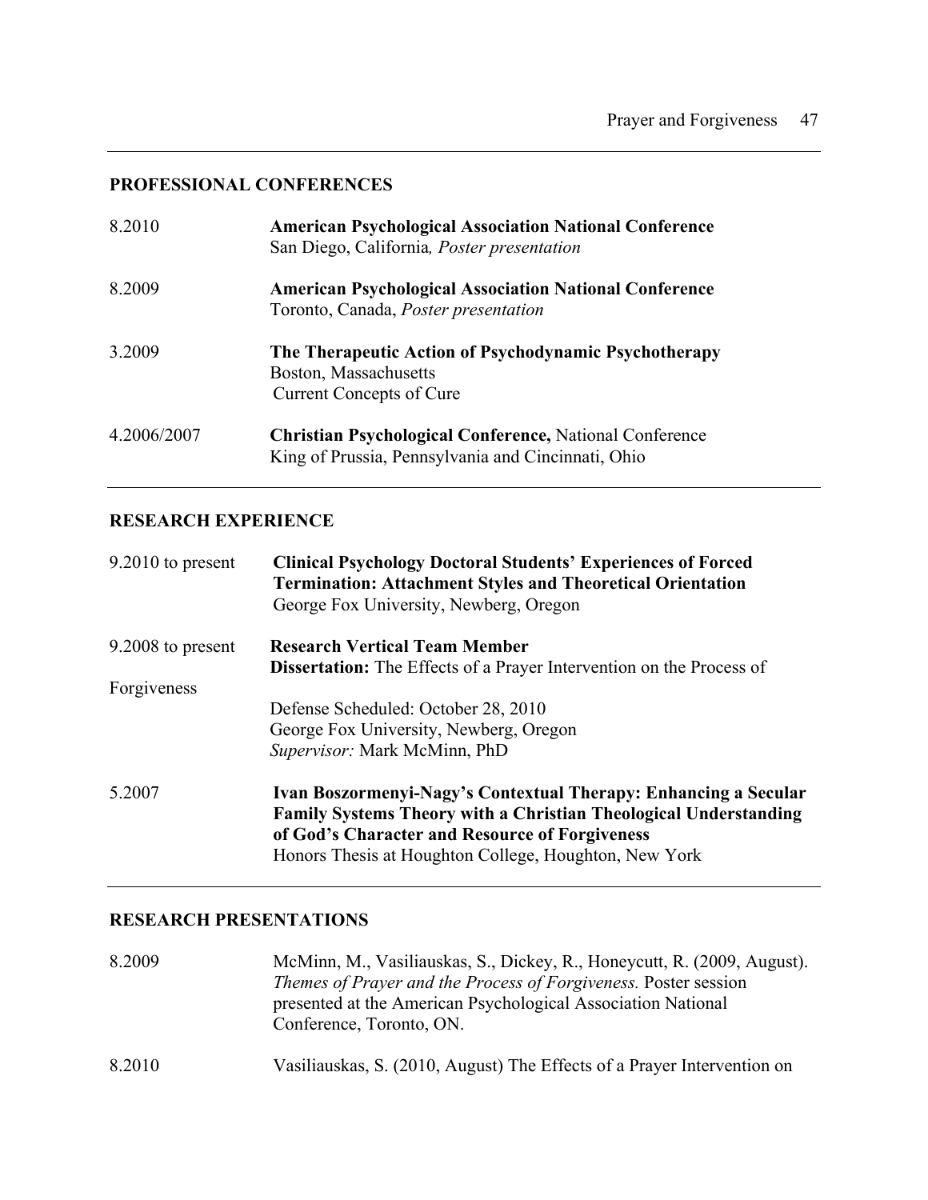## PROFESSIONAL CONFERENCES

| | |
|---|---|
| 8.2010 | **American Psychological Association National Conference**<br>San Diego, California*, Poster presentation* |
| 8.2009 | **American Psychological Association National Conference**<br>Toronto, Canada, *Poster presentation* |
| 3.2009 | **The Therapeutic Action of Psychodynamic Psychotherapy**<br>Boston, Massachusetts<br>Current Concepts of Cure |
| 4.2006/2007 | **Christian Psychological Conference,** National Conference<br>King of Prussia, Pennsylvania and Cincinnati, Ohio |

## RESEARCH EXPERIENCE

| | |
|---|---|
| 9.2010 to present | **Clinical Psychology Doctoral Students' Experiences of Forced Termination: Attachment Styles and Theoretical Orientation**<br>George Fox University, Newberg, Oregon |
| 9.2008 to present | **Research Vertical Team Member**<br>**Dissertation:** The Effects of a Prayer Intervention on the Process of Forgiveness<br>Defense Scheduled: October 28, 2010<br>George Fox University, Newberg, Oregon<br>*Supervisor:* Mark McMinn, PhD |
| 5.2007 | **Ivan Boszormenyi-Nagy's Contextual Therapy: Enhancing a Secular Family Systems Theory with a Christian Theological Understanding of God's Character and Resource of Forgiveness**<br>Honors Thesis at Houghton College, Houghton, New York |

## RESEARCH PRESENTATIONS

| | |
|---|---|
| 8.2009 | McMinn, M., Vasiliauskas, S., Dickey, R., Honeycutt, R. (2009, August). *Themes of Prayer and the Process of Forgiveness.* Poster session presented at the American Psychological Association National Conference, Toronto, ON. |
| 8.2010 | Vasiliauskas, S. (2010, August) The Effects of a Prayer Intervention on |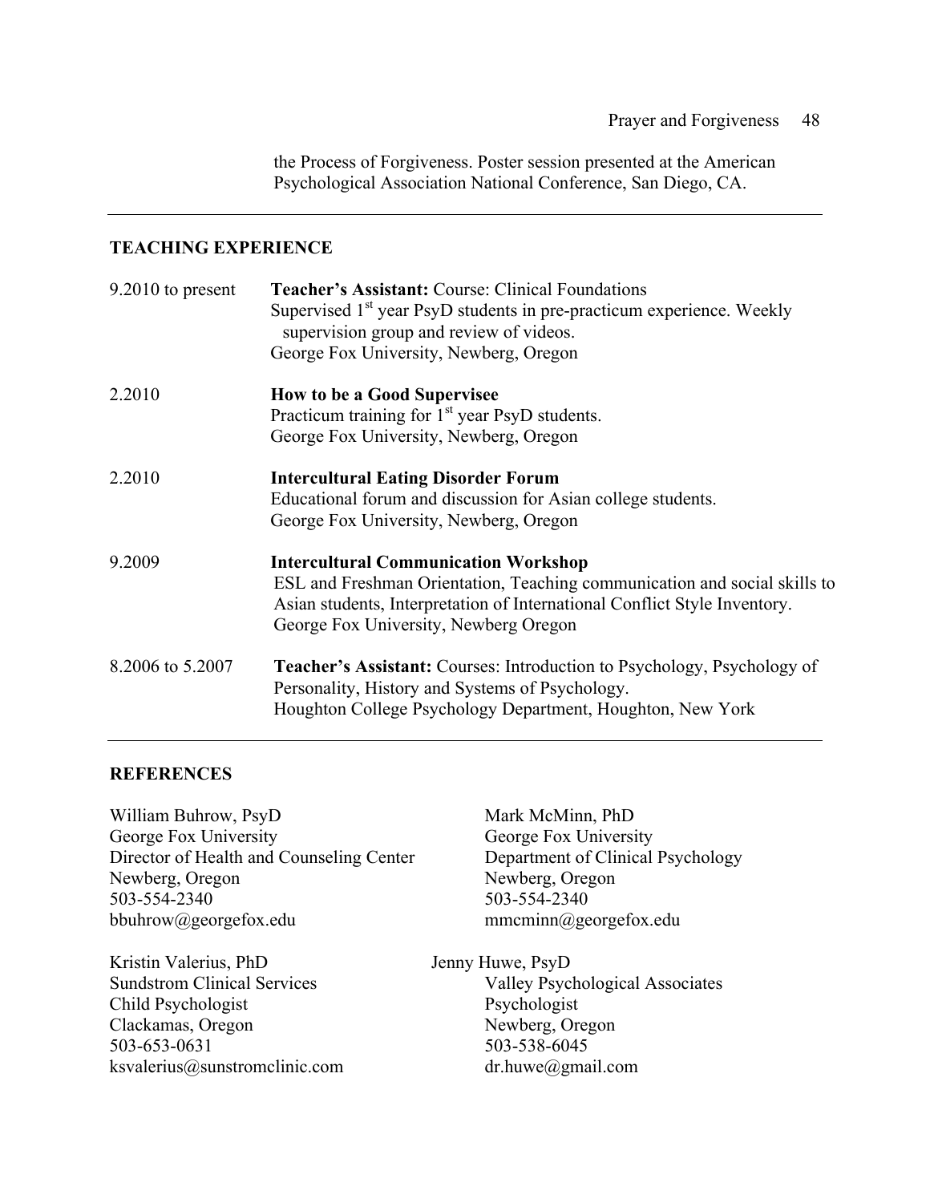the Process of Forgiveness. Poster session presented at the American Psychological Association National Conference, San Diego, CA.

---

## TEACHING EXPERIENCE

9.2010 to present — **Teacher's Assistant:** Course: Clinical Foundations
Supervised 1st year PsyD students in pre-practicum experience. Weekly supervision group and review of videos.
George Fox University, Newberg, Oregon

2.2010 — **How to be a Good Supervisee**
Practicum training for 1st year PsyD students.
George Fox University, Newberg, Oregon

2.2010 — **Intercultural Eating Disorder Forum**
Educational forum and discussion for Asian college students.
George Fox University, Newberg, Oregon

9.2009 — **Intercultural Communication Workshop**
ESL and Freshman Orientation, Teaching communication and social skills to Asian students, Interpretation of International Conflict Style Inventory.
George Fox University, Newberg Oregon

8.2006 to 5.2007 — **Teacher's Assistant:** Courses: Introduction to Psychology, Psychology of Personality, History and Systems of Psychology.
Houghton College Psychology Department, Houghton, New York

---

## REFERENCES

William Buhrow, PsyD
George Fox University
Director of Health and Counseling Center
Newberg, Oregon
503-554-2340
bbuhrow@georgefox.edu

Mark McMinn, PhD
George Fox University
Department of Clinical Psychology
Newberg, Oregon
503-554-2340
mmcminn@georgefox.edu

Kristin Valerius, PhD
Sundstrom Clinical Services
Child Psychologist
Clackamas, Oregon
503-653-0631
ksvalerius@sunstromclinic.com

Jenny Huwe, PsyD
Valley Psychological Associates
Psychologist
Newberg, Oregon
503-538-6045
dr.huwe@gmail.com